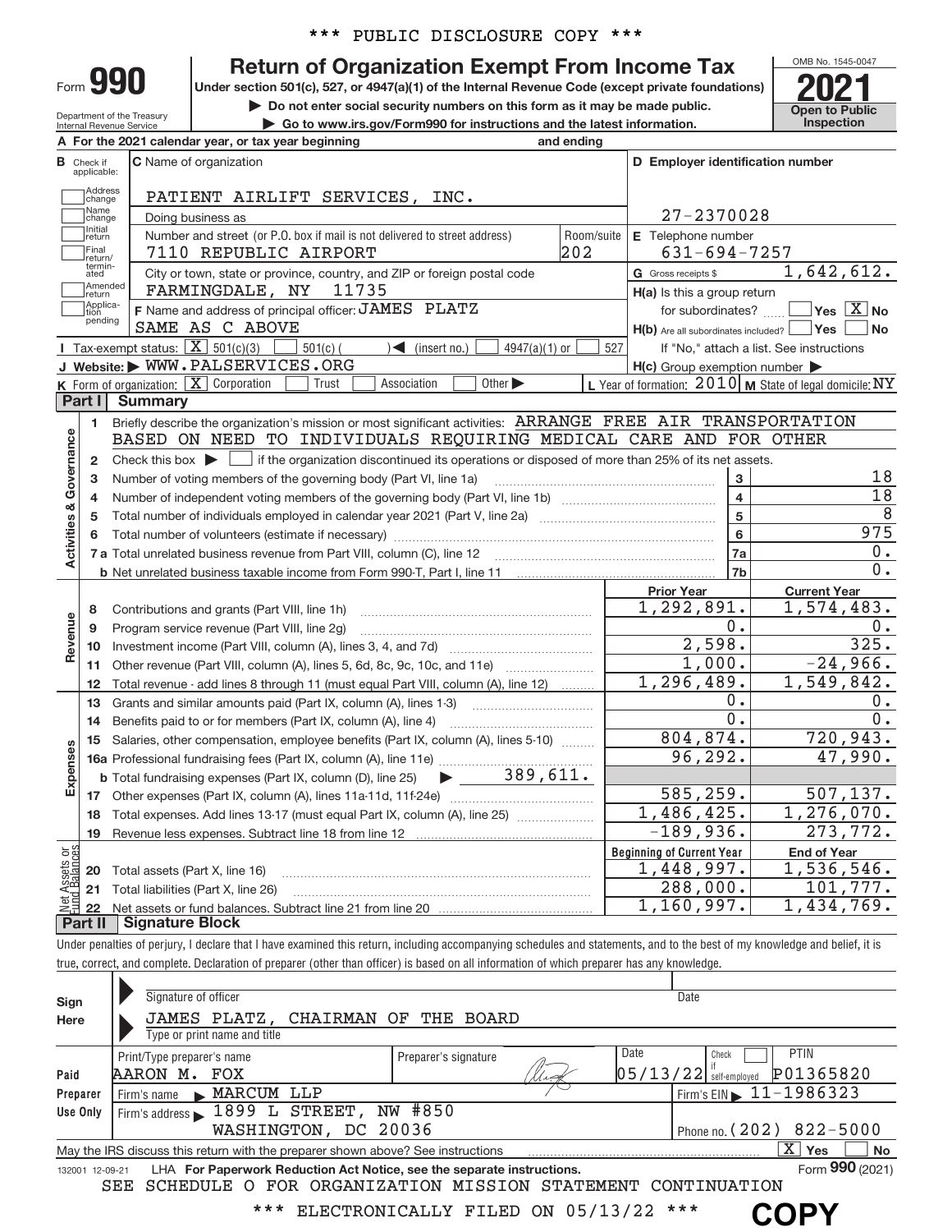\*\*\* PUBLIC DISCLOSURE COPY \*\*\*

# Form 990 — Return of Organization Exempt From Income Tax (2021)

Under section 501(c), 527, or 4947(a)(1) of the Internal Revenue Code (except private foundations)

▶ Do not enter social security numbers on this form as it may be made public.

▶ Go to www.irs.gov/Form990 for instructions and the latest information.

Department of the Treasury, Internal Revenue Service

OMB No. 1545-0047 — **Open to Public Inspection**

**A** For the 2021 calendar year, or tax year beginning ______ and ending ______

**B** Check if applicable: Address change / Name change / Initial return / Final return/terminated / Amended return / Application pending

**C** Name of organization: PATIENT AIRLIFT SERVICES, INC.

Doing business as

Number and street (or P.O. box if mail is not delivered to street address): 7110 REPUBLIC AIRPORT — Room/suite: 202

City or town, state or province, country, and ZIP or foreign postal code: FARMINGDALE, NY 11735

**D** Employer identification number: 27-2370028

**E** Telephone number: 631-694-7257

**G** Gross receipts $ 1,642,612.

**F** Name and address of principal officer: JAMES PLATZ, SAME AS C ABOVE

**H(a)** Is this a group return for subordinates? ☐ Yes ☒ No

**H(b)** Are all subordinates included? ☐ Yes ☐ No — If "No," attach a list. See instructions

**H(c)** Group exemption number ▶

**I** Tax-exempt status: ☒ 501(c)(3) ☐ 501(c) ( ) ◀ (insert no.) ☐ 4947(a)(1) or ☐ 527

**J** Website: ▶ WWW.PALSERVICES.ORG

**K** Form of organization: ☒ Corporation ☐ Trust ☐ Association ☐ Other ▶

**L** Year of formation: 2010 **M** State of legal domicile: NY

## Part I — Summary

**Activities & Governance**

1. Briefly describe the organization's mission or most significant activities: ARRANGE FREE AIR TRANSPORTATION BASED ON NEED TO INDIVIDUALS REQUIRING MEDICAL CARE AND FOR OTHER
2. Check this box ▶ ☐ if the organization discontinued its operations or disposed of more than 25% of its net assets.

| Line | Description | | Value |
|---|---|---|---|
| 3 | Number of voting members of the governing body (Part VI, line 1a) | 3 | 18 |
| 4 | Number of independent voting members of the governing body (Part VI, line 1b) | 4 | 18 |
| 5 | Total number of individuals employed in calendar year 2021 (Part V, line 2a) | 5 | 8 |
| 6 | Total number of volunteers (estimate if necessary) | 6 | 975 |
| 7a | Total unrelated business revenue from Part VIII, column (C), line 12 | 7a | 0. |
| 7b | Net unrelated business taxable income from Form 990-T, Part I, line 11 | 7b | 0. |

**Revenue / Expenses**

| Line | Description | Prior Year | Current Year |
|---|---|---|---|
| 8 | Contributions and grants (Part VIII, line 1h) | 1,292,891. | 1,574,483. |
| 9 | Program service revenue (Part VIII, line 2g) | 0. | 0. |
| 10 | Investment income (Part VIII, column (A), lines 3, 4, and 7d) | 2,598. | 325. |
| 11 | Other revenue (Part VIII, column (A), lines 5, 6d, 8c, 9c, 10c, and 11e) | 1,000. | -24,966. |
| 12 | Total revenue - add lines 8 through 11 (must equal Part VIII, column (A), line 12) | 1,296,489. | 1,549,842. |
| 13 | Grants and similar amounts paid (Part IX, column (A), lines 1-3) | 0. | 0. |
| 14 | Benefits paid to or for members (Part IX, column (A), line 4) | 0. | 0. |
| 15 | Salaries, other compensation, employee benefits (Part IX, column (A), lines 5-10) | 804,874. | 720,943. |
| 16a | Professional fundraising fees (Part IX, column (A), line 11e) | 96,292. | 47,990. |
| b | Total fundraising expenses (Part IX, column (D), line 25) ▶ 389,611. | | |
| 17 | Other expenses (Part IX, column (A), lines 11a-11d, 11f-24e) | 585,259. | 507,137. |
| 18 | Total expenses. Add lines 13-17 (must equal Part IX, column (A), line 25) | 1,486,425. | 1,276,070. |
| 19 | Revenue less expenses. Subtract line 18 from line 12 | -189,936. | 273,772. |

**Net Assets or Fund Balances**

| Line | Description | Beginning of Current Year | End of Year |
|---|---|---|---|
| 20 | Total assets (Part X, line 16) | 1,448,997. | 1,536,546. |
| 21 | Total liabilities (Part X, line 26) | 288,000. | 101,777. |
| 22 | Net assets or fund balances. Subtract line 21 from line 20 | 1,160,997. | 1,434,769. |

## Part II — Signature Block

Under penalties of perjury, I declare that I have examined this return, including accompanying schedules and statements, and to the best of my knowledge and belief, it is true, correct, and complete. Declaration of preparer (other than officer) is based on all information of which preparer has any knowledge.

**Sign Here**

Signature of officer — Date

JAMES PLATZ, CHAIRMAN OF THE BOARD

Type or print name and title

**Paid Preparer Use Only**

| Print/Type preparer's name | Preparer's signature | Date | Check if self-employed | PTIN |
|---|---|---|---|---|
| AARON M. FOX | | 05/13/22 | ☐ | P01365820 |

Firm's name ▶ MARCUM LLP — Firm's EIN ▶ 11-1986323

Firm's address ▶ 1899 L STREET, NW #850, WASHINGTON, DC 20036 — Phone no. (202) 822-5000

May the IRS discuss this return with the preparer shown above? See instructions ☒ Yes ☐ No

132001 12-09-21 LHA For Paperwork Reduction Act Notice, see the separate instructions. Form **990** (2021)

SEE SCHEDULE O FOR ORGANIZATION MISSION STATEMENT CONTINUATION

\*\*\* ELECTRONICALLY FILED ON 05/13/22 \*\*\*

**COPY**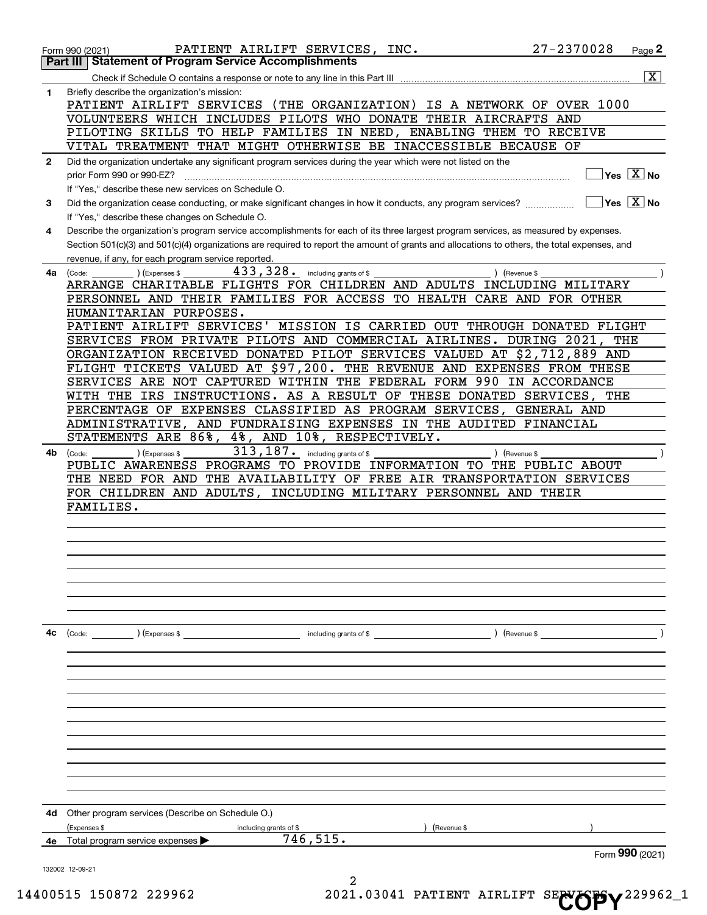Form 990 (2021) PATIENT AIRLIFT SERVICES, INC. 27-2370028 Page 2

## Part III Statement of Program Service Accomplishments

Check if Schedule O contains a response or note to any line in this Part III .......... [X]

**1** Briefly describe the organization's mission:

PATIENT AIRLIFT SERVICES (THE ORGANIZATION) IS A NETWORK OF OVER 1000 VOLUNTEERS WHICH INCLUDES PILOTS WHO DONATE THEIR AIRCRAFTS AND PILOTING SKILLS TO HELP FAMILIES IN NEED, ENABLING THEM TO RECEIVE VITAL TREATMENT THAT MIGHT OTHERWISE BE INACCESSIBLE BECAUSE OF

**2** Did the organization undertake any significant program services during the year which were not listed on the prior Form 990 or 990-EZ? .......... [ ] Yes [X] No

If "Yes," describe these new services on Schedule O.

**3** Did the organization cease conducting, or make significant changes in how it conducts, any program services? .......... [ ] Yes [X] No

If "Yes," describe these changes on Schedule O.

**4** Describe the organization's program service accomplishments for each of its three largest program services, as measured by expenses. Section 501(c)(3) and 501(c)(4) organizations are required to report the amount of grants and allocations to others, the total expenses, and revenue, if any, for each program service reported.

**4a** (Code: ) (Expenses $ 433,328. including grants of $ ) (Revenue $ )

ARRANGE CHARITABLE FLIGHTS FOR CHILDREN AND ADULTS INCLUDING MILITARY PERSONNEL AND THEIR FAMILIES FOR ACCESS TO HEALTH CARE AND FOR OTHER HUMANITARIAN PURPOSES.

PATIENT AIRLIFT SERVICES' MISSION IS CARRIED OUT THROUGH DONATED FLIGHT SERVICES FROM PRIVATE PILOTS AND COMMERCIAL AIRLINES. DURING 2021, THE ORGANIZATION RECEIVED DONATED PILOT SERVICES VALUED AT $2,712,889 AND FLIGHT TICKETS VALUED AT $97,200. THE REVENUE AND EXPENSES FROM THESE SERVICES ARE NOT CAPTURED WITHIN THE FEDERAL FORM 990 IN ACCORDANCE WITH THE IRS INSTRUCTIONS. AS A RESULT OF THESE DONATED SERVICES, THE PERCENTAGE OF EXPENSES CLASSIFIED AS PROGRAM SERVICES, GENERAL AND ADMINISTRATIVE, AND FUNDRAISING EXPENSES IN THE AUDITED FINANCIAL STATEMENTS ARE 86%, 4%, AND 10%, RESPECTIVELY.

**4b** (Code: ) (Expenses $ 313,187. including grants of $ ) (Revenue $ )

PUBLIC AWARENESS PROGRAMS TO PROVIDE INFORMATION TO THE PUBLIC ABOUT THE NEED FOR AND THE AVAILABILITY OF FREE AIR TRANSPORTATION SERVICES FOR CHILDREN AND ADULTS, INCLUDING MILITARY PERSONNEL AND THEIR FAMILIES.

**4c** (Code: ) (Expenses $ including grants of $ ) (Revenue $ )

**4d** Other program services (Describe on Schedule O.)

(Expenses $ including grants of $ ) (Revenue $ )

**4e** Total program service expenses ▶ 746,515.

Form **990** (2021)

132002 12-09-21

14400515 150872 229962 2021.03041 PATIENT AIRLIFT SERVICES 229962_1

COPY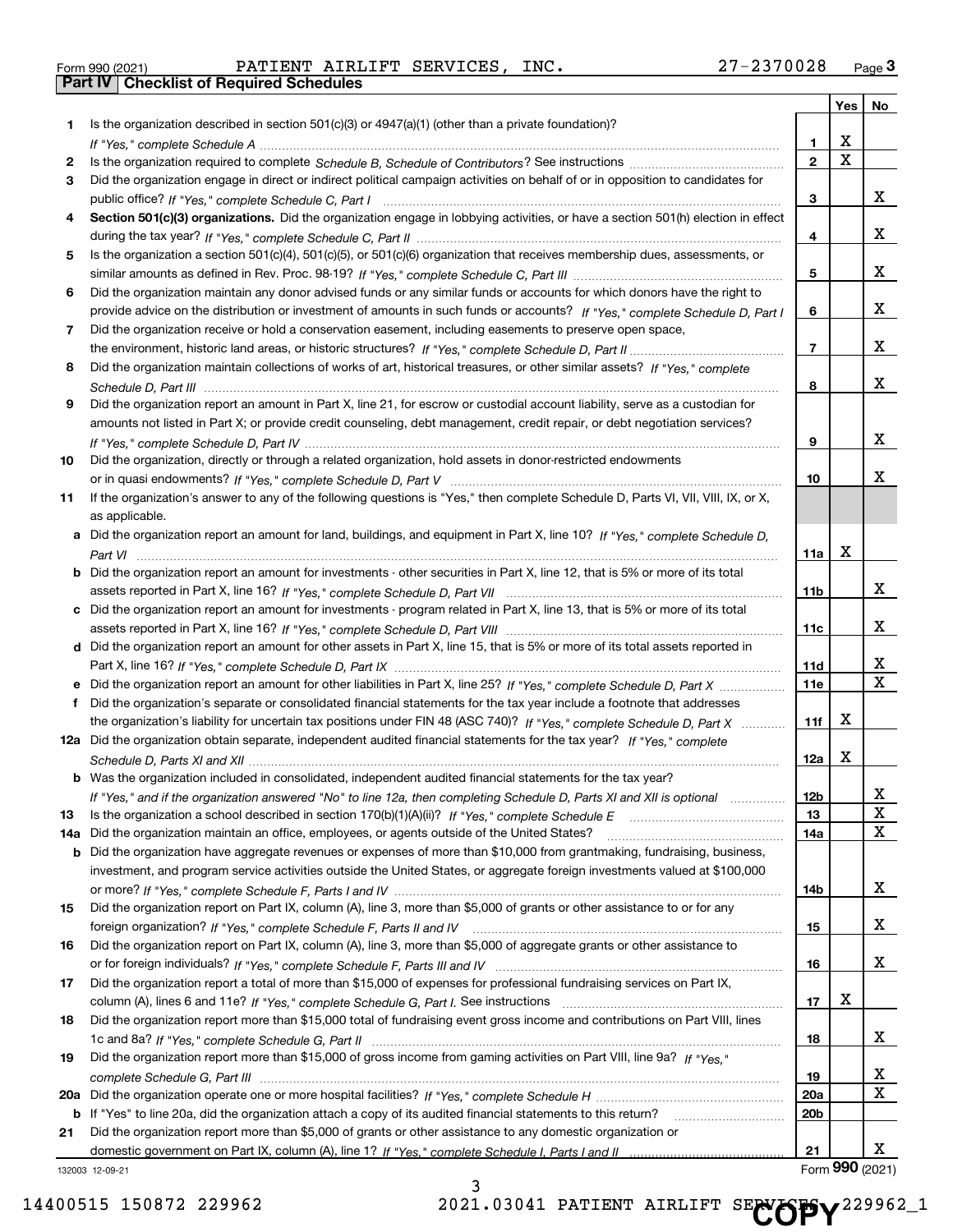Form 990 (2021) PATIENT AIRLIFT SERVICES, INC. 27-2370028 Page **3**

## Part IV Checklist of Required Schedules

| | | | Yes | No |
|---|---|---|---|---|
| **1** | Is the organization described in section 501(c)(3) or 4947(a)(1) (other than a private foundation)? *If "Yes," complete Schedule A* | **1** | X | |
| **2** | Is the organization required to complete *Schedule B, Schedule of Contributors*? See instructions | **2** | X | |
| **3** | Did the organization engage in direct or indirect political campaign activities on behalf of or in opposition to candidates for public office? *If "Yes," complete Schedule C, Part I* | **3** | | X |
| **4** | **Section 501(c)(3) organizations.** Did the organization engage in lobbying activities, or have a section 501(h) election in effect during the tax year? *If "Yes," complete Schedule C, Part II* | **4** | | X |
| **5** | Is the organization a section 501(c)(4), 501(c)(5), or 501(c)(6) organization that receives membership dues, assessments, or similar amounts as defined in Rev. Proc. 98-19? *If "Yes," complete Schedule C, Part III* | **5** | | X |
| **6** | Did the organization maintain any donor advised funds or any similar funds or accounts for which donors have the right to provide advice on the distribution or investment of amounts in such funds or accounts? *If "Yes," complete Schedule D, Part I* | **6** | | X |
| **7** | Did the organization receive or hold a conservation easement, including easements to preserve open space, the environment, historic land areas, or historic structures? *If "Yes," complete Schedule D, Part II* | **7** | | X |
| **8** | Did the organization maintain collections of works of art, historical treasures, or other similar assets? *If "Yes," complete Schedule D, Part III* | **8** | | X |
| **9** | Did the organization report an amount in Part X, line 21, for escrow or custodial account liability, serve as a custodian for amounts not listed in Part X; or provide credit counseling, debt management, credit repair, or debt negotiation services? *If "Yes," complete Schedule D, Part IV* | **9** | | X |
| **10** | Did the organization, directly or through a related organization, hold assets in donor-restricted endowments or in quasi endowments? *If "Yes," complete Schedule D, Part V* | **10** | | X |
| **11** | If the organization's answer to any of the following questions is "Yes," then complete Schedule D, Parts VI, VII, VIII, IX, or X, as applicable. | | | |
| **a** | Did the organization report an amount for land, buildings, and equipment in Part X, line 10? *If "Yes," complete Schedule D, Part VI* | **11a** | X | |
| **b** | Did the organization report an amount for investments - other securities in Part X, line 12, that is 5% or more of its total assets reported in Part X, line 16? *If "Yes," complete Schedule D, Part VII* | **11b** | | X |
| **c** | Did the organization report an amount for investments - program related in Part X, line 13, that is 5% or more of its total assets reported in Part X, line 16? *If "Yes," complete Schedule D, Part VIII* | **11c** | | X |
| **d** | Did the organization report an amount for other assets in Part X, line 15, that is 5% or more of its total assets reported in Part X, line 16? *If "Yes," complete Schedule D, Part IX* | **11d** | | X |
| **e** | Did the organization report an amount for other liabilities in Part X, line 25? *If "Yes," complete Schedule D, Part X* | **11e** | | X |
| **f** | Did the organization's separate or consolidated financial statements for the tax year include a footnote that addresses the organization's liability for uncertain tax positions under FIN 48 (ASC 740)? *If "Yes," complete Schedule D, Part X* | **11f** | X | |
| **12a** | Did the organization obtain separate, independent audited financial statements for the tax year? *If "Yes," complete Schedule D, Parts XI and XII* | **12a** | X | |
| **b** | Was the organization included in consolidated, independent audited financial statements for the tax year? *If "Yes," and if the organization answered "No" to line 12a, then completing Schedule D, Parts XI and XII is optional* | **12b** | | X |
| **13** | Is the organization a school described in section 170(b)(1)(A)(ii)? *If "Yes," complete Schedule E* | **13** | | X |
| **14a** | Did the organization maintain an office, employees, or agents outside of the United States? | **14a** | | X |
| **b** | Did the organization have aggregate revenues or expenses of more than $10,000 from grantmaking, fundraising, business, investment, and program service activities outside the United States, or aggregate foreign investments valued at $100,000 or more? *If "Yes," complete Schedule F, Parts I and IV* | **14b** | | X |
| **15** | Did the organization report on Part IX, column (A), line 3, more than $5,000 of grants or other assistance to or for any foreign organization? *If "Yes," complete Schedule F, Parts II and IV* | **15** | | X |
| **16** | Did the organization report on Part IX, column (A), line 3, more than $5,000 of aggregate grants or other assistance to or for foreign individuals? *If "Yes," complete Schedule F, Parts III and IV* | **16** | | X |
| **17** | Did the organization report a total of more than $15,000 of expenses for professional fundraising services on Part IX, column (A), lines 6 and 11e? *If "Yes," complete Schedule G, Part I.* See instructions | **17** | X | |
| **18** | Did the organization report more than $15,000 total of fundraising event gross income and contributions on Part VIII, lines 1c and 8a? *If "Yes," complete Schedule G, Part II* | **18** | | X |
| **19** | Did the organization report more than $15,000 of gross income from gaming activities on Part VIII, line 9a? *If "Yes," complete Schedule G, Part III* | **19** | | X |
| **20a** | Did the organization operate one or more hospital facilities? *If "Yes," complete Schedule H* | **20a** | | X |
| **b** | If "Yes" to line 20a, did the organization attach a copy of its audited financial statements to this return? | **20b** | | |
| **21** | Did the organization report more than $5,000 of grants or other assistance to any domestic organization or domestic government on Part IX, column (A), line 1? *If "Yes," complete Schedule I, Parts I and II* | **21** | | X |

132003 12-09-21 Form **990** (2021)

14400515 150872 229962 2021.03041 PATIENT AIRLIFT SERVICES 229962_1

COPY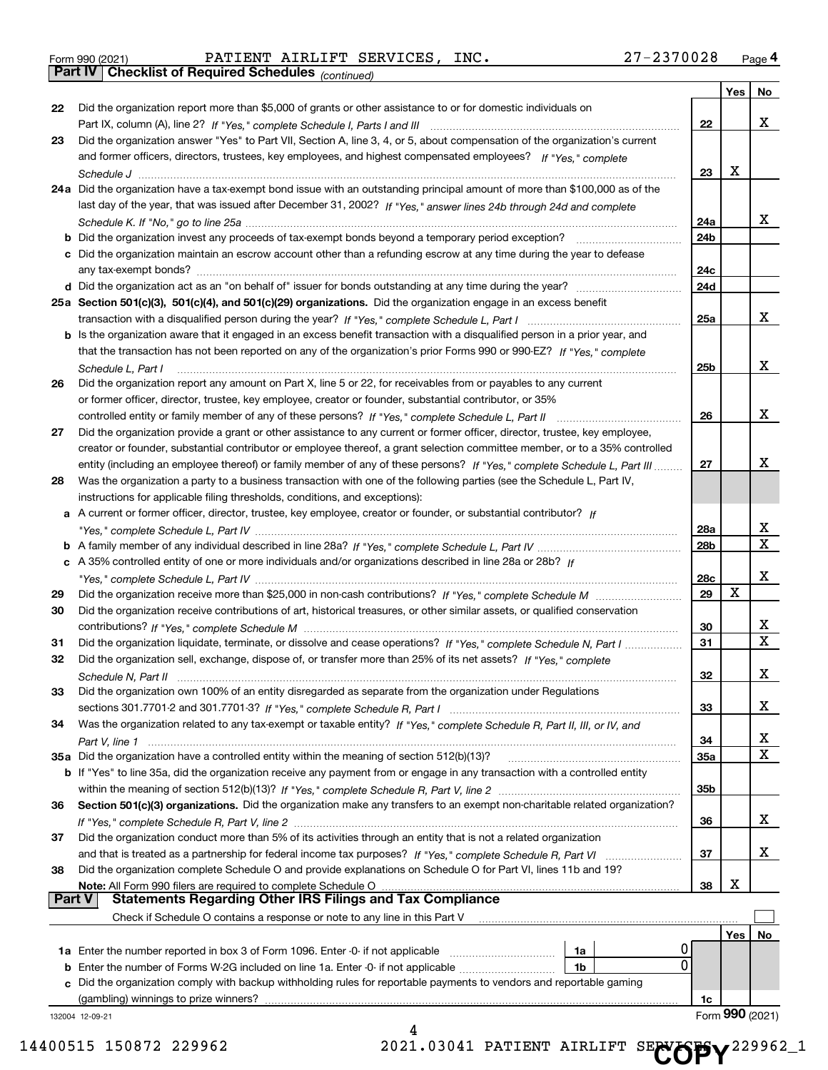Form 990 (2021) PATIENT AIRLIFT SERVICES, INC. 27-2370028 Page 4

**Part IV | Checklist of Required Schedules** *(continued)*

| | | | Yes | No |
|---|---|---|---|---|
| 22 | Did the organization report more than $5,000 of grants or other assistance to or for domestic individuals on Part IX, column (A), line 2? *If "Yes," complete Schedule I, Parts I and III* | 22 | | X |
| 23 | Did the organization answer "Yes" to Part VII, Section A, line 3, 4, or 5, about compensation of the organization's current and former officers, directors, trustees, key employees, and highest compensated employees? *If "Yes," complete Schedule J* | 23 | X | |
| 24a | Did the organization have a tax-exempt bond issue with an outstanding principal amount of more than $100,000 as of the last day of the year, that was issued after December 31, 2002? *If "Yes," answer lines 24b through 24d and complete Schedule K. If "No," go to line 25a* | 24a | | X |
| b | Did the organization invest any proceeds of tax-exempt bonds beyond a temporary period exception? | 24b | | |
| c | Did the organization maintain an escrow account other than a refunding escrow at any time during the year to defease any tax-exempt bonds? | 24c | | |
| d | Did the organization act as an "on behalf of" issuer for bonds outstanding at any time during the year? | 24d | | |
| 25a | **Section 501(c)(3), 501(c)(4), and 501(c)(29) organizations.** Did the organization engage in an excess benefit transaction with a disqualified person during the year? *If "Yes," complete Schedule L, Part I* | 25a | | X |
| b | Is the organization aware that it engaged in an excess benefit transaction with a disqualified person in a prior year, and that the transaction has not been reported on any of the organization's prior Forms 990 or 990-EZ? *If "Yes," complete Schedule L, Part I* | 25b | | X |
| 26 | Did the organization report any amount on Part X, line 5 or 22, for receivables from or payables to any current or former officer, director, trustee, key employee, creator or founder, substantial contributor, or 35% controlled entity or family member of any of these persons? *If "Yes," complete Schedule L, Part II* | 26 | | X |
| 27 | Did the organization provide a grant or other assistance to any current or former officer, director, trustee, key employee, creator or founder, substantial contributor or employee thereof, a grant selection committee member, or to a 35% controlled entity (including an employee thereof) or family member of any of these persons? *If "Yes," complete Schedule L, Part III* | 27 | | X |
| 28 | Was the organization a party to a business transaction with one of the following parties (see the Schedule L, Part IV, instructions for applicable filing thresholds, conditions, and exceptions): | | | |
| a | A current or former officer, director, trustee, key employee, creator or founder, or substantial contributor? *If "Yes," complete Schedule L, Part IV* | 28a | | X |
| b | A family member of any individual described in line 28a? *If "Yes," complete Schedule L, Part IV* | 28b | | X |
| c | A 35% controlled entity of one or more individuals and/or organizations described in line 28a or 28b? *If "Yes," complete Schedule L, Part IV* | 28c | | X |
| 29 | Did the organization receive more than $25,000 in non-cash contributions? *If "Yes," complete Schedule M* | 29 | X | |
| 30 | Did the organization receive contributions of art, historical treasures, or other similar assets, or qualified conservation contributions? *If "Yes," complete Schedule M* | 30 | | X |
| 31 | Did the organization liquidate, terminate, or dissolve and cease operations? *If "Yes," complete Schedule N, Part I* | 31 | | X |
| 32 | Did the organization sell, exchange, dispose of, or transfer more than 25% of its net assets? *If "Yes," complete Schedule N, Part II* | 32 | | X |
| 33 | Did the organization own 100% of an entity disregarded as separate from the organization under Regulations sections 301.7701-2 and 301.7701-3? *If "Yes," complete Schedule R, Part I* | 33 | | X |
| 34 | Was the organization related to any tax-exempt or taxable entity? *If "Yes," complete Schedule R, Part II, III, or IV, and Part V, line 1* | 34 | | X |
| 35a | Did the organization have a controlled entity within the meaning of section 512(b)(13)? | 35a | | X |
| b | If "Yes" to line 35a, did the organization receive any payment from or engage in any transaction with a controlled entity within the meaning of section 512(b)(13)? *If "Yes," complete Schedule R, Part V, line 2* | 35b | | |
| 36 | **Section 501(c)(3) organizations.** Did the organization make any transfers to an exempt non-charitable related organization? *If "Yes," complete Schedule R, Part V, line 2* | 36 | | X |
| 37 | Did the organization conduct more than 5% of its activities through an entity that is not a related organization and that is treated as a partnership for federal income tax purposes? *If "Yes," complete Schedule R, Part VI* | 37 | | X |
| 38 | Did the organization complete Schedule O and provide explanations on Schedule O for Part VI, lines 11b and 19? **Note:** All Form 990 filers are required to complete Schedule O | 38 | X | |

**Part V | Statements Regarding Other IRS Filings and Tax Compliance**

Check if Schedule O contains a response or note to any line in this Part V ☐

| | | | | | Yes | No |
|---|---|---|---|---|---|---|
| 1a | Enter the number reported in box 3 of Form 1096. Enter -0- if not applicable | 1a | 0 | | | |
| b | Enter the number of Forms W-2G included on line 1a. Enter -0- if not applicable | 1b | 0 | | | |
| c | Did the organization comply with backup withholding rules for reportable payments to vendors and reportable gaming (gambling) winnings to prize winners? | | | 1c | | |

132004 12-09-21 Form **990** (2021)

14400515 150872 229962 2021.03041 PATIENT AIRLIFT SERVICES 229962_1

COPY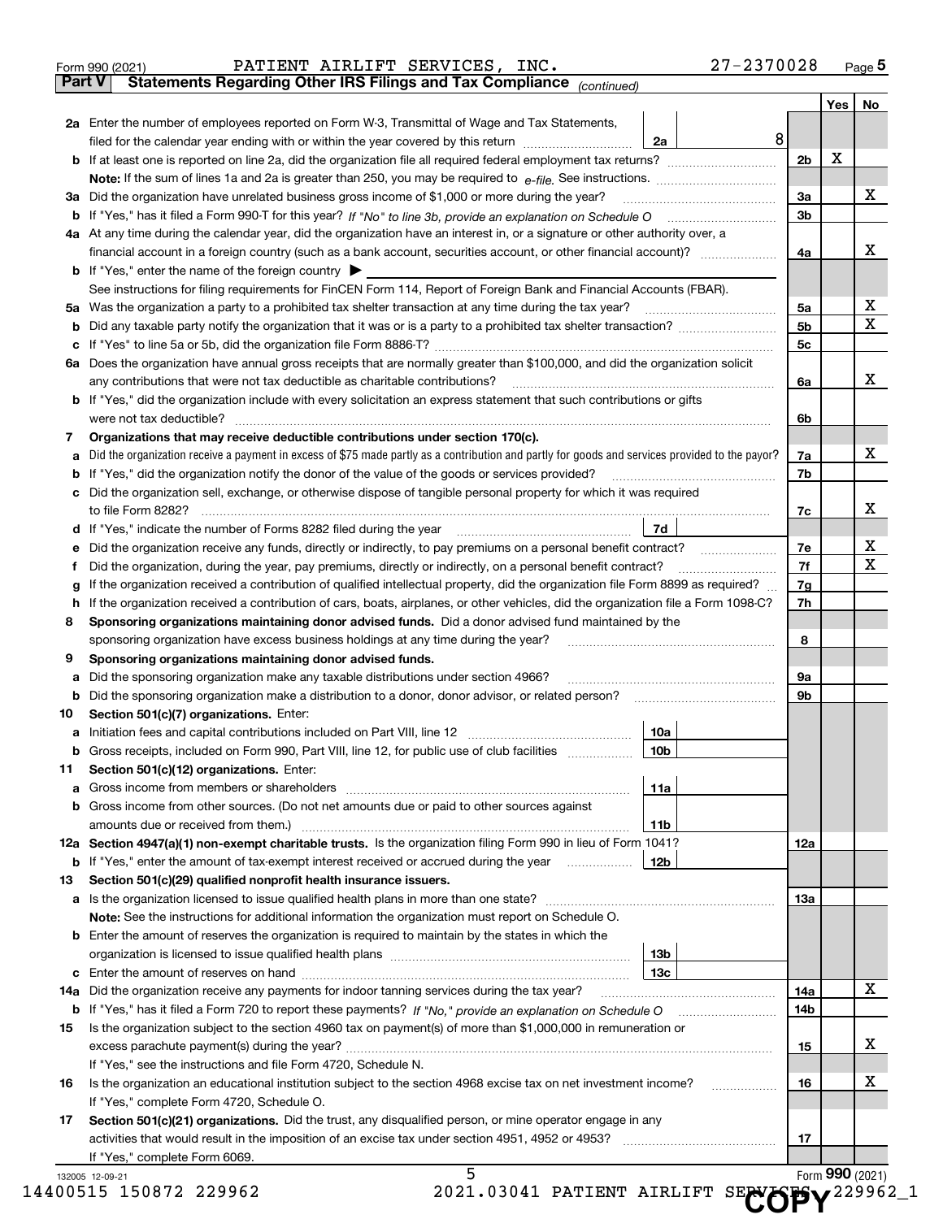Form 990 (2021) PATIENT AIRLIFT SERVICES, INC. 27-2370028

**Part V Statements Regarding Other IRS Filings and Tax Compliance** *(continued)*

| | | | | Yes | No |
|---|---|---|---|---|---|
| **2a** | Enter the number of employees reported on Form W-3, Transmittal of Wage and Tax Statements, filed for the calendar year ending with or within the year covered by this return | 2a 8 | | | |
| **b** | If at least one is reported on line 2a, did the organization file all required federal employment tax returns? | | 2b | X | |
| | **Note:** If the sum of lines 1a and 2a is greater than 250, you may be required to *e-file*. See instructions. | | | | |
| **3a** | Did the organization have unrelated business gross income of $1,000 or more during the year? | | 3a | | X |
| **b** | If "Yes," has it filed a Form 990-T for this year? *If "No" to line 3b, provide an explanation on Schedule O* | | 3b | | |
| **4a** | At any time during the calendar year, did the organization have an interest in, or a signature or other authority over, a financial account in a foreign country (such as a bank account, securities account, or other financial account)? | | 4a | | X |
| **b** | If "Yes," enter the name of the foreign country ▶ | | | | |
| | See instructions for filing requirements for FinCEN Form 114, Report of Foreign Bank and Financial Accounts (FBAR). | | | | |
| **5a** | Was the organization a party to a prohibited tax shelter transaction at any time during the tax year? | | 5a | | X |
| **b** | Did any taxable party notify the organization that it was or is a party to a prohibited tax shelter transaction? | | 5b | | X |
| **c** | If "Yes" to line 5a or 5b, did the organization file Form 8886-T? | | 5c | | |
| **6a** | Does the organization have annual gross receipts that are normally greater than $100,000, and did the organization solicit any contributions that were not tax deductible as charitable contributions? | | 6a | | X |
| **b** | If "Yes," did the organization include with every solicitation an express statement that such contributions or gifts were not tax deductible? | | 6b | | |
| **7** | **Organizations that may receive deductible contributions under section 170(c).** | | | | |
| **a** | Did the organization receive a payment in excess of $75 made partly as a contribution and partly for goods and services provided to the payor? | | 7a | | X |
| **b** | If "Yes," did the organization notify the donor of the value of the goods or services provided? | | 7b | | |
| **c** | Did the organization sell, exchange, or otherwise dispose of tangible personal property for which it was required to file Form 8282? | | 7c | | X |
| **d** | If "Yes," indicate the number of Forms 8282 filed during the year | 7d | | | |
| **e** | Did the organization receive any funds, directly or indirectly, to pay premiums on a personal benefit contract? | | 7e | | X |
| **f** | Did the organization, during the year, pay premiums, directly or indirectly, on a personal benefit contract? | | 7f | | X |
| **g** | If the organization received a contribution of qualified intellectual property, did the organization file Form 8899 as required? | | 7g | | |
| **h** | If the organization received a contribution of cars, boats, airplanes, or other vehicles, did the organization file a Form 1098-C? | | 7h | | |
| **8** | **Sponsoring organizations maintaining donor advised funds.** Did a donor advised fund maintained by the sponsoring organization have excess business holdings at any time during the year? | | 8 | | |
| **9** | **Sponsoring organizations maintaining donor advised funds.** | | | | |
| **a** | Did the sponsoring organization make any taxable distributions under section 4966? | | 9a | | |
| **b** | Did the sponsoring organization make a distribution to a donor, donor advisor, or related person? | | 9b | | |
| **10** | **Section 501(c)(7) organizations.** Enter: | | | | |
| **a** | Initiation fees and capital contributions included on Part VIII, line 12 | 10a | | | |
| **b** | Gross receipts, included on Form 990, Part VIII, line 12, for public use of club facilities | 10b | | | |
| **11** | **Section 501(c)(12) organizations.** Enter: | | | | |
| **a** | Gross income from members or shareholders | 11a | | | |
| **b** | Gross income from other sources. (Do not net amounts due or paid to other sources against amounts due or received from them.) | 11b | | | |
| **12a** | **Section 4947(a)(1) non-exempt charitable trusts.** Is the organization filing Form 990 in lieu of Form 1041? | | 12a | | |
| **b** | If "Yes," enter the amount of tax-exempt interest received or accrued during the year | 12b | | | |
| **13** | **Section 501(c)(29) qualified nonprofit health insurance issuers.** | | | | |
| **a** | Is the organization licensed to issue qualified health plans in more than one state? | | 13a | | |
| | **Note:** See the instructions for additional information the organization must report on Schedule O. | | | | |
| **b** | Enter the amount of reserves the organization is required to maintain by the states in which the organization is licensed to issue qualified health plans | 13b | | | |
| **c** | Enter the amount of reserves on hand | 13c | | | |
| **14a** | Did the organization receive any payments for indoor tanning services during the tax year? | | 14a | | X |
| **b** | If "Yes," has it filed a Form 720 to report these payments? *If "No," provide an explanation on Schedule O* | | 14b | | |
| **15** | Is the organization subject to the section 4960 tax on payment(s) of more than $1,000,000 in remuneration or excess parachute payment(s) during the year? | | 15 | | X |
| | If "Yes," see the instructions and file Form 4720, Schedule N. | | | | |
| **16** | Is the organization an educational institution subject to the section 4968 excise tax on net investment income? | | 16 | | X |
| | If "Yes," complete Form 4720, Schedule O. | | | | |
| **17** | **Section 501(c)(21) organizations.** Did the trust, any disqualified person, or mine operator engage in any activities that would result in the imposition of an excise tax under section 4951, 4952 or 4953? | | 17 | | |
| | If "Yes," complete Form 6069. | | | | |

Form **990** (2021)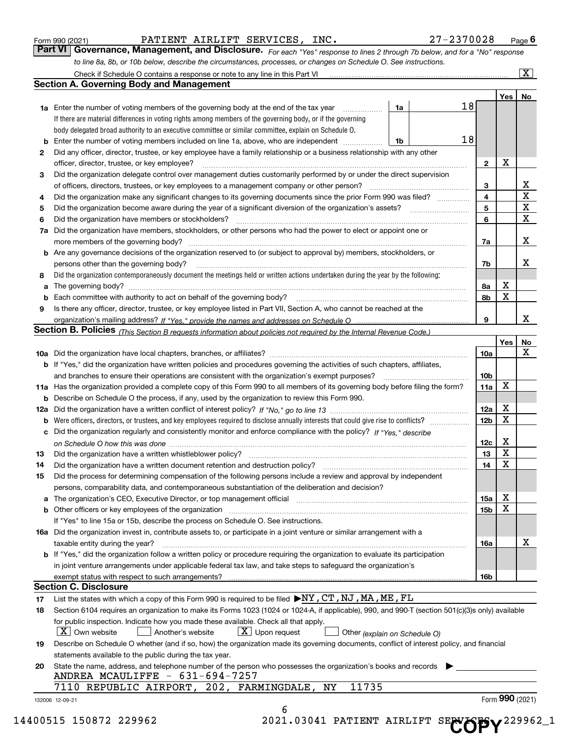Form 990 (2021) PATIENT AIRLIFT SERVICES, INC. 27-2370028 Page **6**

## Part VI Governance, Management, and Disclosure.

*For each "Yes" response to lines 2 through 7b below, and for a "No" response to line 8a, 8b, or 10b below, describe the circumstances, processes, or changes on Schedule O. See instructions.*

Check if Schedule O contains a response or note to any line in this Part VI [X]

### Section A. Governing Body and Management

| | | | | Yes | No |
|---|---|---|---|---|---|
| **1a** | Enter the number of voting members of the governing body at the end of the tax year | 1a | 18 | | |
| | If there are material differences in voting rights among members of the governing body, or if the governing body delegated broad authority to an executive committee or similar committee, explain on Schedule O. | | | | |
| **b** | Enter the number of voting members included on line 1a, above, who are independent | 1b | 18 | | |
| **2** | Did any officer, director, trustee, or key employee have a family relationship or a business relationship with any other officer, director, trustee, or key employee? | 2 | | X | |
| **3** | Did the organization delegate control over management duties customarily performed by or under the direct supervision of officers, directors, trustees, or key employees to a management company or other person? | 3 | | | X |
| **4** | Did the organization make any significant changes to its governing documents since the prior Form 990 was filed? | 4 | | | X |
| **5** | Did the organization become aware during the year of a significant diversion of the organization's assets? | 5 | | | X |
| **6** | Did the organization have members or stockholders? | 6 | | | X |
| **7a** | Did the organization have members, stockholders, or other persons who had the power to elect or appoint one or more members of the governing body? | 7a | | | X |
| **b** | Are any governance decisions of the organization reserved to (or subject to approval by) members, stockholders, or persons other than the governing body? | 7b | | | X |
| **8** | Did the organization contemporaneously document the meetings held or written actions undertaken during the year by the following: | | | | |
| **a** | The governing body? | 8a | | X | |
| **b** | Each committee with authority to act on behalf of the governing body? | 8b | | X | |
| **9** | Is there any officer, director, trustee, or key employee listed in Part VII, Section A, who cannot be reached at the organization's mailing address? *If "Yes," provide the names and addresses on Schedule O* | 9 | | | X |

### Section B. Policies *(This Section B requests information about policies not required by the Internal Revenue Code.)*

| | | | Yes | No |
|---|---|---|---|---|
| **10a** | Did the organization have local chapters, branches, or affiliates? | 10a | | X |
| **b** | If "Yes," did the organization have written policies and procedures governing the activities of such chapters, affiliates, and branches to ensure their operations are consistent with the organization's exempt purposes? | 10b | | |
| **11a** | Has the organization provided a complete copy of this Form 990 to all members of its governing body before filing the form? | 11a | X | |
| **b** | Describe on Schedule O the process, if any, used by the organization to review this Form 990. | | | |
| **12a** | Did the organization have a written conflict of interest policy? *If "No," go to line 13* | 12a | X | |
| **b** | Were officers, directors, or trustees, and key employees required to disclose annually interests that could give rise to conflicts? | 12b | X | |
| **c** | Did the organization regularly and consistently monitor and enforce compliance with the policy? *If "Yes," describe on Schedule O how this was done* | 12c | X | |
| **13** | Did the organization have a written whistleblower policy? | 13 | X | |
| **14** | Did the organization have a written document retention and destruction policy? | 14 | X | |
| **15** | Did the process for determining compensation of the following persons include a review and approval by independent persons, comparability data, and contemporaneous substantiation of the deliberation and decision? | | | |
| **a** | The organization's CEO, Executive Director, or top management official | 15a | X | |
| **b** | Other officers or key employees of the organization | 15b | X | |
| | If "Yes" to line 15a or 15b, describe the process on Schedule O. See instructions. | | | |
| **16a** | Did the organization invest in, contribute assets to, or participate in a joint venture or similar arrangement with a taxable entity during the year? | 16a | | X |
| **b** | If "Yes," did the organization follow a written policy or procedure requiring the organization to evaluate its participation in joint venture arrangements under applicable federal tax law, and take steps to safeguard the organization's exempt status with respect to such arrangements? | 16b | | |

### Section C. Disclosure

**17** List the states with which a copy of this Form 990 is required to be filed ▶ NY,CT,NJ,MA,ME,FL

**18** Section 6104 requires an organization to make its Forms 1023 (1024 or 1024-A, if applicable), 990, and 990-T (section 501(c)(3)s only) available for public inspection. Indicate how you made these available. Check all that apply.

[X] Own website [ ] Another's website [X] Upon request [ ] Other *(explain on Schedule O)*

**19** Describe on Schedule O whether (and if so, how) the organization made its governing documents, conflict of interest policy, and financial statements available to the public during the tax year.

**20** State the name, address, and telephone number of the person who possesses the organization's books and records ▶

ANDREA MCAULIFFE - 631-694-7257
7110 REPUBLIC AIRPORT, 202, FARMINGDALE, NY 11735

132006 12-09-21 Form **990** (2021)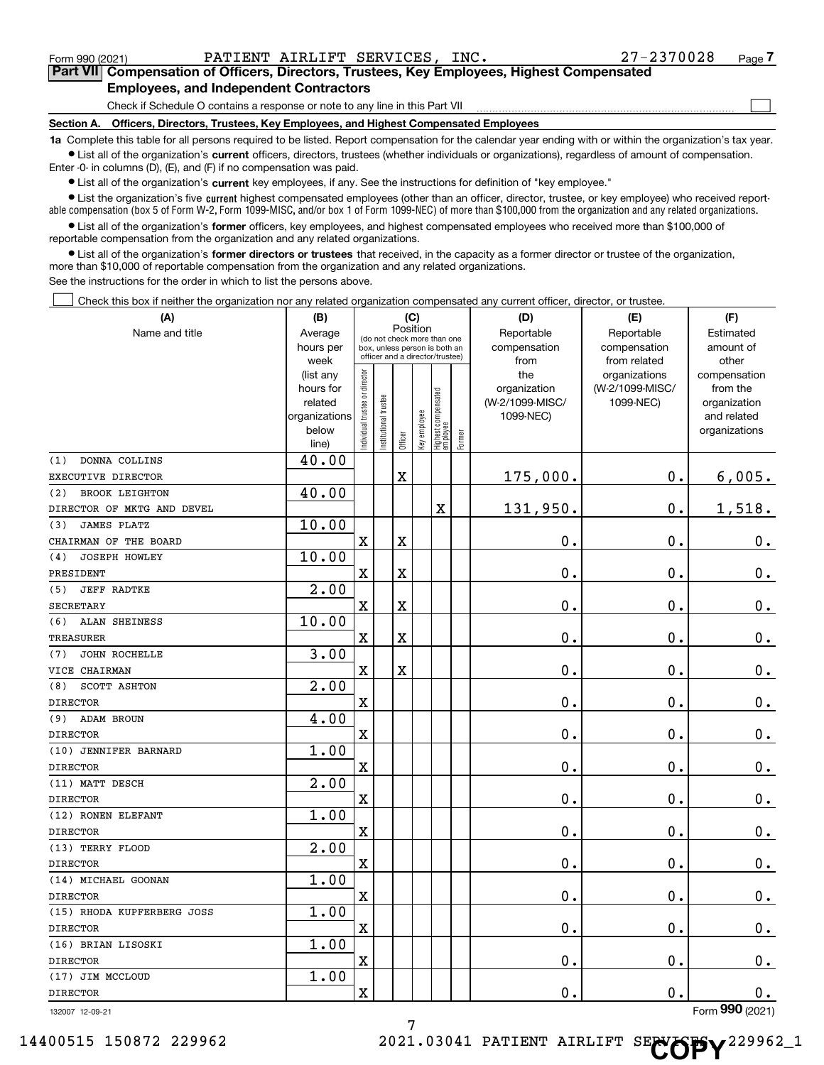Form 990 (2021) PATIENT AIRLIFT SERVICES, INC. 27-2370028 Page 7

**Part VII Compensation of Officers, Directors, Trustees, Key Employees, Highest Compensated Employees, and Independent Contractors**

Check if Schedule O contains a response or note to any line in this Part VII ☐

**Section A. Officers, Directors, Trustees, Key Employees, and Highest Compensated Employees**

**1a** Complete this table for all persons required to be listed. Report compensation for the calendar year ending with or within the organization's tax year.

- List all of the organization's **current** officers, directors, trustees (whether individuals or organizations), regardless of amount of compensation. Enter -0- in columns (D), (E), and (F) if no compensation was paid.
- List all of the organization's **current** key employees, if any. See the instructions for definition of "key employee."
- List the organization's five **current** highest compensated employees (other than an officer, director, trustee, or key employee) who received reportable compensation (box 5 of Form W-2, Form 1099-MISC, and/or box 1 of Form 1099-NEC) of more than $100,000 from the organization and any related organizations.
- List all of the organization's **former** officers, key employees, and highest compensated employees who received more than $100,000 of reportable compensation from the organization and any related organizations.
- List all of the organization's **former directors or trustees** that received, in the capacity as a former director or trustee of the organization, more than $10,000 of reportable compensation from the organization and any related organizations.

See the instructions for the order in which to list the persons above.

☐ Check this box if neither the organization nor any related organization compensated any current officer, director, or trustee.

| (A) Name and title | (B) Average hours per week (list any hours for related organizations below line) | (C) Position: Individual trustee or director | Institutional trustee | Officer | Key employee | Highest compensated employee | Former | (D) Reportable compensation from the organization (W-2/1099-MISC/1099-NEC) | (E) Reportable compensation from related organizations (W-2/1099-MISC/1099-NEC) | (F) Estimated amount of other compensation from the organization and related organizations |
|---|---|---|---|---|---|---|---|---|---|---|
| (1) DONNA COLLINS<br>EXECUTIVE DIRECTOR | 40.00 | | | X | | | | 175,000. | 0. | 6,005. |
| (2) BROOK LEIGHTON<br>DIRECTOR OF MKTG AND DEVEL | 40.00 | | | | | X | | 131,950. | 0. | 1,518. |
| (3) JAMES PLATZ<br>CHAIRMAN OF THE BOARD | 10.00 | X | | X | | | | 0. | 0. | 0. |
| (4) JOSEPH HOWLEY<br>PRESIDENT | 10.00 | X | | X | | | | 0. | 0. | 0. |
| (5) JEFF RADTKE<br>SECRETARY | 2.00 | X | | X | | | | 0. | 0. | 0. |
| (6) ALAN SHEINESS<br>TREASURER | 10.00 | X | | X | | | | 0. | 0. | 0. |
| (7) JOHN ROCHELLE<br>VICE CHAIRMAN | 3.00 | X | | X | | | | 0. | 0. | 0. |
| (8) SCOTT ASHTON<br>DIRECTOR | 2.00 | X | | | | | | 0. | 0. | 0. |
| (9) ADAM BROUN<br>DIRECTOR | 4.00 | X | | | | | | 0. | 0. | 0. |
| (10) JENNIFER BARNARD<br>DIRECTOR | 1.00 | X | | | | | | 0. | 0. | 0. |
| (11) MATT DESCH<br>DIRECTOR | 2.00 | X | | | | | | 0. | 0. | 0. |
| (12) RONEN ELEFANT<br>DIRECTOR | 1.00 | X | | | | | | 0. | 0. | 0. |
| (13) TERRY FLOOD<br>DIRECTOR | 2.00 | X | | | | | | 0. | 0. | 0. |
| (14) MICHAEL GOONAN<br>DIRECTOR | 1.00 | X | | | | | | 0. | 0. | 0. |
| (15) RHODA KUPFERBERG JOSS<br>DIRECTOR | 1.00 | X | | | | | | 0. | 0. | 0. |
| (16) BRIAN LISOSKI<br>DIRECTOR | 1.00 | X | | | | | | 0. | 0. | 0. |
| (17) JIM MCCLOUD<br>DIRECTOR | 1.00 | X | | | | | | 0. | 0. | 0. |

132007 12-09-21 Form **990** (2021)

14400515 150872 229962 2021.03041 PATIENT AIRLIFT SERVICES 229962_1

COPY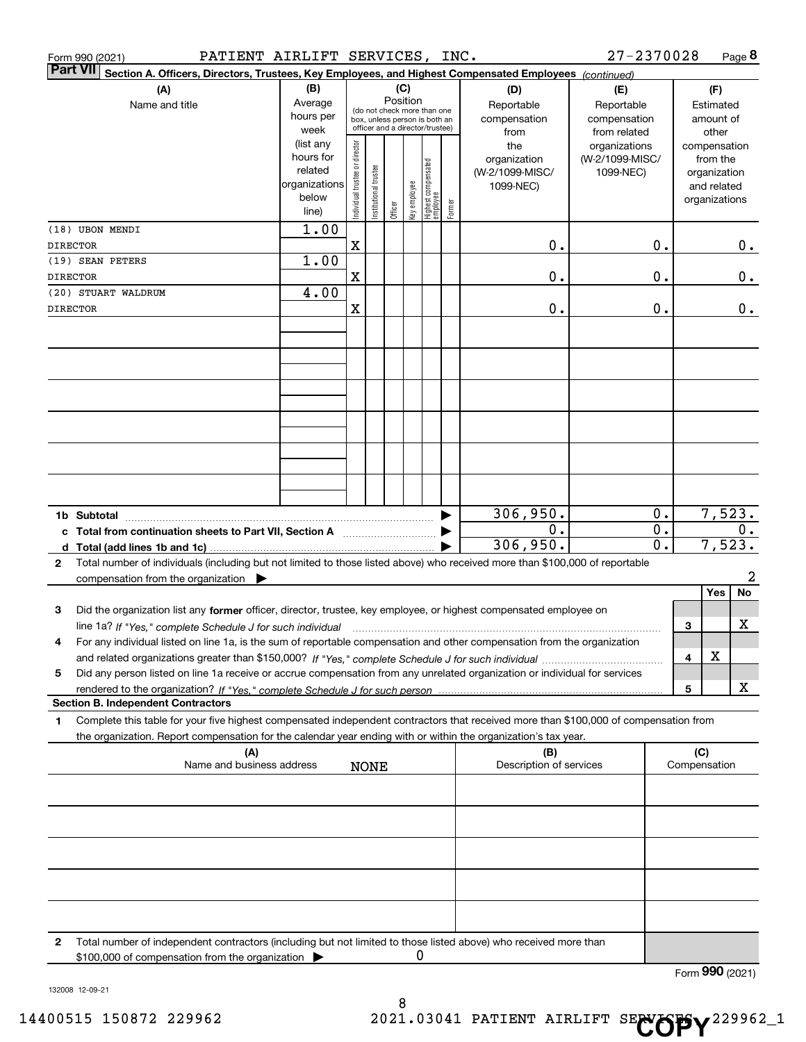Form 990 (2021) PATIENT AIRLIFT SERVICES, INC. 27-2370028 Page 8

**Part VII Section A. Officers, Directors, Trustees, Key Employees, and Highest Compensated Employees** *(continued)*

| (A) Name and title | (B) Average hours per week (list any hours for related organizations below line) | (C) Position: Individual trustee or director | Institutional trustee | Officer | Key employee | Highest compensated employee | Former | (D) Reportable compensation from the organization (W-2/1099-MISC/1099-NEC) | (E) Reportable compensation from related organizations (W-2/1099-MISC/1099-NEC) | (F) Estimated amount of other compensation from the organization and related organizations |
|---|---|---|---|---|---|---|---|---|---|---|
| (18) UBON MENDI DIRECTOR | 1.00 | X | | | | | | 0. | 0. | 0. |
| (19) SEAN PETERS DIRECTOR | 1.00 | X | | | | | | 0. | 0. | 0. |
| (20) STUART WALDRUM DIRECTOR | 4.00 | X | | | | | | 0. | 0. | 0. |
| 1b Subtotal | | | | | | | | 306,950. | 0. | 7,523. |
| c Total from continuation sheets to Part VII, Section A | | | | | | | | 0. | 0. | 0. |
| d Total (add lines 1b and 1c) | | | | | | | | 306,950. | 0. | 7,523. |

2 Total number of individuals (including but not limited to those listed above) who received more than $100,000 of reportable compensation from the organization ▶ 2

| | | Yes | No |
|---|---|---|---|
| 3 | Did the organization list any **former** officer, director, trustee, key employee, or highest compensated employee on line 1a? *If "Yes," complete Schedule J for such individual* | | X |
| 4 | For any individual listed on line 1a, is the sum of reportable compensation and other compensation from the organization and related organizations greater than $150,000? *If "Yes," complete Schedule J for such individual* | X | |
| 5 | Did any person listed on line 1a receive or accrue compensation from any unrelated organization or individual for services rendered to the organization? *If "Yes," complete Schedule J for such person* | | X |

**Section B. Independent Contractors**

1 Complete this table for your five highest compensated independent contractors that received more than $100,000 of compensation from the organization. Report compensation for the calendar year ending with or within the organization's tax year.

| (A) Name and business address | (B) Description of services | (C) Compensation |
|---|---|---|
| NONE | | |

2 Total number of independent contractors (including but not limited to those listed above) who received more than $100,000 of compensation from the organization ▶ 0

Form **990** (2021)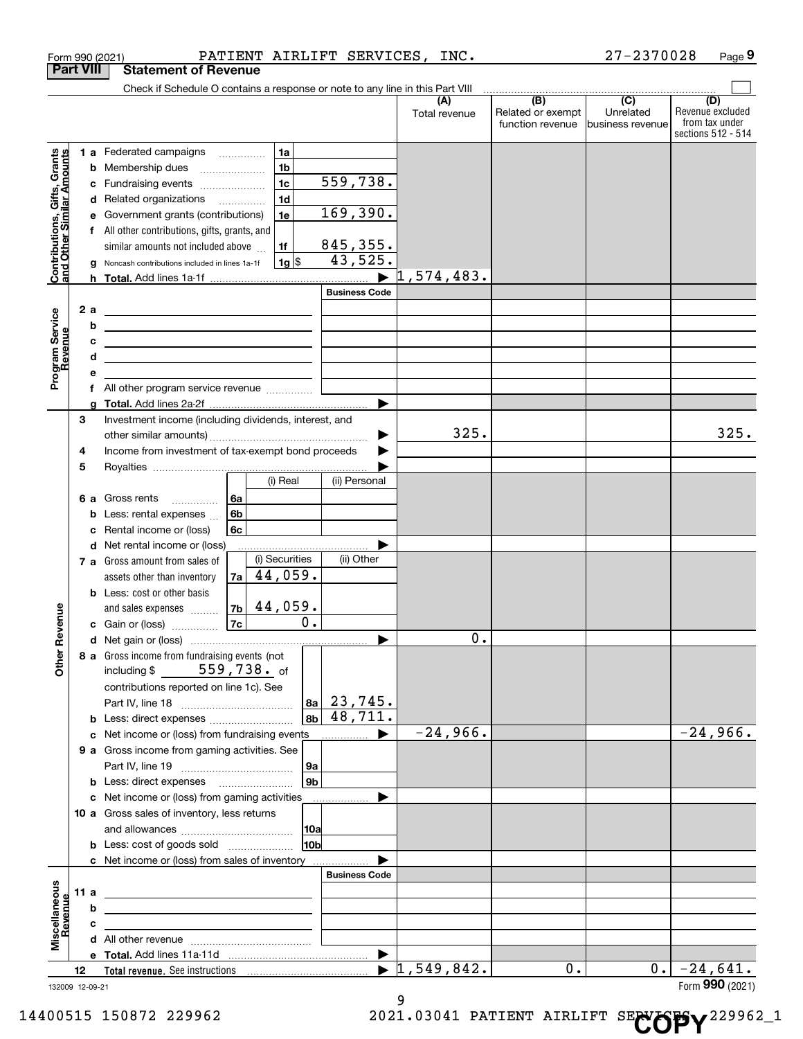Form 990 (2021) PATIENT AIRLIFT SERVICES, INC. 27-2370028 Page 9

## Part VIII Statement of Revenue

Check if Schedule O contains a response or note to any line in this Part VIII

| | | | | (A) Total revenue | (B) Related or exempt function revenue | (C) Unrelated business revenue | (D) Revenue excluded from tax under sections 512 - 514 |
|---|---|---|---|---|---|---|---|
| **Contributions, Gifts, Grants and Other Similar Amounts** | 1 a Federated campaigns | 1a | | | | | |
| | b Membership dues | 1b | | | | | |
| | c Fundraising events | 1c | 559,738. | | | | |
| | d Related organizations | 1d | | | | | |
| | e Government grants (contributions) | 1e | 169,390. | | | | |
| | f All other contributions, gifts, grants, and similar amounts not included above | 1f | 845,355. | | | | |
| | g Noncash contributions included in lines 1a-1f | 1g | $ 43,525. | | | | |
| | h **Total.** Add lines 1a-1f | | ▶ | 1,574,483. | | | |
| **Program Service Revenue** | | | Business Code | | | | |
| | 2 a | | | | | | |
| | b | | | | | | |
| | c | | | | | | |
| | d | | | | | | |
| | e | | | | | | |
| | f All other program service revenue | | | | | | |
| | g **Total.** Add lines 2a-2f | | ▶ | | | | |
| **Other Revenue** | 3 Investment income (including dividends, interest, and other similar amounts) | | ▶ | 325. | | | 325. |
| | 4 Income from investment of tax-exempt bond proceeds | | ▶ | | | | |
| | 5 Royalties | | ▶ | | | | |
| | | (i) Real | (ii) Personal | | | | |
| | 6 a Gross rents (6a) | | | | | | |
| | b Less: rental expenses (6b) | | | | | | |
| | c Rental income or (loss) (6c) | | | | | | |
| | d Net rental income or (loss) | | ▶ | | | | |
| | | (i) Securities | (ii) Other | | | | |
| | 7 a Gross amount from sales of assets other than inventory (7a) | 44,059. | | | | | |
| | b Less: cost or other basis and sales expenses (7b) | 44,059. | | | | | |
| | c Gain or (loss) (7c) | 0. | | | | | |
| | d Net gain or (loss) | | ▶ | 0. | | | |
| | 8 a Gross income from fundraising events (not including $ 559,738. of contributions reported on line 1c). See Part IV, line 18 | 8a | 23,745. | | | | |
| | b Less: direct expenses | 8b | 48,711. | | | | |
| | c Net income or (loss) from fundraising events | | ▶ | -24,966. | | | -24,966. |
| | 9 a Gross income from gaming activities. See Part IV, line 19 | 9a | | | | | |
| | b Less: direct expenses | 9b | | | | | |
| | c Net income or (loss) from gaming activities | | ▶ | | | | |
| | 10 a Gross sales of inventory, less returns and allowances | 10a | | | | | |
| | b Less: cost of goods sold | 10b | | | | | |
| | c Net income or (loss) from sales of inventory | | ▶ | | | | |
| **Miscellaneous Revenue** | | | Business Code | | | | |
| | 11 a | | | | | | |
| | b | | | | | | |
| | c | | | | | | |
| | d All other revenue | | | | | | |
| | e **Total.** Add lines 11a-11d | | ▶ | | | | |
| | 12 **Total revenue.** See instructions | | ▶ | 1,549,842. | 0. | 0. | -24,641. |

132009 12-09-21 Form **990** (2021)

14400515 150872 229962 2021.03041 PATIENT AIRLIFT SERVICES 229962_1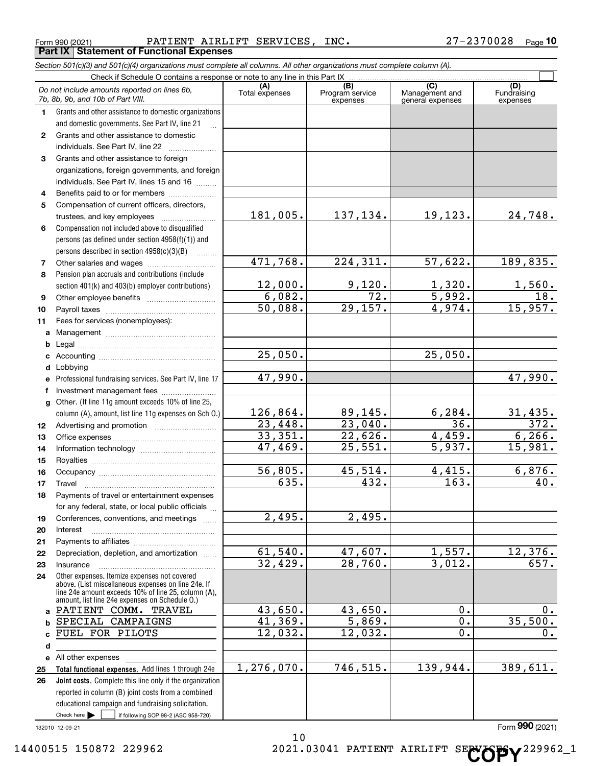Form 990 (2021) PATIENT AIRLIFT SERVICES, INC. 27-2370028 Page 10

## Part IX Statement of Functional Expenses

*Section 501(c)(3) and 501(c)(4) organizations must complete all columns. All other organizations must complete column (A).*

Check if Schedule O contains a response or note to any line in this Part IX

| *Do not include amounts reported on lines 6b, 7b, 8b, 9b, and 10b of Part VIII.* | (A) Total expenses | (B) Program service expenses | (C) Management and general expenses | (D) Fundraising expenses |
|---|---|---|---|---|
| **1** Grants and other assistance to domestic organizations and domestic governments. See Part IV, line 21 | | | | |
| **2** Grants and other assistance to domestic individuals. See Part IV, line 22 | | | | |
| **3** Grants and other assistance to foreign organizations, foreign governments, and foreign individuals. See Part IV, lines 15 and 16 | | | | |
| **4** Benefits paid to or for members | | | | |
| **5** Compensation of current officers, directors, trustees, and key employees | 181,005. | 137,134. | 19,123. | 24,748. |
| **6** Compensation not included above to disqualified persons (as defined under section 4958(f)(1)) and persons described in section 4958(c)(3)(B) | | | | |
| **7** Other salaries and wages | 471,768. | 224,311. | 57,622. | 189,835. |
| **8** Pension plan accruals and contributions (include section 401(k) and 403(b) employer contributions) | 12,000. | 9,120. | 1,320. | 1,560. |
| **9** Other employee benefits | 6,082. | 72. | 5,992. | 18. |
| **10** Payroll taxes | 50,088. | 29,157. | 4,974. | 15,957. |
| **11** Fees for services (nonemployees): | | | | |
| **a** Management | | | | |
| **b** Legal | | | | |
| **c** Accounting | 25,050. | | 25,050. | |
| **d** Lobbying | | | | |
| **e** Professional fundraising services. See Part IV, line 17 | 47,990. | | | 47,990. |
| **f** Investment management fees | | | | |
| **g** Other. (If line 11g amount exceeds 10% of line 25, column (A), amount, list line 11g expenses on Sch O.) | 126,864. | 89,145. | 6,284. | 31,435. |
| **12** Advertising and promotion | 23,448. | 23,040. | 36. | 372. |
| **13** Office expenses | 33,351. | 22,626. | 4,459. | 6,266. |
| **14** Information technology | 47,469. | 25,551. | 5,937. | 15,981. |
| **15** Royalties | | | | |
| **16** Occupancy | 56,805. | 45,514. | 4,415. | 6,876. |
| **17** Travel | 635. | 432. | 163. | 40. |
| **18** Payments of travel or entertainment expenses for any federal, state, or local public officials | | | | |
| **19** Conferences, conventions, and meetings | 2,495. | 2,495. | | |
| **20** Interest | | | | |
| **21** Payments to affiliates | | | | |
| **22** Depreciation, depletion, and amortization | 61,540. | 47,607. | 1,557. | 12,376. |
| **23** Insurance | 32,429. | 28,760. | 3,012. | 657. |
| **24** Other expenses. Itemize expenses not covered above. (List miscellaneous expenses on line 24e. If line 24e amount exceeds 10% of line 25, column (A), amount, list line 24e expenses on Schedule O.) | | | | |
| **a** PATIENT COMM. TRAVEL | 43,650. | 43,650. | 0. | 0. |
| **b** SPECIAL CAMPAIGNS | 41,369. | 5,869. | 0. | 35,500. |
| **c** FUEL FOR PILOTS | 12,032. | 12,032. | 0. | 0. |
| **d** | | | | |
| **e** All other expenses | | | | |
| **25** **Total functional expenses.** Add lines 1 through 24e | 1,276,070. | 746,515. | 139,944. | 389,611. |
| **26** **Joint costs.** Complete this line only if the organization reported in column (B) joint costs from a combined educational campaign and fundraising solicitation. Check here ☐ if following SOP 98-2 (ASC 958-720) | | | | |

132010 12-09-21

Form **990** (2021)

14400515 150872 229962 2021.03041 PATIENT AIRLIFT SERVICES 229962_1

COPY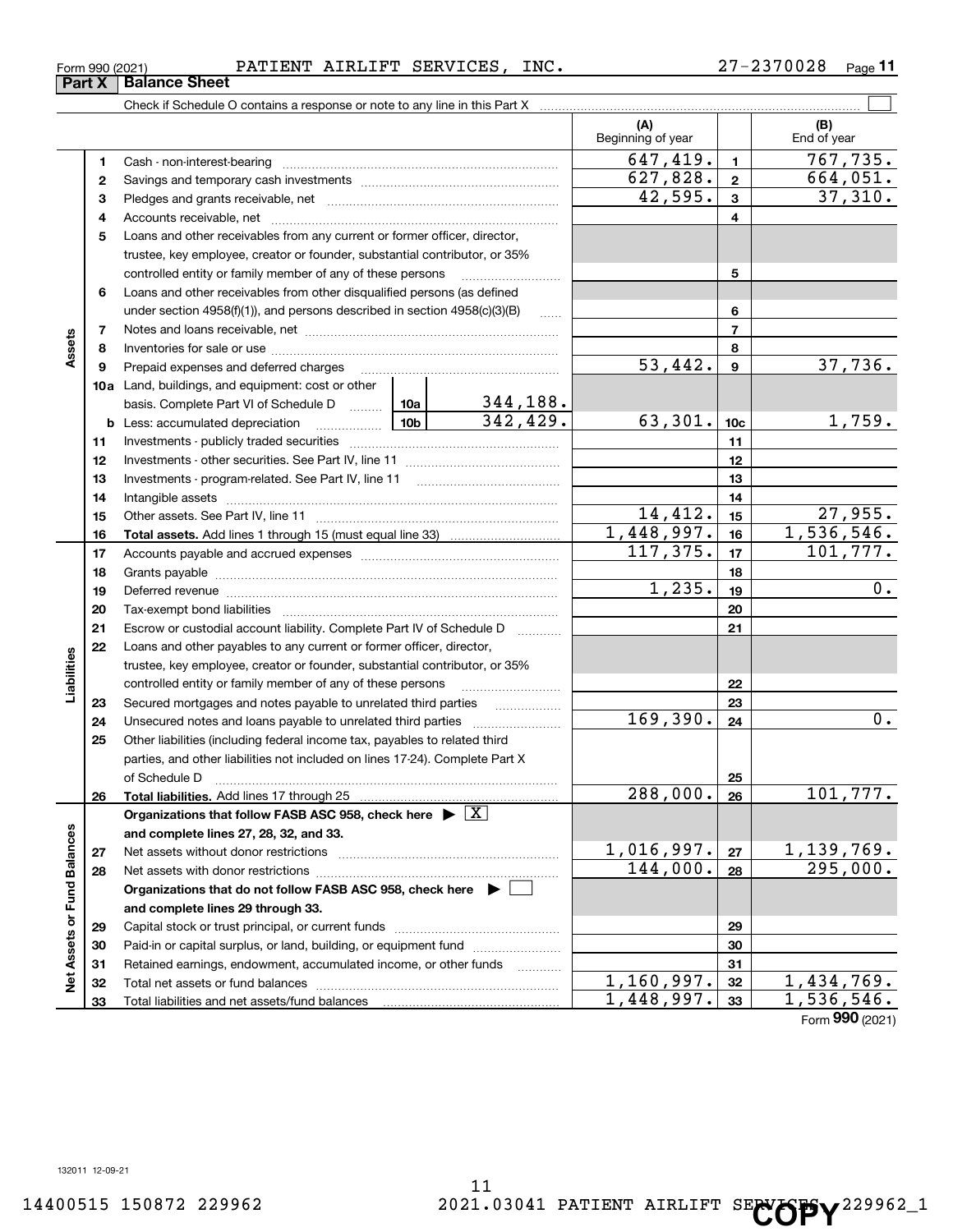Form 990 (2021) PATIENT AIRLIFT SERVICES, INC. 27-2370028

## Part X Balance Sheet

Check if Schedule O contains a response or note to any line in this Part X ☐

| | | | | (A) Beginning of year | | (B) End of year |
|---|---|---|---|---|---|---|
| **Assets** | 1 | Cash - non-interest-bearing | | 647,419. | 1 | 767,735. |
| | 2 | Savings and temporary cash investments | | 627,828. | 2 | 664,051. |
| | 3 | Pledges and grants receivable, net | | 42,595. | 3 | 37,310. |
| | 4 | Accounts receivable, net | | | 4 | |
| | 5 | Loans and other receivables from any current or former officer, director, trustee, key employee, creator or founder, substantial contributor, or 35% controlled entity or family member of any of these persons | | | 5 | |
| | 6 | Loans and other receivables from other disqualified persons (as defined under section 4958(f)(1)), and persons described in section 4958(c)(3)(B) | | | 6 | |
| | 7 | Notes and loans receivable, net | | | 7 | |
| | 8 | Inventories for sale or use | | | 8 | |
| | 9 | Prepaid expenses and deferred charges | | 53,442. | 9 | 37,736. |
| | 10a | Land, buildings, and equipment: cost or other basis. Complete Part VI of Schedule D | 10a 344,188. | | | |
| | b | Less: accumulated depreciation | 10b 342,429. | 63,301. | 10c | 1,759. |
| | 11 | Investments - publicly traded securities | | | 11 | |
| | 12 | Investments - other securities. See Part IV, line 11 | | | 12 | |
| | 13 | Investments - program-related. See Part IV, line 11 | | | 13 | |
| | 14 | Intangible assets | | | 14 | |
| | 15 | Other assets. See Part IV, line 11 | | 14,412. | 15 | 27,955. |
| | 16 | **Total assets.** Add lines 1 through 15 (must equal line 33) | | 1,448,997. | 16 | 1,536,546. |
| **Liabilities** | 17 | Accounts payable and accrued expenses | | 117,375. | 17 | 101,777. |
| | 18 | Grants payable | | | 18 | |
| | 19 | Deferred revenue | | 1,235. | 19 | 0. |
| | 20 | Tax-exempt bond liabilities | | | 20 | |
| | 21 | Escrow or custodial account liability. Complete Part IV of Schedule D | | | 21 | |
| | 22 | Loans and other payables to any current or former officer, director, trustee, key employee, creator or founder, substantial contributor, or 35% controlled entity or family member of any of these persons | | | 22 | |
| | 23 | Secured mortgages and notes payable to unrelated third parties | | | 23 | |
| | 24 | Unsecured notes and loans payable to unrelated third parties | | 169,390. | 24 | 0. |
| | 25 | Other liabilities (including federal income tax, payables to related third parties, and other liabilities not included on lines 17-24). Complete Part X of Schedule D | | | 25 | |
| | 26 | **Total liabilities.** Add lines 17 through 25 | | 288,000. | 26 | 101,777. |
| **Net Assets or Fund Balances** | | **Organizations that follow FASB ASC 958, check here ▶ ☒ and complete lines 27, 28, 32, and 33.** | | | | |
| | 27 | Net assets without donor restrictions | | 1,016,997. | 27 | 1,139,769. |
| | 28 | Net assets with donor restrictions | | 144,000. | 28 | 295,000. |
| | | **Organizations that do not follow FASB ASC 958, check here ▶ ☐ and complete lines 29 through 33.** | | | | |
| | 29 | Capital stock or trust principal, or current funds | | | 29 | |
| | 30 | Paid-in or capital surplus, or land, building, or equipment fund | | | 30 | |
| | 31 | Retained earnings, endowment, accumulated income, or other funds | | | 31 | |
| | 32 | Total net assets or fund balances | | 1,160,997. | 32 | 1,434,769. |
| | 33 | Total liabilities and net assets/fund balances | | 1,448,997. | 33 | 1,536,546. |

Form **990** (2021)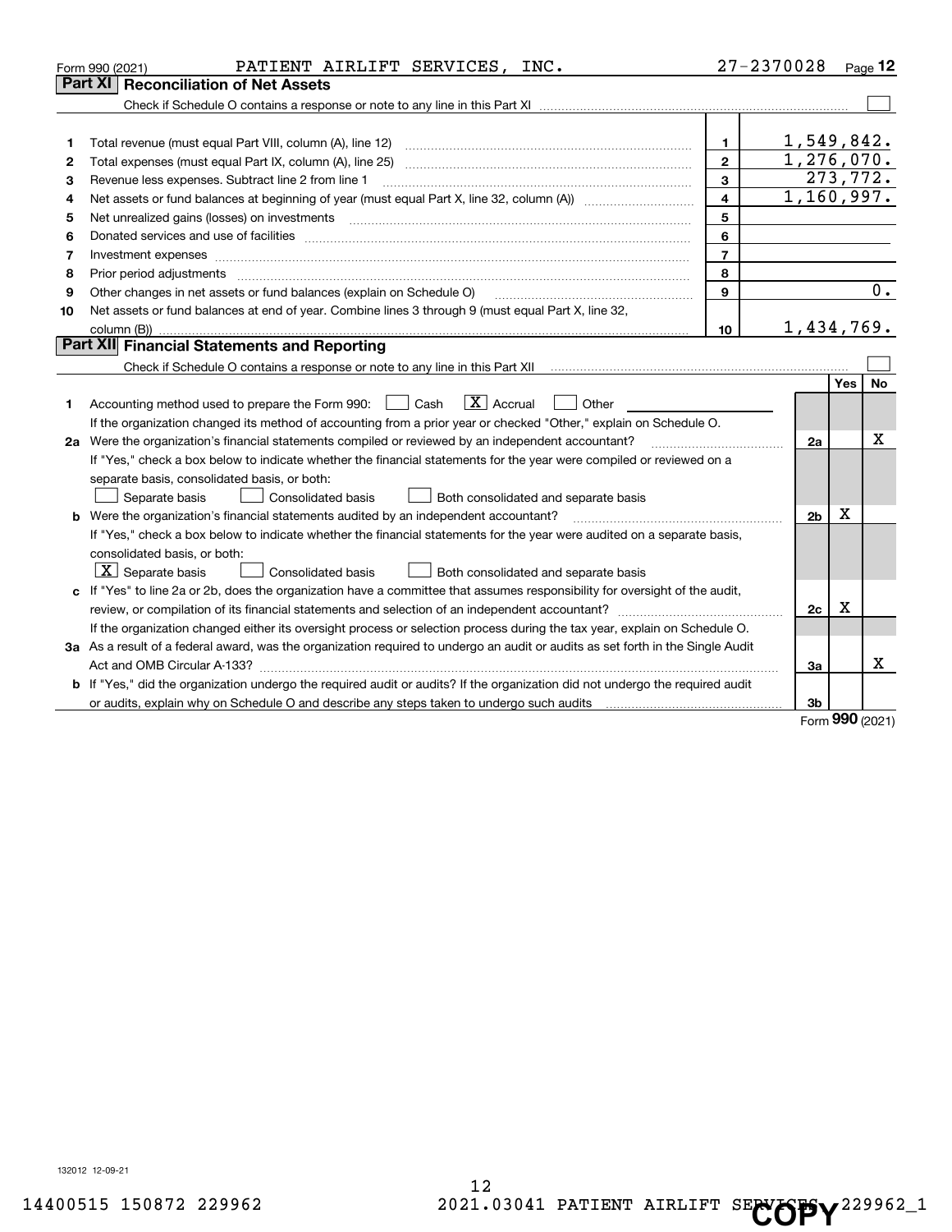Form 990 (2021) PATIENT AIRLIFT SERVICES, INC. 27-2370028 Page 12

## Part XI Reconciliation of Net Assets

Check if Schedule O contains a response or note to any line in this Part XI ☐

| | | | |
|---|---|---|---|
| 1 | Total revenue (must equal Part VIII, column (A), line 12) | 1 | 1,549,842. |
| 2 | Total expenses (must equal Part IX, column (A), line 25) | 2 | 1,276,070. |
| 3 | Revenue less expenses. Subtract line 2 from line 1 | 3 | 273,772. |
| 4 | Net assets or fund balances at beginning of year (must equal Part X, line 32, column (A)) | 4 | 1,160,997. |
| 5 | Net unrealized gains (losses) on investments | 5 | |
| 6 | Donated services and use of facilities | 6 | |
| 7 | Investment expenses | 7 | |
| 8 | Prior period adjustments | 8 | |
| 9 | Other changes in net assets or fund balances (explain on Schedule O) | 9 | 0. |
| 10 | Net assets or fund balances at end of year. Combine lines 3 through 9 (must equal Part X, line 32, column (B)) | 10 | 1,434,769. |

## Part XII Financial Statements and Reporting

Check if Schedule O contains a response or note to any line in this Part XII ☐

| | | | Yes | No |
|---|---|---|---|---|
| 1 | Accounting method used to prepare the Form 990: ☐ Cash ☒ Accrual ☐ Other | | | |
| | If the organization changed its method of accounting from a prior year or checked "Other," explain on Schedule O. | | | |
| 2a | Were the organization's financial statements compiled or reviewed by an independent accountant? | 2a | | X |
| | If "Yes," check a box below to indicate whether the financial statements for the year were compiled or reviewed on a separate basis, consolidated basis, or both: ☐ Separate basis ☐ Consolidated basis ☐ Both consolidated and separate basis | | | |
| b | Were the organization's financial statements audited by an independent accountant? | 2b | X | |
| | If "Yes," check a box below to indicate whether the financial statements for the year were audited on a separate basis, consolidated basis, or both: ☒ Separate basis ☐ Consolidated basis ☐ Both consolidated and separate basis | | | |
| c | If "Yes" to line 2a or 2b, does the organization have a committee that assumes responsibility for oversight of the audit, review, or compilation of its financial statements and selection of an independent accountant? | 2c | X | |
| | If the organization changed either its oversight process or selection process during the tax year, explain on Schedule O. | | | |
| 3a | As a result of a federal award, was the organization required to undergo an audit or audits as set forth in the Single Audit Act and OMB Circular A-133? | 3a | | X |
| b | If "Yes," did the organization undergo the required audit or audits? If the organization did not undergo the required audit or audits, explain why on Schedule O and describe any steps taken to undergo such audits | 3b | | |

Form **990** (2021)

132012 12-09-21

14400515 150872 229962 2021.03041 PATIENT AIRLIFT SERVICES 229962_1

COPY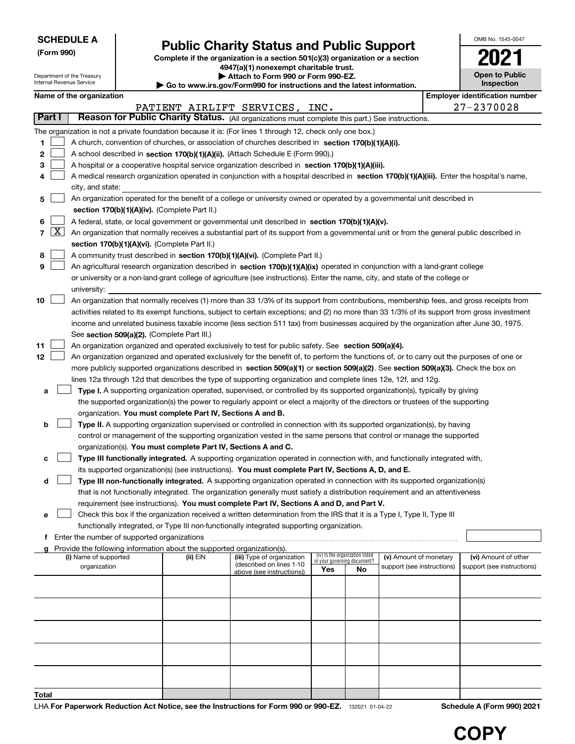**SCHEDULE A**
**(Form 990)**

Department of the Treasury
Internal Revenue Service

# Public Charity Status and Public Support

**Complete if the organization is a section 501(c)(3) organization or a section 4947(a)(1) nonexempt charitable trust.**
**▶ Attach to Form 990 or Form 990-EZ.**
**▶ Go to www.irs.gov/Form990 for instructions and the latest information.**

OMB No. 1545-0047

**2021**

**Open to Public Inspection**

**Name of the organization**
PATIENT AIRLIFT SERVICES, INC.

**Employer identification number**
27-2370028

**Part I** **Reason for Public Charity Status.** (All organizations must complete this part.) See instructions.

The organization is not a private foundation because it is: (For lines 1 through 12, check only one box.)

1 ☐ A church, convention of churches, or association of churches described in **section 170(b)(1)(A)(i).**

2 ☐ A school described in **section 170(b)(1)(A)(ii).** (Attach Schedule E (Form 990).)

3 ☐ A hospital or a cooperative hospital service organization described in **section 170(b)(1)(A)(iii).**

4 ☐ A medical research organization operated in conjunction with a hospital described in **section 170(b)(1)(A)(iii).** Enter the hospital's name, city, and state:

5 ☐ An organization operated for the benefit of a college or university owned or operated by a governmental unit described in **section 170(b)(1)(A)(iv).** (Complete Part II.)

6 ☐ A federal, state, or local government or governmental unit described in **section 170(b)(1)(A)(v).**

7 ☒ An organization that normally receives a substantial part of its support from a governmental unit or from the general public described in **section 170(b)(1)(A)(vi).** (Complete Part II.)

8 ☐ A community trust described in **section 170(b)(1)(A)(vi).** (Complete Part II.)

9 ☐ An agricultural research organization described in **section 170(b)(1)(A)(ix)** operated in conjunction with a land-grant college or university or a non-land-grant college of agriculture (see instructions). Enter the name, city, and state of the college or university:

10 ☐ An organization that normally receives (1) more than 33 1/3% of its support from contributions, membership fees, and gross receipts from activities related to its exempt functions, subject to certain exceptions; and (2) no more than 33 1/3% of its support from gross investment income and unrelated business taxable income (less section 511 tax) from businesses acquired by the organization after June 30, 1975. See **section 509(a)(2).** (Complete Part III.)

11 ☐ An organization organized and operated exclusively to test for public safety. See **section 509(a)(4).**

12 ☐ An organization organized and operated exclusively for the benefit of, to perform the functions of, or to carry out the purposes of one or more publicly supported organizations described in **section 509(a)(1)** or **section 509(a)(2)**. See **section 509(a)(3).** Check the box on lines 12a through 12d that describes the type of supporting organization and complete lines 12e, 12f, and 12g.

a ☐ **Type I.** A supporting organization operated, supervised, or controlled by its supported organization(s), typically by giving the supported organization(s) the power to regularly appoint or elect a majority of the directors or trustees of the supporting organization. **You must complete Part IV, Sections A and B.**

b ☐ **Type II.** A supporting organization supervised or controlled in connection with its supported organization(s), by having control or management of the supporting organization vested in the same persons that control or manage the supported organization(s). **You must complete Part IV, Sections A and C.**

c ☐ **Type III functionally integrated.** A supporting organization operated in connection with, and functionally integrated with, its supported organization(s) (see instructions). **You must complete Part IV, Sections A, D, and E.**

d ☐ **Type III non-functionally integrated.** A supporting organization operated in connection with its supported organization(s) that is not functionally integrated. The organization generally must satisfy a distribution requirement and an attentiveness requirement (see instructions). **You must complete Part IV, Sections A and D, and Part V.**

e ☐ Check this box if the organization received a written determination from the IRS that it is a Type I, Type II, Type III functionally integrated, or Type III non-functionally integrated supporting organization.

f Enter the number of supported organizations

g Provide the following information about the supported organization(s).

| (i) Name of supported organization | (ii) EIN | (iii) Type of organization (described on lines 1-10 above (see instructions)) | (iv) Is the organization listed in your governing document? Yes | No | (v) Amount of monetary support (see instructions) | (vi) Amount of other support (see instructions) |
|---|---|---|---|---|---|---|
| | | | | | | |
| | | | | | | |
| | | | | | | |
| | | | | | | |
| | | | | | | |
| **Total** | | | | | | |

LHA **For Paperwork Reduction Act Notice, see the Instructions for Form 990 or 990-EZ.** 132021 01-04-22 **Schedule A (Form 990) 2021**

**COPY**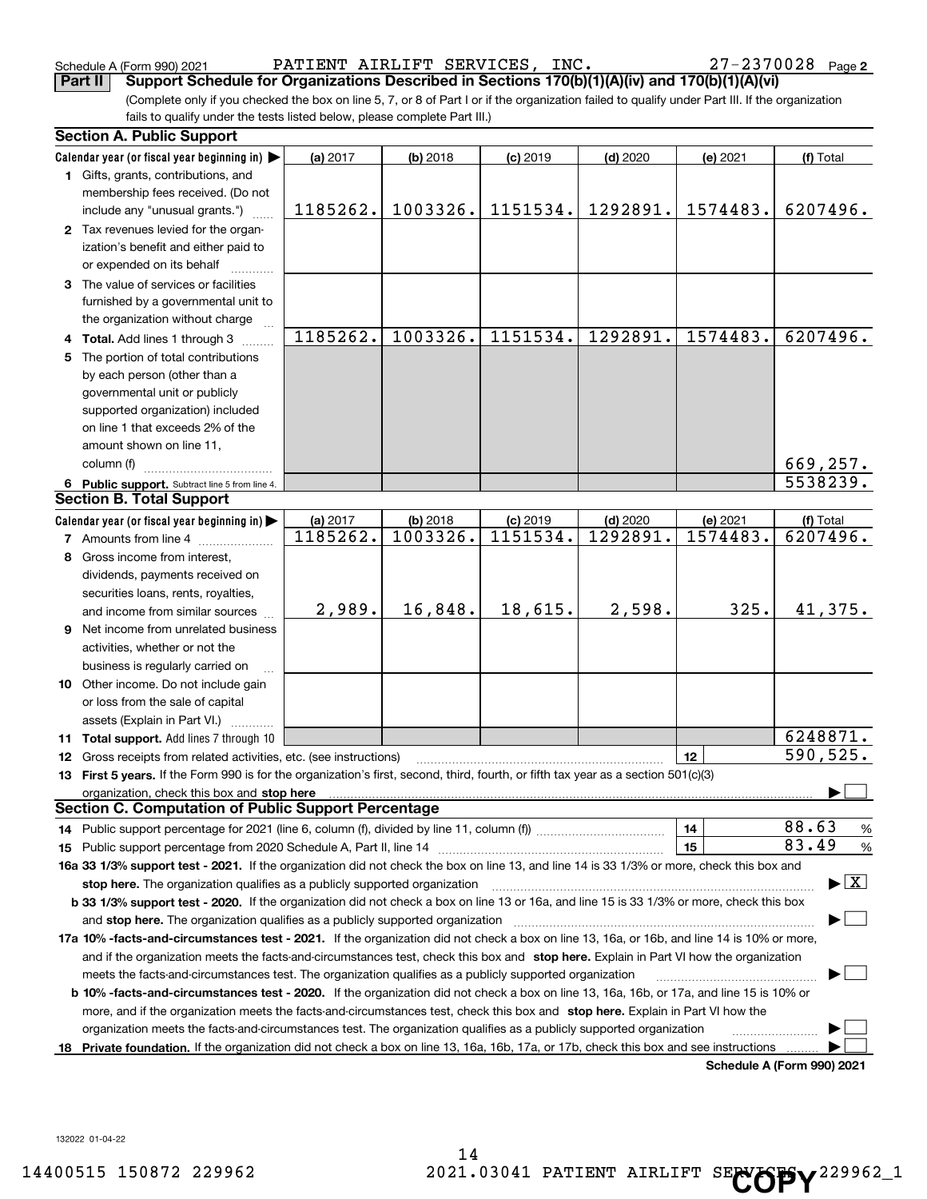Schedule A (Form 990) 2021 PATIENT AIRLIFT SERVICES, INC. 27-2370028 Page 2

**Part II Support Schedule for Organizations Described in Sections 170(b)(1)(A)(iv) and 170(b)(1)(A)(vi)**

(Complete only if you checked the box on line 5, 7, or 8 of Part I or if the organization failed to qualify under Part III. If the organization fails to qualify under the tests listed below, please complete Part III.)

### Section A. Public Support

| Calendar year (or fiscal year beginning in) ▶ | (a) 2017 | (b) 2018 | (c) 2019 | (d) 2020 | (e) 2021 | (f) Total |
|---|---|---|---|---|---|---|
| **1** Gifts, grants, contributions, and membership fees received. (Do not include any "unusual grants.") | 1185262. | 1003326. | 1151534. | 1292891. | 1574483. | 6207496. |
| **2** Tax revenues levied for the organization's benefit and either paid to or expended on its behalf | | | | | | |
| **3** The value of services or facilities furnished by a governmental unit to the organization without charge | | | | | | |
| **4 Total.** Add lines 1 through 3 | 1185262. | 1003326. | 1151534. | 1292891. | 1574483. | 6207496. |
| **5** The portion of total contributions by each person (other than a governmental unit or publicly supported organization) included on line 1 that exceeds 2% of the amount shown on line 11, column (f) | | | | | | 669,257. |
| **6 Public support.** Subtract line 5 from line 4. | | | | | | 5538239. |

### Section B. Total Support

| Calendar year (or fiscal year beginning in) ▶ | (a) 2017 | (b) 2018 | (c) 2019 | (d) 2020 | (e) 2021 | (f) Total |
|---|---|---|---|---|---|---|
| **7** Amounts from line 4 | 1185262. | 1003326. | 1151534. | 1292891. | 1574483. | 6207496. |
| **8** Gross income from interest, dividends, payments received on securities loans, rents, royalties, and income from similar sources | 2,989. | 16,848. | 18,615. | 2,598. | 325. | 41,375. |
| **9** Net income from unrelated business activities, whether or not the business is regularly carried on | | | | | | |
| **10** Other income. Do not include gain or loss from the sale of capital assets (Explain in Part VI.) | | | | | | |
| **11 Total support.** Add lines 7 through 10 | | | | | | 6248871. |

**12** Gross receipts from related activities, etc. (see instructions) **12** 590,525.

**13 First 5 years.** If the Form 990 is for the organization's first, second, third, fourth, or fifth tax year as a section 501(c)(3) organization, check this box and **stop here** ▶ ☐

### Section C. Computation of Public Support Percentage

**14** Public support percentage for 2021 (line 6, column (f), divided by line 11, column (f)) **14** 88.63 %

**15** Public support percentage from 2020 Schedule A, Part II, line 14 **15** 83.49 %

**16a 33 1/3% support test - 2021.** If the organization did not check the box on line 13, and line 14 is 33 1/3% or more, check this box and **stop here.** The organization qualifies as a publicly supported organization ▶ ☒

**b 33 1/3% support test - 2020.** If the organization did not check a box on line 13 or 16a, and line 15 is 33 1/3% or more, check this box and **stop here.** The organization qualifies as a publicly supported organization ▶ ☐

**17a 10% -facts-and-circumstances test - 2021.** If the organization did not check a box on line 13, 16a, or 16b, and line 14 is 10% or more, and if the organization meets the facts-and-circumstances test, check this box and **stop here.** Explain in Part VI how the organization meets the facts-and-circumstances test. The organization qualifies as a publicly supported organization ▶ ☐

**b 10% -facts-and-circumstances test - 2020.** If the organization did not check a box on line 13, 16a, 16b, or 17a, and line 15 is 10% or more, and if the organization meets the facts-and-circumstances test, check this box and **stop here.** Explain in Part VI how the organization meets the facts-and-circumstances test. The organization qualifies as a publicly supported organization ▶ ☐

**18 Private foundation.** If the organization did not check a box on line 13, 16a, 16b, 17a, or 17b, check this box and see instructions ▶ ☐

**Schedule A (Form 990) 2021**

132022 01-04-22

14400515 150872 229962 2021.03041 PATIENT AIRLIFT SERVICES 229962_1

COPY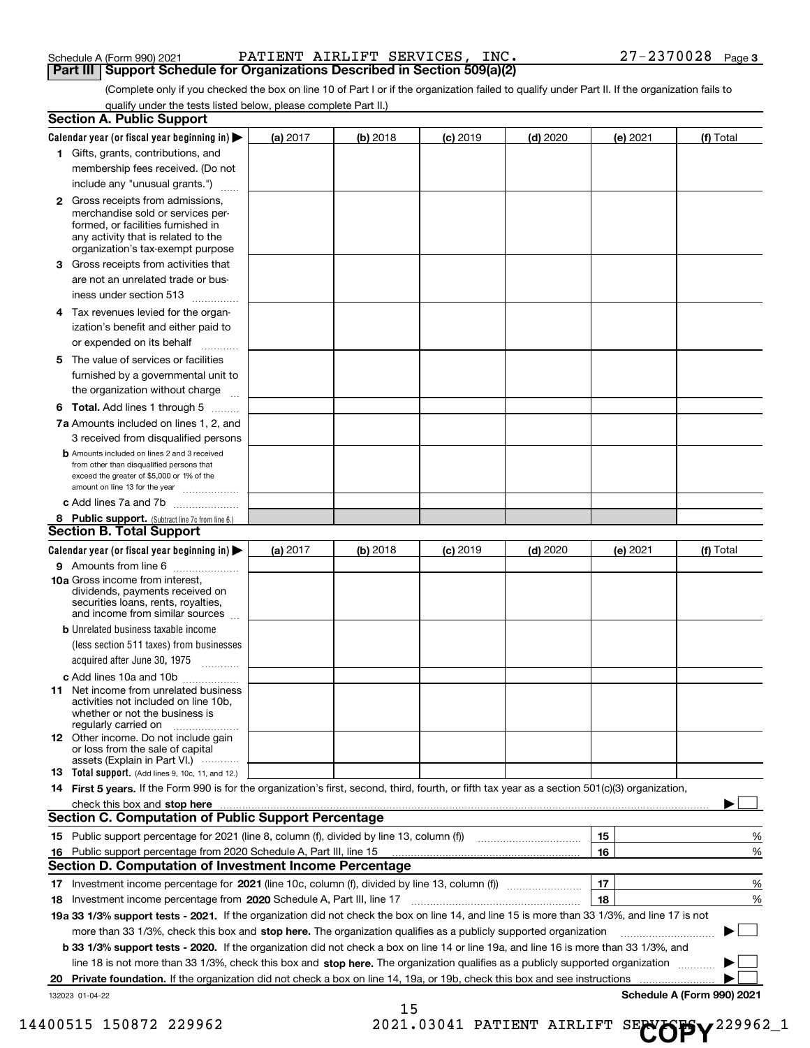Schedule A (Form 990) 2021 PATIENT AIRLIFT SERVICES, INC. 27-2370028 Page 3

## Part III Support Schedule for Organizations Described in Section 509(a)(2)

(Complete only if you checked the box on line 10 of Part I or if the organization failed to qualify under Part II. If the organization fails to qualify under the tests listed below, please complete Part II.)

### Section A. Public Support

| Calendar year (or fiscal year beginning in) ▶ | (a) 2017 | (b) 2018 | (c) 2019 | (d) 2020 | (e) 2021 | (f) Total |
|---|---|---|---|---|---|---|
| 1 Gifts, grants, contributions, and membership fees received. (Do not include any "unusual grants.") | | | | | | |
| 2 Gross receipts from admissions, merchandise sold or services performed, or facilities furnished in any activity that is related to the organization's tax-exempt purpose | | | | | | |
| 3 Gross receipts from activities that are not an unrelated trade or business under section 513 | | | | | | |
| 4 Tax revenues levied for the organization's benefit and either paid to or expended on its behalf | | | | | | |
| 5 The value of services or facilities furnished by a governmental unit to the organization without charge | | | | | | |
| 6 **Total.** Add lines 1 through 5 | | | | | | |
| 7a Amounts included on lines 1, 2, and 3 received from disqualified persons | | | | | | |
| b Amounts included on lines 2 and 3 received from other than disqualified persons that exceed the greater of $5,000 or 1% of the amount on line 13 for the year | | | | | | |
| c Add lines 7a and 7b | | | | | | |
| 8 **Public support.** (Subtract line 7c from line 6.) | | | | | | |

### Section B. Total Support

| Calendar year (or fiscal year beginning in) ▶ | (a) 2017 | (b) 2018 | (c) 2019 | (d) 2020 | (e) 2021 | (f) Total |
|---|---|---|---|---|---|---|
| 9 Amounts from line 6 | | | | | | |
| 10a Gross income from interest, dividends, payments received on securities loans, rents, royalties, and income from similar sources | | | | | | |
| b Unrelated business taxable income (less section 511 taxes) from businesses acquired after June 30, 1975 | | | | | | |
| c Add lines 10a and 10b | | | | | | |
| 11 Net income from unrelated business activities not included on line 10b, whether or not the business is regularly carried on | | | | | | |
| 12 Other income. Do not include gain or loss from the sale of capital assets (Explain in Part VI.) | | | | | | |
| 13 **Total support.** (Add lines 9, 10c, 11, and 12.) | | | | | | |

14 **First 5 years.** If the Form 990 is for the organization's first, second, third, fourth, or fifth tax year as a section 501(c)(3) organization, check this box and **stop here** ▶ ☐

### Section C. Computation of Public Support Percentage

| | | | |
|---|---|---|---|
| 15 | Public support percentage for 2021 (line 8, column (f), divided by line 13, column (f)) | 15 | % |
| 16 | Public support percentage from 2020 Schedule A, Part III, line 15 | 16 | % |

### Section D. Computation of Investment Income Percentage

| | | | |
|---|---|---|---|
| 17 | Investment income percentage for **2021** (line 10c, column (f), divided by line 13, column (f)) | 17 | % |
| 18 | Investment income percentage from **2020** Schedule A, Part III, line 17 | 18 | % |

19a **33 1/3% support tests - 2021.** If the organization did not check the box on line 14, and line 15 is more than 33 1/3%, and line 17 is not more than 33 1/3%, check this box and **stop here.** The organization qualifies as a publicly supported organization ▶ ☐

b **33 1/3% support tests - 2020.** If the organization did not check a box on line 14 or line 19a, and line 16 is more than 33 1/3%, and line 18 is not more than 33 1/3%, check this box and **stop here.** The organization qualifies as a publicly supported organization ▶ ☐

20 **Private foundation.** If the organization did not check a box on line 14, 19a, or 19b, check this box and see instructions ▶ ☐

132023 01-04-22 **Schedule A (Form 990) 2021**

14400515 150872 229962 2021.03041 PATIENT AIRLIFT SERVICES 229962_1

COPY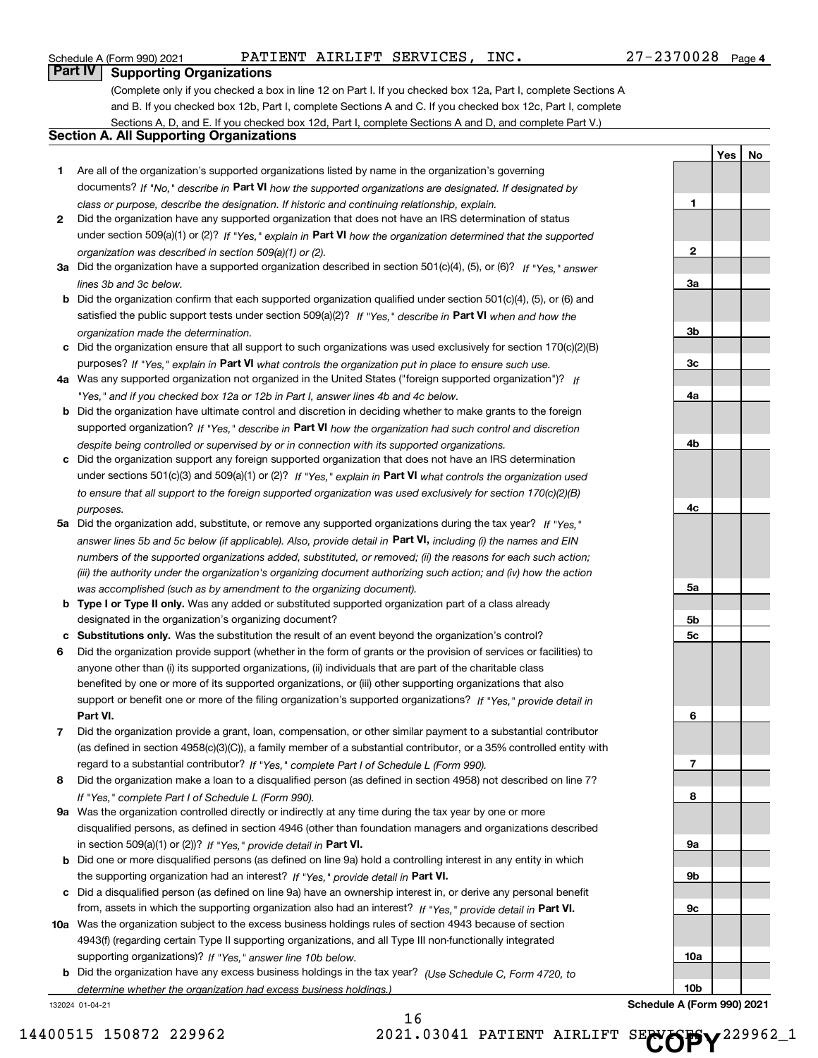Schedule A (Form 990) 2021 PATIENT AIRLIFT SERVICES, INC. 27-2370028 Page 4

## Part IV Supporting Organizations

(Complete only if you checked a box in line 12 on Part I. If you checked box 12a, Part I, complete Sections A and B. If you checked box 12b, Part I, complete Sections A and C. If you checked box 12c, Part I, complete Sections A, D, and E. If you checked box 12d, Part I, complete Sections A and D, and complete Part V.)

### Section A. All Supporting Organizations

| | | | Yes | No |
|---|---|---|---|---|
| 1 | Are all of the organization's supported organizations listed by name in the organization's governing documents? *If "No," describe in* **Part VI** *how the supported organizations are designated. If designated by class or purpose, describe the designation. If historic and continuing relationship, explain.* | 1 | | |
| 2 | Did the organization have any supported organization that does not have an IRS determination of status under section 509(a)(1) or (2)? *If "Yes," explain in* **Part VI** *how the organization determined that the supported organization was described in section 509(a)(1) or (2).* | 2 | | |
| 3a | Did the organization have a supported organization described in section 501(c)(4), (5), or (6)? *If "Yes," answer lines 3b and 3c below.* | 3a | | |
| b | Did the organization confirm that each supported organization qualified under section 501(c)(4), (5), or (6) and satisfied the public support tests under section 509(a)(2)? *If "Yes," describe in* **Part VI** *when and how the organization made the determination.* | 3b | | |
| c | Did the organization ensure that all support to such organizations was used exclusively for section 170(c)(2)(B) purposes? *If "Yes," explain in* **Part VI** *what controls the organization put in place to ensure such use.* | 3c | | |
| 4a | Was any supported organization not organized in the United States ("foreign supported organization")? *If "Yes," and if you checked box 12a or 12b in Part I, answer lines 4b and 4c below.* | 4a | | |
| b | Did the organization have ultimate control and discretion in deciding whether to make grants to the foreign supported organization? *If "Yes," describe in* **Part VI** *how the organization had such control and discretion despite being controlled or supervised by or in connection with its supported organizations.* | 4b | | |
| c | Did the organization support any foreign supported organization that does not have an IRS determination under sections 501(c)(3) and 509(a)(1) or (2)? *If "Yes," explain in* **Part VI** *what controls the organization used to ensure that all support to the foreign supported organization was used exclusively for section 170(c)(2)(B) purposes.* | 4c | | |
| 5a | Did the organization add, substitute, or remove any supported organizations during the tax year? *If "Yes," answer lines 5b and 5c below (if applicable). Also, provide detail in* **Part VI,** *including (i) the names and EIN numbers of the supported organizations added, substituted, or removed; (ii) the reasons for each such action; (iii) the authority under the organization's organizing document authorizing such action; and (iv) how the action was accomplished (such as by amendment to the organizing document).* | 5a | | |
| b | **Type I or Type II only.** Was any added or substituted supported organization part of a class already designated in the organization's organizing document? | 5b | | |
| c | **Substitutions only.** Was the substitution the result of an event beyond the organization's control? | 5c | | |
| 6 | Did the organization provide support (whether in the form of grants or the provision of services or facilities) to anyone other than (i) its supported organizations, (ii) individuals that are part of the charitable class benefited by one or more of its supported organizations, or (iii) other supporting organizations that also support or benefit one or more of the filing organization's supported organizations? *If "Yes," provide detail in* **Part VI.** | 6 | | |
| 7 | Did the organization provide a grant, loan, compensation, or other similar payment to a substantial contributor (as defined in section 4958(c)(3)(C)), a family member of a substantial contributor, or a 35% controlled entity with regard to a substantial contributor? *If "Yes," complete Part I of Schedule L (Form 990).* | 7 | | |
| 8 | Did the organization make a loan to a disqualified person (as defined in section 4958) not described on line 7? *If "Yes," complete Part I of Schedule L (Form 990).* | 8 | | |
| 9a | Was the organization controlled directly or indirectly at any time during the tax year by one or more disqualified persons, as defined in section 4946 (other than foundation managers and organizations described in section 509(a)(1) or (2))? *If "Yes," provide detail in* **Part VI.** | 9a | | |
| b | Did one or more disqualified persons (as defined on line 9a) hold a controlling interest in any entity in which the supporting organization had an interest? *If "Yes," provide detail in* **Part VI.** | 9b | | |
| c | Did a disqualified person (as defined on line 9a) have an ownership interest in, or derive any personal benefit from, assets in which the supporting organization also had an interest? *If "Yes," provide detail in* **Part VI.** | 9c | | |
| 10a | Was the organization subject to the excess business holdings rules of section 4943 because of section 4943(f) (regarding certain Type II supporting organizations, and all Type III non-functionally integrated supporting organizations)? *If "Yes," answer line 10b below.* | 10a | | |
| b | Did the organization have any excess business holdings in the tax year? *(Use Schedule C, Form 4720, to determine whether the organization had excess business holdings.)* | 10b | | |

132024 01-04-21 **Schedule A (Form 990) 2021**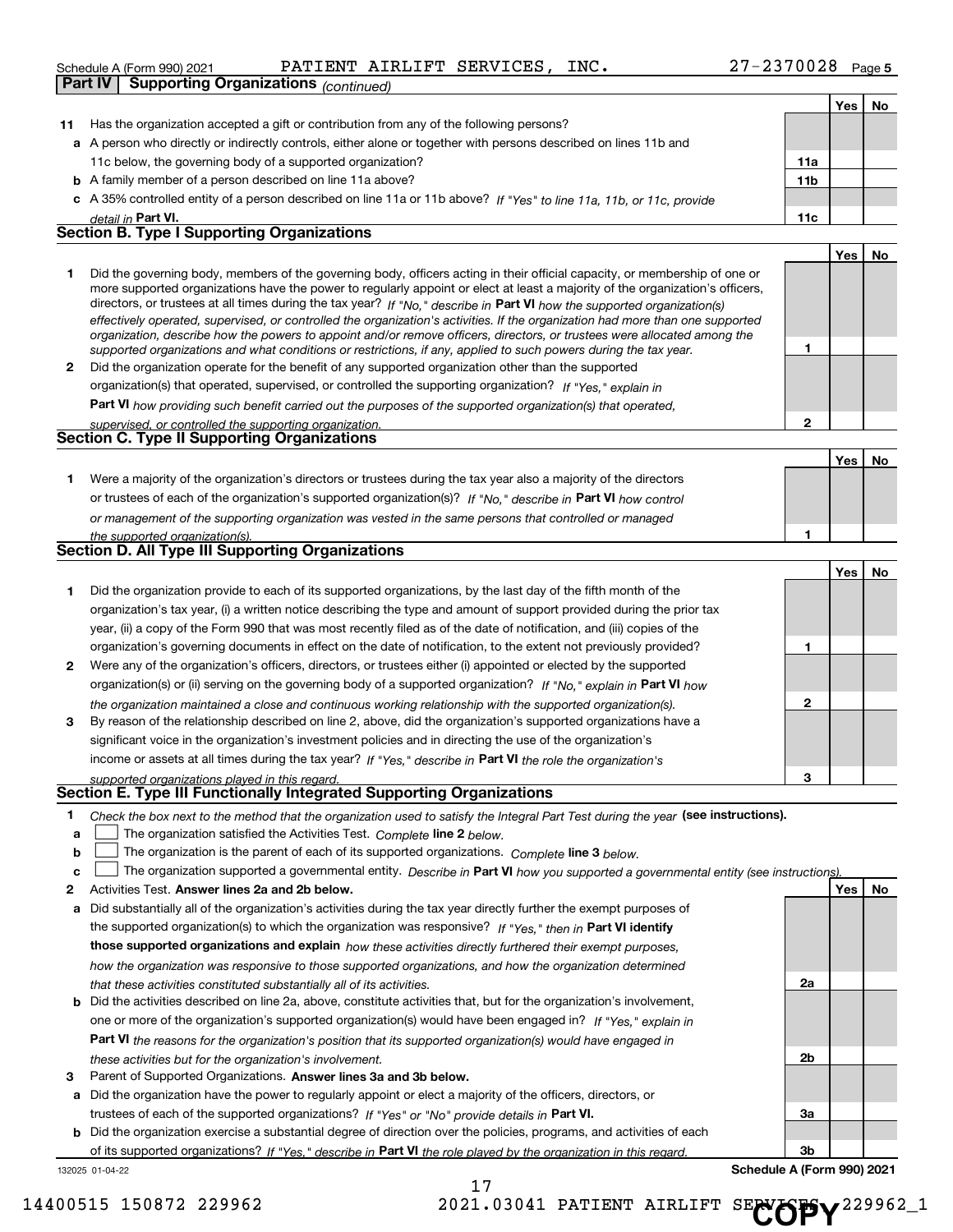Schedule A (Form 990) 2021 PATIENT AIRLIFT SERVICES, INC. 27-2370028 Page 5

## Part IV Supporting Organizations *(continued)*

| | | | Yes | No |
|---|---|---|---|---|
| **11** | Has the organization accepted a gift or contribution from any of the following persons? | | | |
| **a** | A person who directly or indirectly controls, either alone or together with persons described on lines 11b and 11c below, the governing body of a supported organization? | 11a | | |
| **b** | A family member of a person described on line 11a above? | 11b | | |
| **c** | A 35% controlled entity of a person described on line 11a or 11b above? *If "Yes" to line 11a, 11b, or 11c, provide detail in* **Part VI.** | 11c | | |

### Section B. Type I Supporting Organizations

| | | | Yes | No |
|---|---|---|---|---|
| **1** | Did the governing body, members of the governing body, officers acting in their official capacity, or membership of one or more supported organizations have the power to regularly appoint or elect at least a majority of the organization's officers, directors, or trustees at all times during the tax year? *If "No," describe in* **Part VI** *how the supported organization(s) effectively operated, supervised, or controlled the organization's activities. If the organization had more than one supported organization, describe how the powers to appoint and/or remove officers, directors, or trustees were allocated among the supported organizations and what conditions or restrictions, if any, applied to such powers during the tax year.* | 1 | | |
| **2** | Did the organization operate for the benefit of any supported organization other than the supported organization(s) that operated, supervised, or controlled the supporting organization? *If "Yes," explain in* **Part VI** *how providing such benefit carried out the purposes of the supported organization(s) that operated, supervised, or controlled the supporting organization.* | 2 | | |

### Section C. Type II Supporting Organizations

| | | | Yes | No |
|---|---|---|---|---|
| **1** | Were a majority of the organization's directors or trustees during the tax year also a majority of the directors or trustees of each of the organization's supported organization(s)? *If "No," describe in* **Part VI** *how control or management of the supporting organization was vested in the same persons that controlled or managed the supported organization(s).* | 1 | | |

### Section D. All Type III Supporting Organizations

| | | | Yes | No |
|---|---|---|---|---|
| **1** | Did the organization provide to each of its supported organizations, by the last day of the fifth month of the organization's tax year, (i) a written notice describing the type and amount of support provided during the prior tax year, (ii) a copy of the Form 990 that was most recently filed as of the date of notification, and (iii) copies of the organization's governing documents in effect on the date of notification, to the extent not previously provided? | 1 | | |
| **2** | Were any of the organization's officers, directors, or trustees either (i) appointed or elected by the supported organization(s) or (ii) serving on the governing body of a supported organization? *If "No," explain in* **Part VI** *how the organization maintained a close and continuous working relationship with the supported organization(s).* | 2 | | |
| **3** | By reason of the relationship described on line 2, above, did the organization's supported organizations have a significant voice in the organization's investment policies and in directing the use of the organization's income or assets at all times during the tax year? *If "Yes," describe in* **Part VI** *the role the organization's supported organizations played in this regard.* | 3 | | |

### Section E. Type III Functionally Integrated Supporting Organizations

**1** *Check the box next to the method that the organization used to satisfy the Integral Part Test during the year* **(see instructions).**

- **a** ☐ The organization satisfied the Activities Test. *Complete* **line 2** *below.*
- **b** ☐ The organization is the parent of each of its supported organizations. *Complete* **line 3** *below.*
- **c** ☐ The organization supported a governmental entity. *Describe in* **Part VI** *how you supported a governmental entity (see instructions).*

| | | | Yes | No |
|---|---|---|---|---|
| **2** | Activities Test. **Answer lines 2a and 2b below.** | | | |
| **a** | Did substantially all of the organization's activities during the tax year directly further the exempt purposes of the supported organization(s) to which the organization was responsive? *If "Yes," then in* **Part VI identify those supported organizations and explain** *how these activities directly furthered their exempt purposes, how the organization was responsive to those supported organizations, and how the organization determined that these activities constituted substantially all of its activities.* | 2a | | |
| **b** | Did the activities described on line 2a, above, constitute activities that, but for the organization's involvement, one or more of the organization's supported organization(s) would have been engaged in? *If "Yes," explain in* **Part VI** *the reasons for the organization's position that its supported organization(s) would have engaged in these activities but for the organization's involvement.* | 2b | | |
| **3** | Parent of Supported Organizations. **Answer lines 3a and 3b below.** | | | |
| **a** | Did the organization have the power to regularly appoint or elect a majority of the officers, directors, or trustees of each of the supported organizations? *If "Yes" or "No" provide details in* **Part VI.** | 3a | | |
| **b** | Did the organization exercise a substantial degree of direction over the policies, programs, and activities of each of its supported organizations? *If "Yes," describe in* **Part VI** *the role played by the organization in this regard.* | 3b | | |

132025 01-04-22 **Schedule A (Form 990) 2021**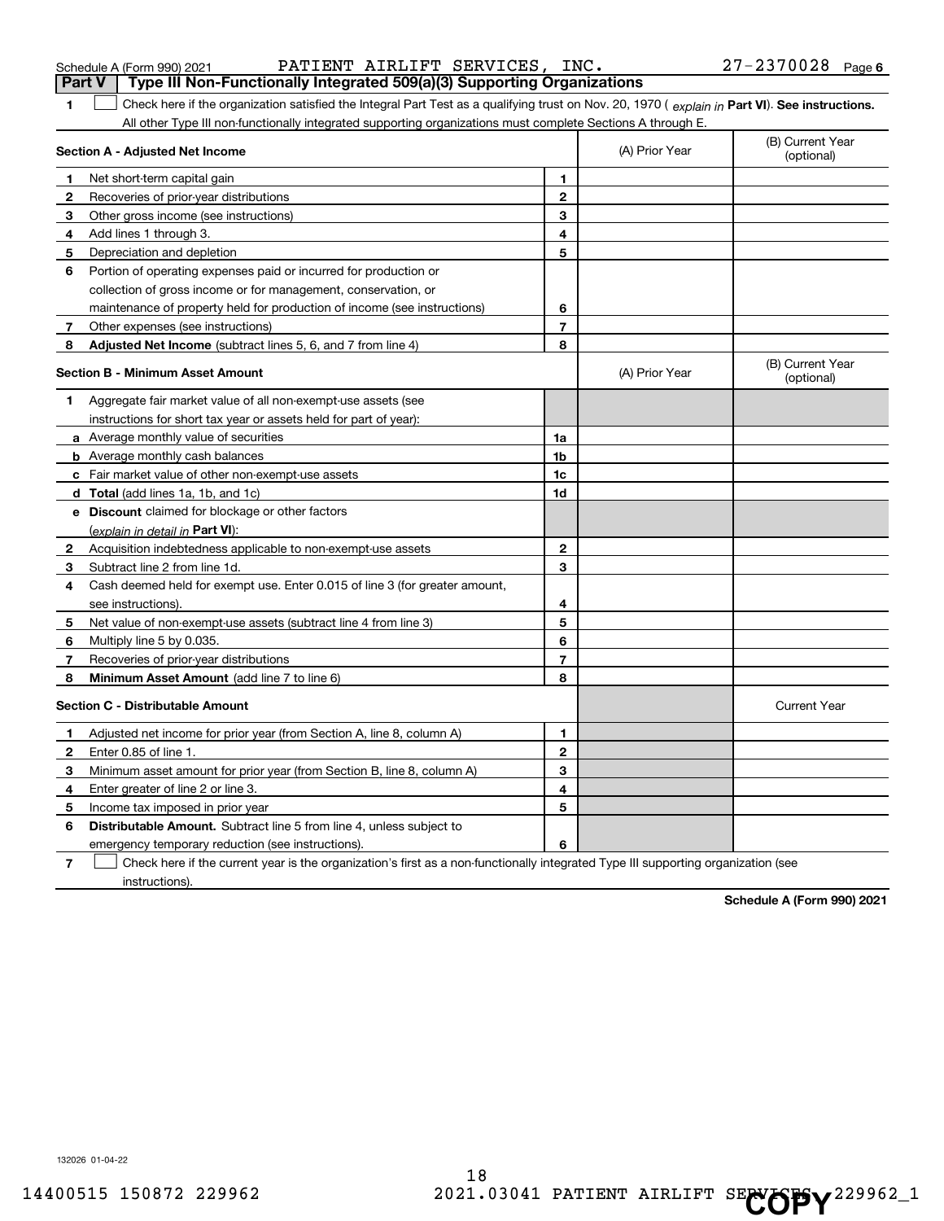Schedule A (Form 990) 2021 PATIENT AIRLIFT SERVICES, INC. 27-2370028 Page 6

**Part V | Type III Non-Functionally Integrated 509(a)(3) Supporting Organizations**

**1** ☐ Check here if the organization satisfied the Integral Part Test as a qualifying trust on Nov. 20, 1970 (*explain in* **Part VI**). **See instructions.** All other Type III non-functionally integrated supporting organizations must complete Sections A through E.

| **Section A - Adjusted Net Income** | | | (A) Prior Year | (B) Current Year (optional) |
|---|---|---|---|---|
| **1** | Net short-term capital gain | 1 | | |
| **2** | Recoveries of prior-year distributions | 2 | | |
| **3** | Other gross income (see instructions) | 3 | | |
| **4** | Add lines 1 through 3. | 4 | | |
| **5** | Depreciation and depletion | 5 | | |
| **6** | Portion of operating expenses paid or incurred for production or collection of gross income or for management, conservation, or maintenance of property held for production of income (see instructions) | 6 | | |
| **7** | Other expenses (see instructions) | 7 | | |
| **8** | **Adjusted Net Income** (subtract lines 5, 6, and 7 from line 4) | 8 | | |

| **Section B - Minimum Asset Amount** | | | (A) Prior Year | (B) Current Year (optional) |
|---|---|---|---|---|
| **1** | Aggregate fair market value of all non-exempt-use assets (see instructions for short tax year or assets held for part of year): | | | |
| **a** | Average monthly value of securities | 1a | | |
| **b** | Average monthly cash balances | 1b | | |
| **c** | Fair market value of other non-exempt-use assets | 1c | | |
| **d** | **Total** (add lines 1a, 1b, and 1c) | 1d | | |
| **e** | **Discount** claimed for blockage or other factors (*explain in detail in* **Part VI**): | | | |
| **2** | Acquisition indebtedness applicable to non-exempt-use assets | 2 | | |
| **3** | Subtract line 2 from line 1d. | 3 | | |
| **4** | Cash deemed held for exempt use. Enter 0.015 of line 3 (for greater amount, see instructions). | 4 | | |
| **5** | Net value of non-exempt-use assets (subtract line 4 from line 3) | 5 | | |
| **6** | Multiply line 5 by 0.035. | 6 | | |
| **7** | Recoveries of prior-year distributions | 7 | | |
| **8** | **Minimum Asset Amount** (add line 7 to line 6) | 8 | | |

| **Section C - Distributable Amount** | | | | Current Year |
|---|---|---|---|---|
| **1** | Adjusted net income for prior year (from Section A, line 8, column A) | 1 | | |
| **2** | Enter 0.85 of line 1. | 2 | | |
| **3** | Minimum asset amount for prior year (from Section B, line 8, column A) | 3 | | |
| **4** | Enter greater of line 2 or line 3. | 4 | | |
| **5** | Income tax imposed in prior year | 5 | | |
| **6** | **Distributable Amount.** Subtract line 5 from line 4, unless subject to emergency temporary reduction (see instructions). | 6 | | |

**7** ☐ Check here if the current year is the organization's first as a non-functionally integrated Type III supporting organization (see instructions).

**Schedule A (Form 990) 2021**

132026 01-04-22

14400515 150872 229962 2021.03041 PATIENT AIRLIFT SERVICES 229962_1

COPY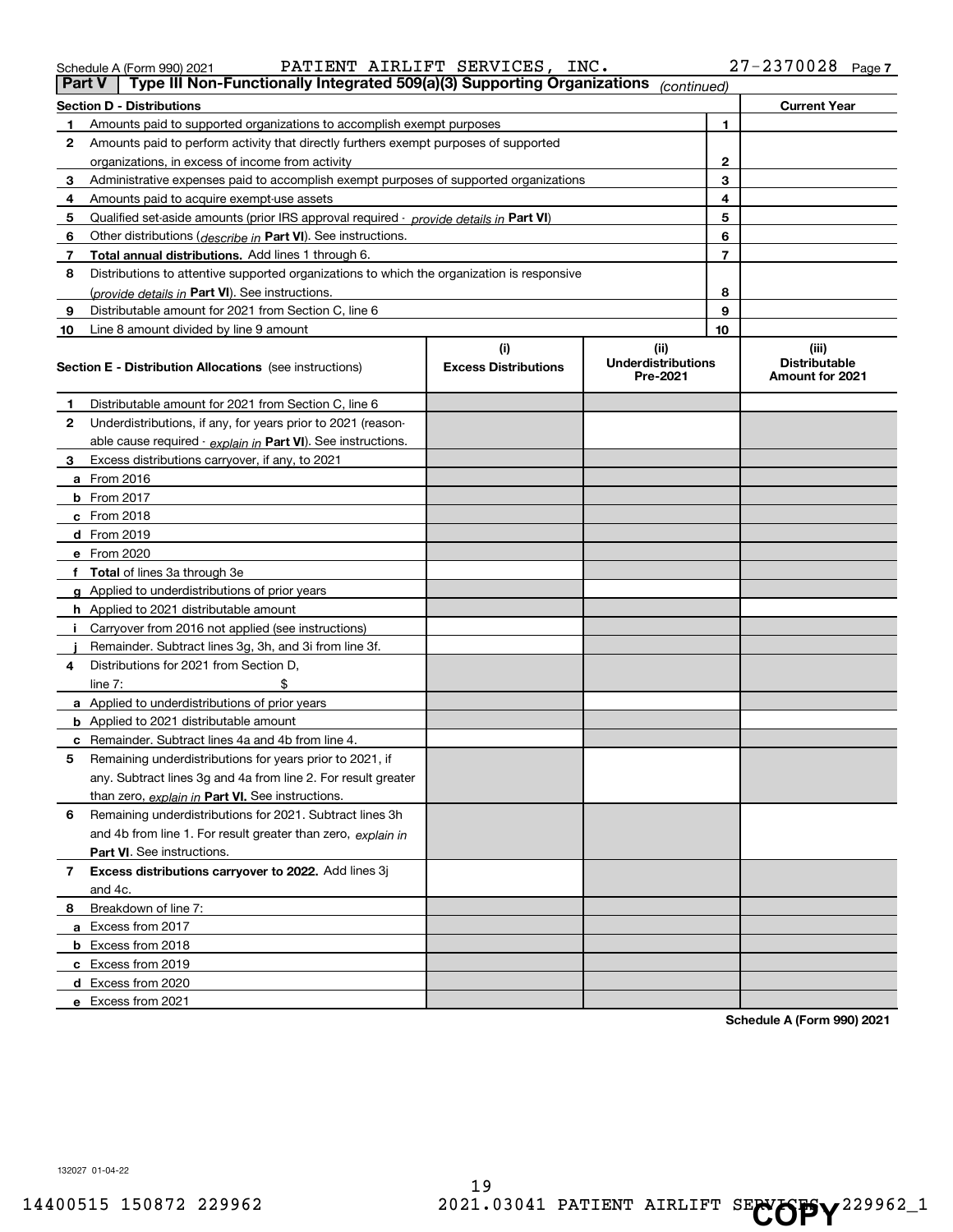Schedule A (Form 990) 2021 PATIENT AIRLIFT SERVICES, INC. 27-2370028 Page 7

## Part V | Type III Non-Functionally Integrated 509(a)(3) Supporting Organizations *(continued)*

| Section D - Distributions | | | Current Year |
|---|---|---|---|
| 1 | Amounts paid to supported organizations to accomplish exempt purposes | 1 | |
| 2 | Amounts paid to perform activity that directly furthers exempt purposes of supported organizations, in excess of income from activity | 2 | |
| 3 | Administrative expenses paid to accomplish exempt purposes of supported organizations | 3 | |
| 4 | Amounts paid to acquire exempt-use assets | 4 | |
| 5 | Qualified set-aside amounts (prior IRS approval required - *provide details in* **Part VI**) | 5 | |
| 6 | Other distributions (*describe in* **Part VI**). See instructions. | 6 | |
| 7 | **Total annual distributions.** Add lines 1 through 6. | 7 | |
| 8 | Distributions to attentive supported organizations to which the organization is responsive (*provide details in* **Part VI**). See instructions. | 8 | |
| 9 | Distributable amount for 2021 from Section C, line 6 | 9 | |
| 10 | Line 8 amount divided by line 9 amount | 10 | |

| Section E - Distribution Allocations (see instructions) | (i) Excess Distributions | (ii) Underdistributions Pre-2021 | (iii) Distributable Amount for 2021 |
|---|---|---|---|
| **1** Distributable amount for 2021 from Section C, line 6 | | | |
| **2** Underdistributions, if any, for years prior to 2021 (reasonable cause required - *explain in* **Part VI**). See instructions. | | | |
| **3** Excess distributions carryover, if any, to 2021 | | | |
| **a** From 2016 | | | |
| **b** From 2017 | | | |
| **c** From 2018 | | | |
| **d** From 2019 | | | |
| **e** From 2020 | | | |
| **f** **Total** of lines 3a through 3e | | | |
| **g** Applied to underdistributions of prior years | | | |
| **h** Applied to 2021 distributable amount | | | |
| **i** Carryover from 2016 not applied (see instructions) | | | |
| **j** Remainder. Subtract lines 3g, 3h, and 3i from line 3f. | | | |
| **4** Distributions for 2021 from Section D, line 7: $ | | | |
| **a** Applied to underdistributions of prior years | | | |
| **b** Applied to 2021 distributable amount | | | |
| **c** Remainder. Subtract lines 4a and 4b from line 4. | | | |
| **5** Remaining underdistributions for years prior to 2021, if any. Subtract lines 3g and 4a from line 2. For result greater than zero, *explain in* **Part VI.** See instructions. | | | |
| **6** Remaining underdistributions for 2021. Subtract lines 3h and 4b from line 1. For result greater than zero, *explain in* **Part VI**. See instructions. | | | |
| **7** **Excess distributions carryover to 2022.** Add lines 3j and 4c. | | | |
| **8** Breakdown of line 7: | | | |
| **a** Excess from 2017 | | | |
| **b** Excess from 2018 | | | |
| **c** Excess from 2019 | | | |
| **d** Excess from 2020 | | | |
| **e** Excess from 2021 | | | |

**Schedule A (Form 990) 2021**

132027 01-04-22

14400515 150872 229962 2021.03041 PATIENT AIRLIFT SERVICES 229962_1

COPY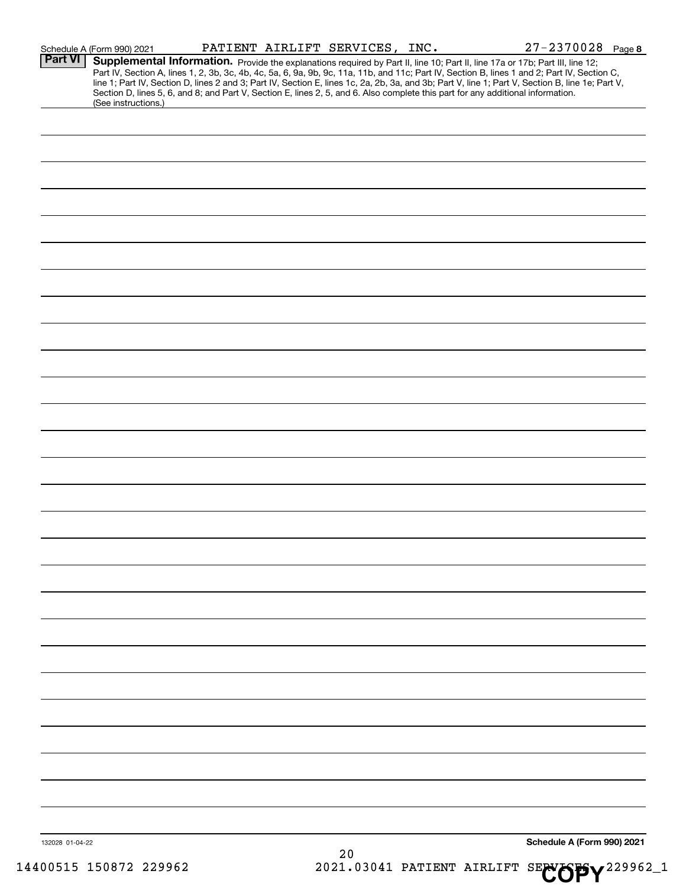Schedule A (Form 990) 2021 PATIENT AIRLIFT SERVICES, INC. 27-2370028 Page 8

**Part VI** **Supplemental Information.** Provide the explanations required by Part II, line 10; Part II, line 17a or 17b; Part III, line 12; Part IV, Section A, lines 1, 2, 3b, 3c, 4b, 4c, 5a, 6, 9a, 9b, 9c, 11a, 11b, and 11c; Part IV, Section B, lines 1 and 2; Part IV, Section C, line 1; Part IV, Section D, lines 2 and 3; Part IV, Section E, lines 1c, 2a, 2b, 3a, and 3b; Part V, line 1; Part V, Section B, line 1e; Part V, Section D, lines 5, 6, and 8; and Part V, Section E, lines 2, 5, and 6. Also complete this part for any additional information. (See instructions.)

132028 01-04-22

**Schedule A (Form 990) 2021**

14400515 150872 229962 2021.03041 PATIENT AIRLIFT SERVICES 229962_1

COPY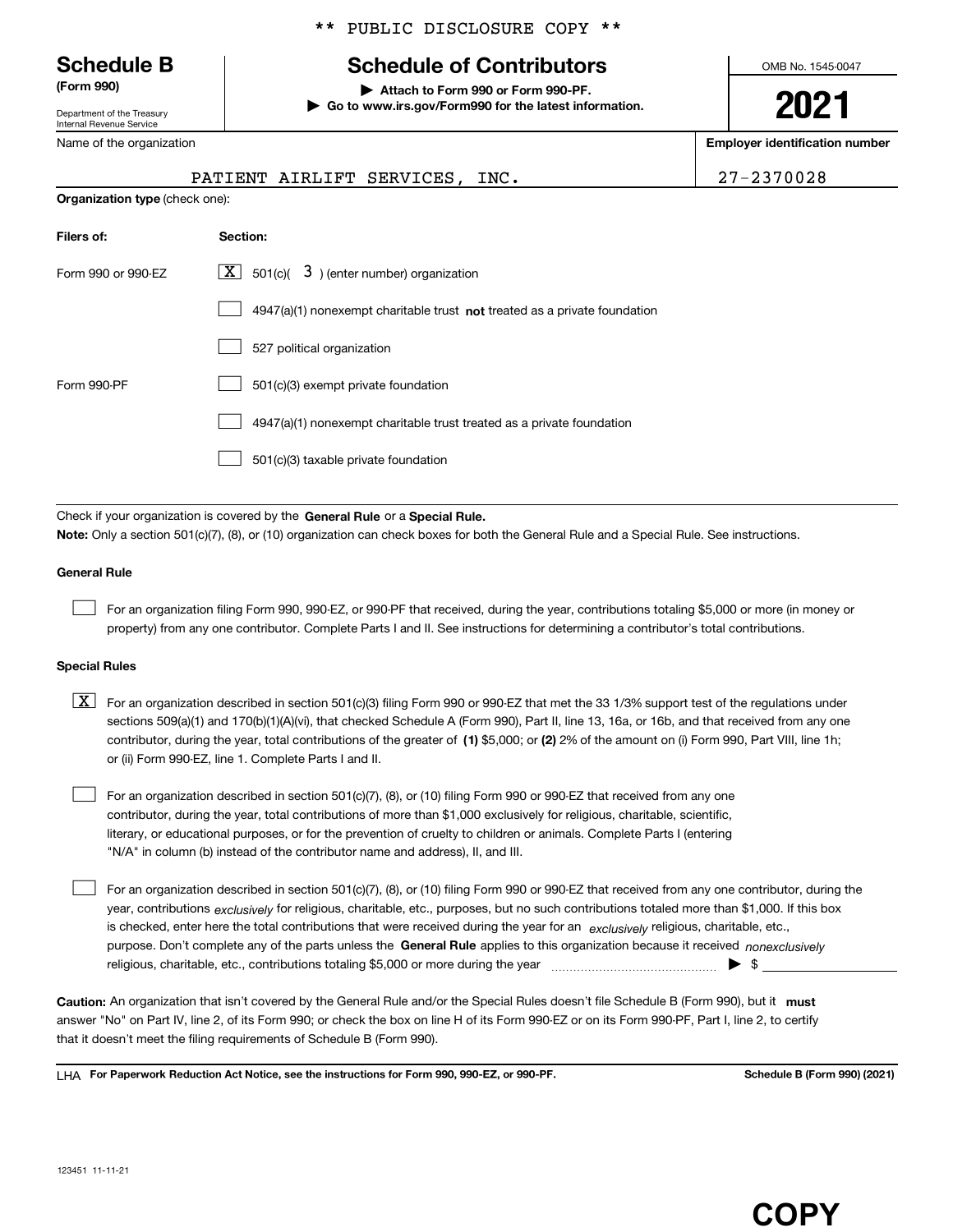** PUBLIC DISCLOSURE COPY **

**Schedule B**
**(Form 990)**

Department of the Treasury
Internal Revenue Service

# Schedule of Contributors

▶ **Attach to Form 990 or Form 990-PF.**
▶ **Go to www.irs.gov/Form990 for the latest information.**

OMB No. 1545-0047

**2021**

Name of the organization: PATIENT AIRLIFT SERVICES, INC.

**Employer identification number**: 27-2370028

**Organization type** (check one):

| **Filers of:** | **Section:** |
|---|---|
| Form 990 or 990-EZ | [X] 501(c)( 3 ) (enter number) organization |
| | [ ] 4947(a)(1) nonexempt charitable trust **not** treated as a private foundation |
| | [ ] 527 political organization |
| Form 990-PF | [ ] 501(c)(3) exempt private foundation |
| | [ ] 4947(a)(1) nonexempt charitable trust treated as a private foundation |
| | [ ] 501(c)(3) taxable private foundation |

Check if your organization is covered by the **General Rule** or a **Special Rule.**

**Note:** Only a section 501(c)(7), (8), or (10) organization can check boxes for both the General Rule and a Special Rule. See instructions.

**General Rule**

[ ] For an organization filing Form 990, 990-EZ, or 990-PF that received, during the year, contributions totaling $5,000 or more (in money or property) from any one contributor. Complete Parts I and II. See instructions for determining a contributor's total contributions.

**Special Rules**

[X] For an organization described in section 501(c)(3) filing Form 990 or 990-EZ that met the 33 1/3% support test of the regulations under sections 509(a)(1) and 170(b)(1)(A)(vi), that checked Schedule A (Form 990), Part II, line 13, 16a, or 16b, and that received from any one contributor, during the year, total contributions of the greater of **(1)** $5,000; or **(2)** 2% of the amount on (i) Form 990, Part VIII, line 1h; or (ii) Form 990-EZ, line 1. Complete Parts I and II.

[ ] For an organization described in section 501(c)(7), (8), or (10) filing Form 990 or 990-EZ that received from any one contributor, during the year, total contributions of more than $1,000 exclusively for religious, charitable, scientific, literary, or educational purposes, or for the prevention of cruelty to children or animals. Complete Parts I (entering "N/A" in column (b) instead of the contributor name and address), II, and III.

[ ] For an organization described in section 501(c)(7), (8), or (10) filing Form 990 or 990-EZ that received from any one contributor, during the year, contributions *exclusively* for religious, charitable, etc., purposes, but no such contributions totaled more than $1,000. If this box is checked, enter here the total contributions that were received during the year for an *exclusively* religious, charitable, etc., purpose. Don't complete any of the parts unless the **General Rule** applies to this organization because it received *nonexclusively* religious, charitable, etc., contributions totaling $5,000 or more during the year ▶ $

**Caution:** An organization that isn't covered by the General Rule and/or the Special Rules doesn't file Schedule B (Form 990), but it **must** answer "No" on Part IV, line 2, of its Form 990; or check the box on line H of its Form 990-EZ or on its Form 990-PF, Part I, line 2, to certify that it doesn't meet the filing requirements of Schedule B (Form 990).

LHA **For Paperwork Reduction Act Notice, see the instructions for Form 990, 990-EZ, or 990-PF.** **Schedule B (Form 990) (2021)**

123451 11-11-21

**COPY**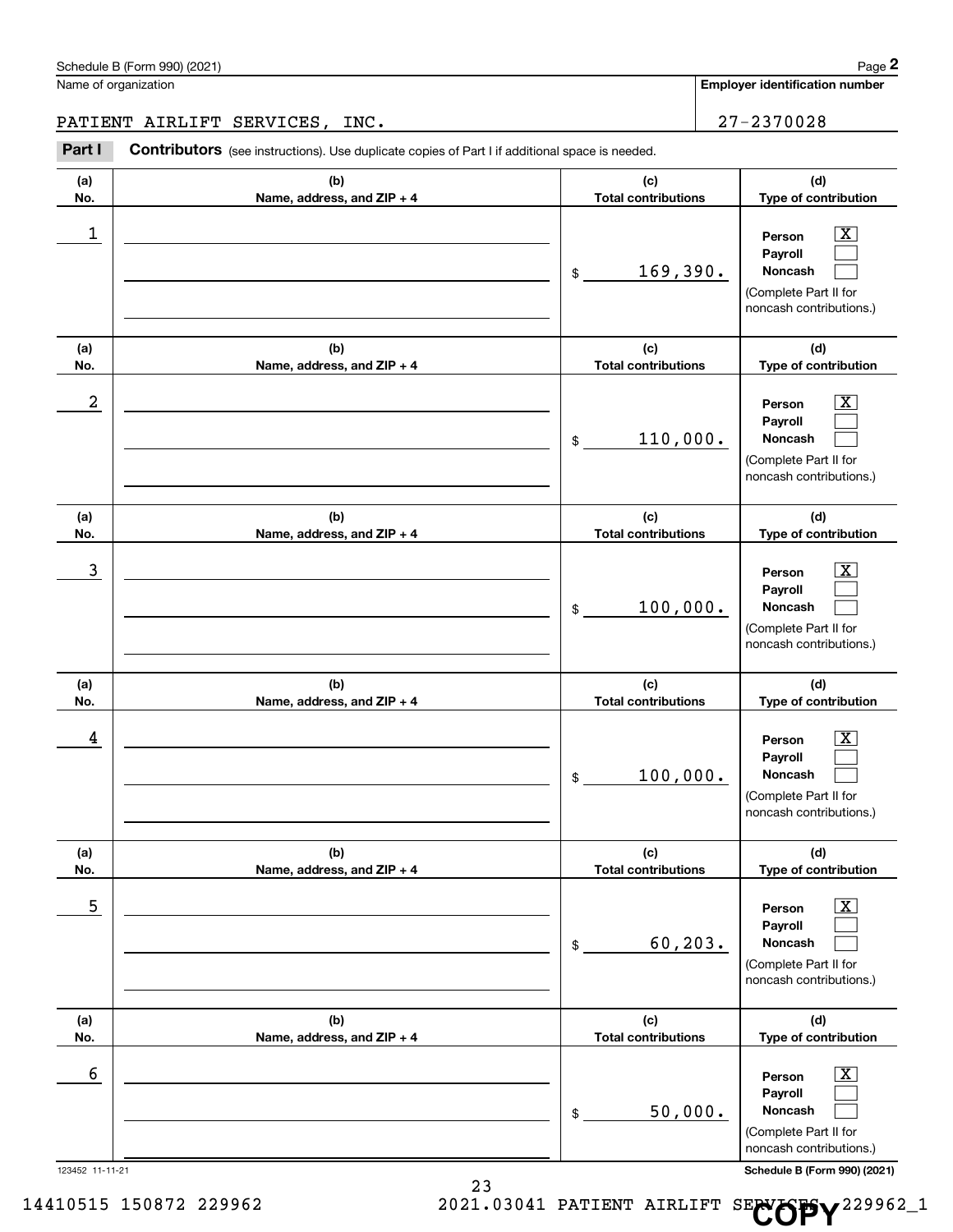Schedule B (Form 990) (2021) Page **2**

Name of organization: PATIENT AIRLIFT SERVICES, INC.

**Employer identification number:** 27-2370028

**Part I** **Contributors** (see instructions). Use duplicate copies of Part I if additional space is needed.

| (a) No. | (b) Name, address, and ZIP + 4 | (c) Total contributions | (d) Type of contribution |
|---|---|---|---|
| 1 | | $ 169,390. | Person [X] Payroll [ ] Noncash [ ] (Complete Part II for noncash contributions.) |
| 2 | | $ 110,000. | Person [X] Payroll [ ] Noncash [ ] (Complete Part II for noncash contributions.) |
| 3 | | $ 100,000. | Person [X] Payroll [ ] Noncash [ ] (Complete Part II for noncash contributions.) |
| 4 | | $ 100,000. | Person [X] Payroll [ ] Noncash [ ] (Complete Part II for noncash contributions.) |
| 5 | | $ 60,203. | Person [X] Payroll [ ] Noncash [ ] (Complete Part II for noncash contributions.) |
| 6 | | $ 50,000. | Person [X] Payroll [ ] Noncash [ ] (Complete Part II for noncash contributions.) |

123452 11-11-21 **Schedule B (Form 990) (2021)**

14410515 150872 229962 2021.03041 PATIENT AIRLIFT SERVICES 229962_1

COPY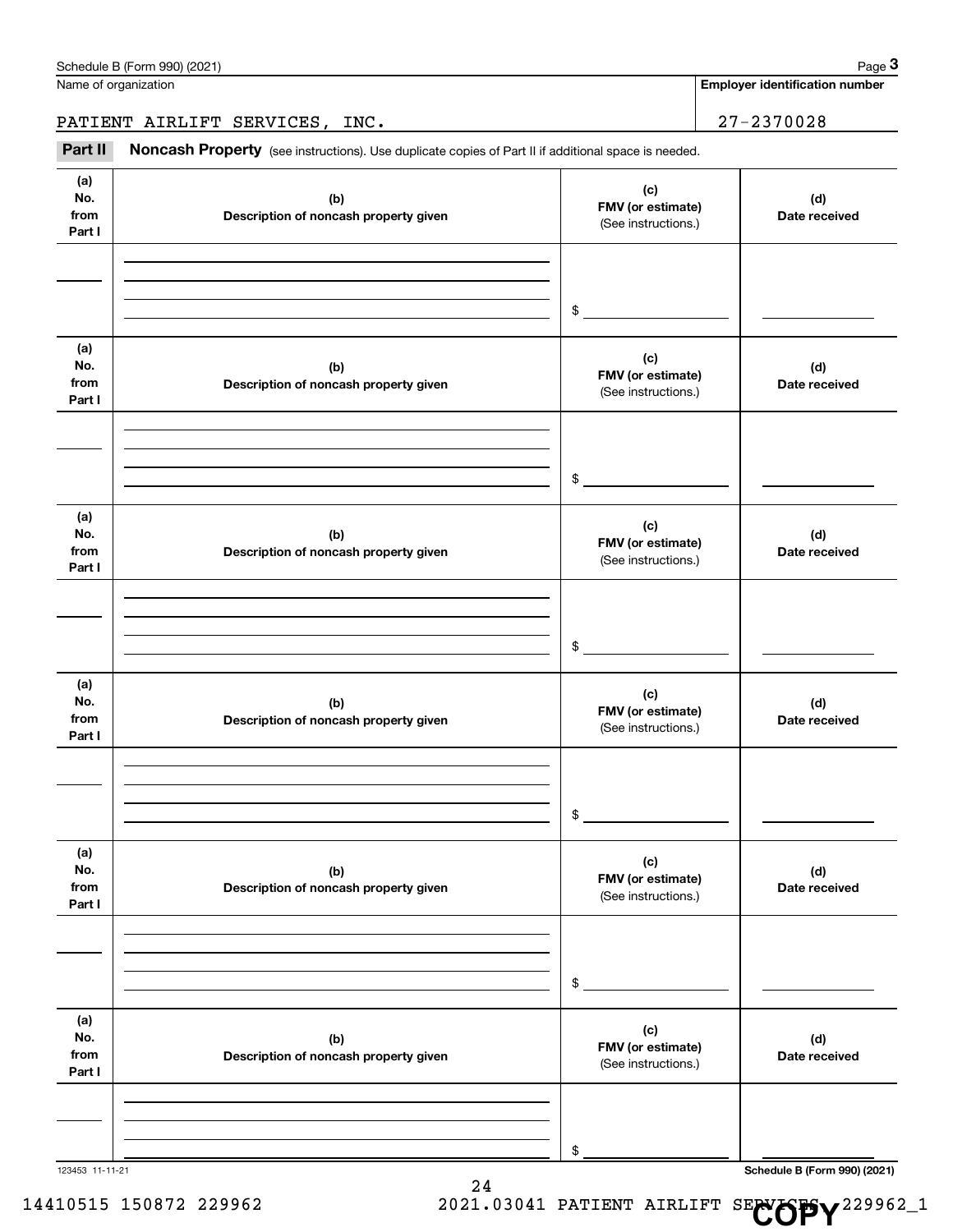Schedule B (Form 990) (2021) Page **3**

Name of organization: PATIENT AIRLIFT SERVICES, INC.

**Employer identification number**: 27-2370028

**Part II** **Noncash Property** (see instructions). Use duplicate copies of Part II if additional space is needed.

| (a) No. from Part I | (b) Description of noncash property given | (c) FMV (or estimate) (See instructions.) | (d) Date received |
|---|---|---|---|
| | | $ | |

| (a) No. from Part I | (b) Description of noncash property given | (c) FMV (or estimate) (See instructions.) | (d) Date received |
|---|---|---|---|
| | | $ | |

| (a) No. from Part I | (b) Description of noncash property given | (c) FMV (or estimate) (See instructions.) | (d) Date received |
|---|---|---|---|
| | | $ | |

| (a) No. from Part I | (b) Description of noncash property given | (c) FMV (or estimate) (See instructions.) | (d) Date received |
|---|---|---|---|
| | | $ | |

| (a) No. from Part I | (b) Description of noncash property given | (c) FMV (or estimate) (See instructions.) | (d) Date received |
|---|---|---|---|
| | | $ | |

| (a) No. from Part I | (b) Description of noncash property given | (c) FMV (or estimate) (See instructions.) | (d) Date received |
|---|---|---|---|
| | | $ | |

123453 11-11-21

**Schedule B (Form 990) (2021)**

14410515 150872 229962 2021.03041 PATIENT AIRLIFT SERVICES 229962_1

COPY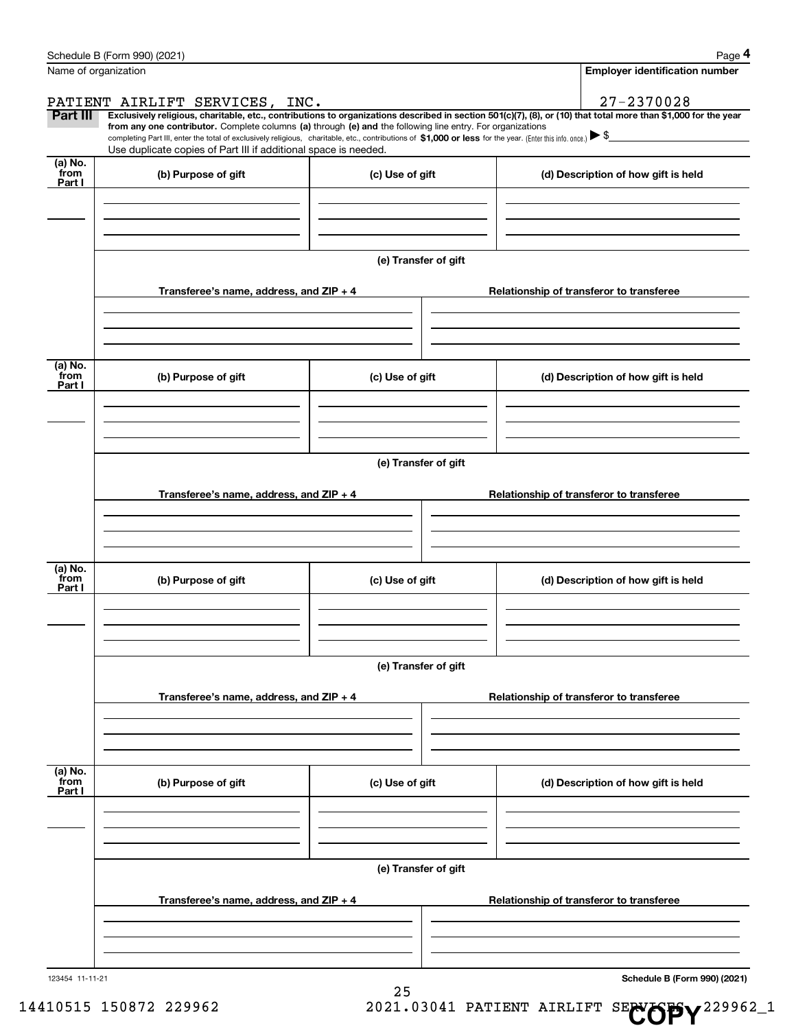Schedule B (Form 990) (2021) Page **4**

Name of organization

PATIENT AIRLIFT SERVICES, INC.

**Employer identification number**

27-2370028

**Part III** **Exclusively religious, charitable, etc., contributions to organizations described in section 501(c)(7), (8), or (10) that total more than $1,000 for the year from any one contributor.** Complete columns **(a)** through **(e) and** the following line entry. For organizations completing Part III, enter the total of exclusively religious, charitable, etc., contributions of **$1,000 or less** for the year. (Enter this info. once.) ▶ $

Use duplicate copies of Part III if additional space is needed.

| (a) No. from Part I | (b) Purpose of gift | (c) Use of gift | (d) Description of how gift is held |
| --- | --- | --- | --- |
| | | | |

**(e) Transfer of gift**

| Transferee's name, address, and ZIP + 4 | Relationship of transferor to transferee |
| --- | --- |
| | |

| (a) No. from Part I | (b) Purpose of gift | (c) Use of gift | (d) Description of how gift is held |
| --- | --- | --- | --- |
| | | | |

**(e) Transfer of gift**

| Transferee's name, address, and ZIP + 4 | Relationship of transferor to transferee |
| --- | --- |
| | |

| (a) No. from Part I | (b) Purpose of gift | (c) Use of gift | (d) Description of how gift is held |
| --- | --- | --- | --- |
| | | | |

**(e) Transfer of gift**

| Transferee's name, address, and ZIP + 4 | Relationship of transferor to transferee |
| --- | --- |
| | |

| (a) No. from Part I | (b) Purpose of gift | (c) Use of gift | (d) Description of how gift is held |
| --- | --- | --- | --- |
| | | | |

**(e) Transfer of gift**

| Transferee's name, address, and ZIP + 4 | Relationship of transferor to transferee |
| --- | --- |
| | |

123454 11-11-21

**Schedule B (Form 990) (2021)**

14410515 150872 229962 2021.03041 PATIENT AIRLIFT SERVICES 229962_1

COPY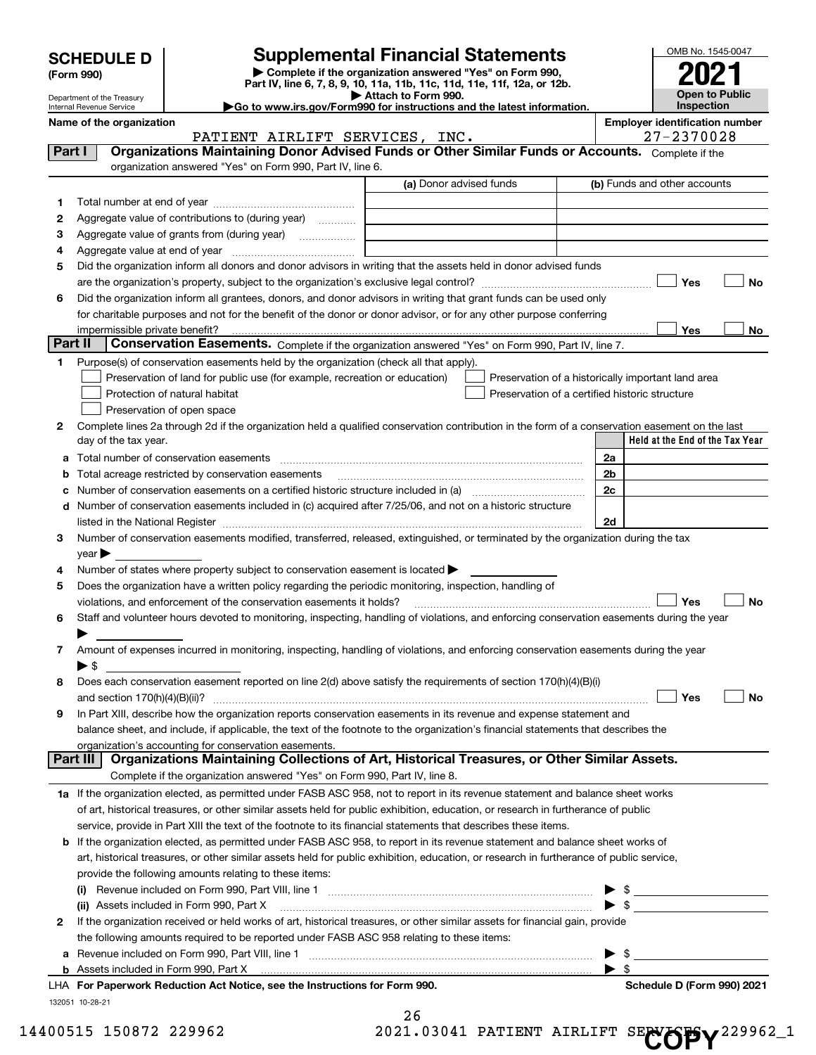# SCHEDULE D (Form 990)

Department of the Treasury
Internal Revenue Service

## Supplemental Financial Statements

▶ Complete if the organization answered "Yes" on Form 990, Part IV, line 6, 7, 8, 9, 10, 11a, 11b, 11c, 11d, 11e, 11f, 12a, or 12b.
▶ Attach to Form 990.
▶Go to www.irs.gov/Form990 for instructions and the latest information.

OMB No. 1545-0047

**2021**

**Open to Public Inspection**

**Name of the organization:** PATIENT AIRLIFT SERVICES, INC.

**Employer identification number:** 27-2370028

### Part I Organizations Maintaining Donor Advised Funds or Other Similar Funds or Accounts. Complete if the organization answered "Yes" on Form 990, Part IV, line 6.

| | | (a) Donor advised funds | (b) Funds and other accounts |
|---|---|---|---|
| 1 | Total number at end of year | | |
| 2 | Aggregate value of contributions to (during year) | | |
| 3 | Aggregate value of grants from (during year) | | |
| 4 | Aggregate value at end of year | | |

5 Did the organization inform all donors and donor advisors in writing that the assets held in donor advised funds are the organization's property, subject to the organization's exclusive legal control? ☐ Yes ☐ No

6 Did the organization inform all grantees, donors, and donor advisors in writing that grant funds can be used only for charitable purposes and not for the benefit of the donor or donor advisor, or for any other purpose conferring impermissible private benefit? ☐ Yes ☐ No

### Part II Conservation Easements. Complete if the organization answered "Yes" on Form 990, Part IV, line 7.

1 Purpose(s) of conservation easements held by the organization (check all that apply).

- ☐ Preservation of land for public use (for example, recreation or education)
- ☐ Protection of natural habitat
- ☐ Preservation of open space
- ☐ Preservation of a historically important land area
- ☐ Preservation of a certified historic structure

2 Complete lines 2a through 2d if the organization held a qualified conservation contribution in the form of a conservation easement on the last day of the tax year.

| | | | Held at the End of the Tax Year |
|---|---|---|---|
| a | Total number of conservation easements | 2a | |
| b | Total acreage restricted by conservation easements | 2b | |
| c | Number of conservation easements on a certified historic structure included in (a) | 2c | |
| d | Number of conservation easements included in (c) acquired after 7/25/06, and not on a historic structure listed in the National Register | 2d | |

3 Number of conservation easements modified, transferred, released, extinguished, or terminated by the organization during the tax year ▶

4 Number of states where property subject to conservation easement is located ▶

5 Does the organization have a written policy regarding the periodic monitoring, inspection, handling of violations, and enforcement of the conservation easements it holds? ☐ Yes ☐ No

6 Staff and volunteer hours devoted to monitoring, inspecting, handling of violations, and enforcing conservation easements during the year ▶

7 Amount of expenses incurred in monitoring, inspecting, handling of violations, and enforcing conservation easements during the year ▶ $

8 Does each conservation easement reported on line 2(d) above satisfy the requirements of section 170(h)(4)(B)(i) and section 170(h)(4)(B)(ii)? ☐ Yes ☐ No

9 In Part XIII, describe how the organization reports conservation easements in its revenue and expense statement and balance sheet, and include, if applicable, the text of the footnote to the organization's financial statements that describes the organization's accounting for conservation easements.

### Part III Organizations Maintaining Collections of Art, Historical Treasures, or Other Similar Assets. Complete if the organization answered "Yes" on Form 990, Part IV, line 8.

1a If the organization elected, as permitted under FASB ASC 958, not to report in its revenue statement and balance sheet works of art, historical treasures, or other similar assets held for public exhibition, education, or research in furtherance of public service, provide in Part XIII the text of the footnote to its financial statements that describes these items.

b If the organization elected, as permitted under FASB ASC 958, to report in its revenue statement and balance sheet works of art, historical treasures, or other similar assets held for public exhibition, education, or research in furtherance of public service, provide the following amounts relating to these items:

(i) Revenue included on Form 990, Part VIII, line 1 ▶ $

(ii) Assets included in Form 990, Part X ▶ $

2 If the organization received or held works of art, historical treasures, or other similar assets for financial gain, provide the following amounts required to be reported under FASB ASC 958 relating to these items:

a Revenue included on Form 990, Part VIII, line 1 ▶ $

b Assets included in Form 990, Part X ▶ $

LHA For Paperwork Reduction Act Notice, see the Instructions for Form 990. Schedule D (Form 990) 2021

132051 10-28-21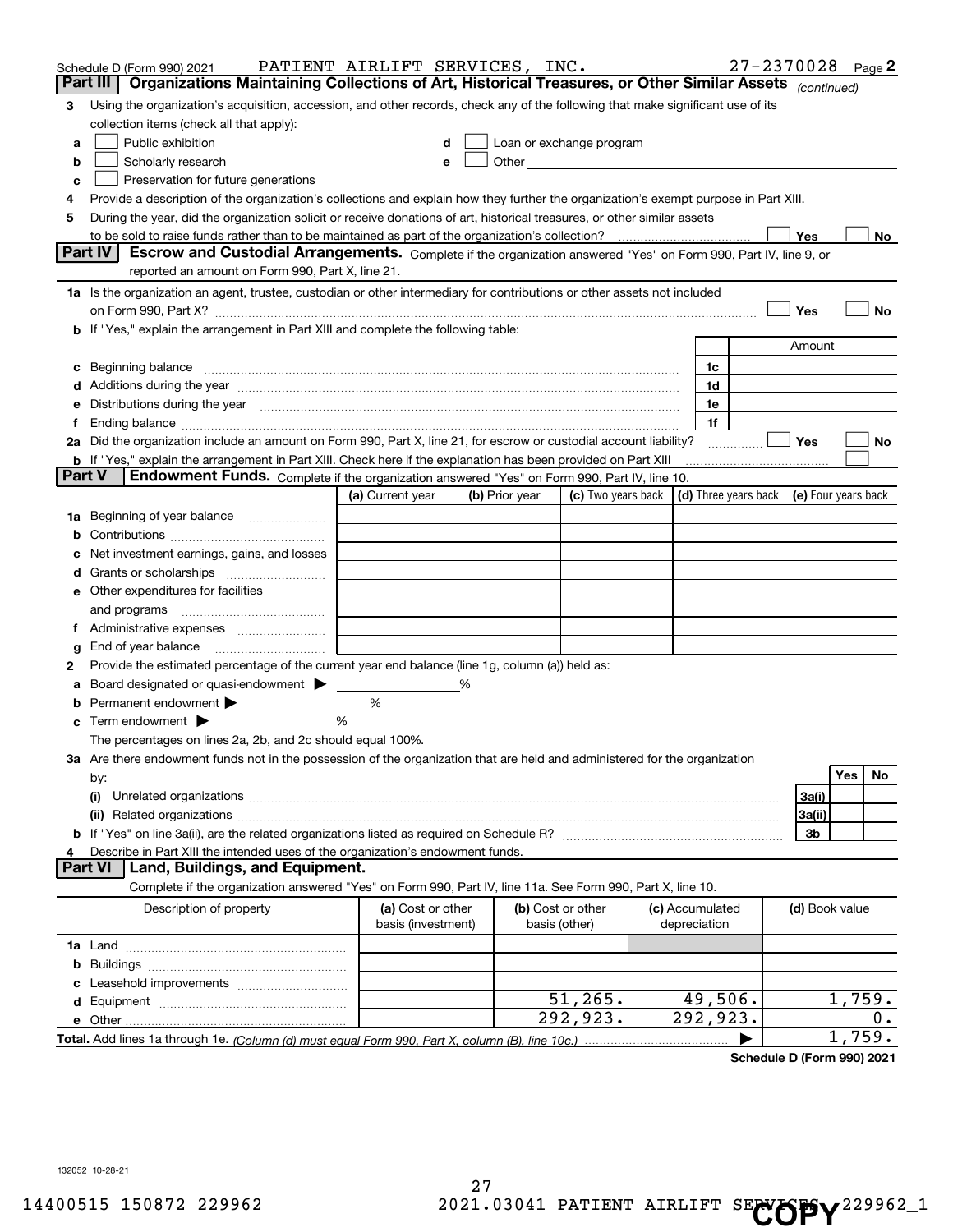Schedule D (Form 990) 2021 PATIENT AIRLIFT SERVICES, INC. 27-2370028 Page 2

## Part III Organizations Maintaining Collections of Art, Historical Treasures, or Other Similar Assets *(continued)*

**3** Using the organization's acquisition, accession, and other records, check any of the following that make significant use of its collection items (check all that apply):

- **a** ☐ Public exhibition
- **b** ☐ Scholarly research
- **c** ☐ Preservation for future generations
- **d** ☐ Loan or exchange program
- **e** ☐ Other

**4** Provide a description of the organization's collections and explain how they further the organization's exempt purpose in Part XIII.

**5** During the year, did the organization solicit or receive donations of art, historical treasures, or other similar assets to be sold to raise funds rather than to be maintained as part of the organization's collection? ☐ Yes ☐ No

## Part IV Escrow and Custodial Arrangements.

Complete if the organization answered "Yes" on Form 990, Part IV, line 9, or reported an amount on Form 990, Part X, line 21.

**1a** Is the organization an agent, trustee, custodian or other intermediary for contributions or other assets not included on Form 990, Part X? ☐ Yes ☐ No

**b** If "Yes," explain the arrangement in Part XIII and complete the following table:

| | | Amount |
|---|---|---|
| **c** Beginning balance | 1c | |
| **d** Additions during the year | 1d | |
| **e** Distributions during the year | 1e | |
| **f** Ending balance | 1f | |

**2a** Did the organization include an amount on Form 990, Part X, line 21, for escrow or custodial account liability? ☐ Yes ☐ No

**b** If "Yes," explain the arrangement in Part XIII. Check here if the explanation has been provided on Part XIII ☐

## Part V Endowment Funds.

Complete if the organization answered "Yes" on Form 990, Part IV, line 10.

| | (a) Current year | (b) Prior year | (c) Two years back | (d) Three years back | (e) Four years back |
|---|---|---|---|---|---|
| **1a** Beginning of year balance | | | | | |
| **b** Contributions | | | | | |
| **c** Net investment earnings, gains, and losses | | | | | |
| **d** Grants or scholarships | | | | | |
| **e** Other expenditures for facilities and programs | | | | | |
| **f** Administrative expenses | | | | | |
| **g** End of year balance | | | | | |

**2** Provide the estimated percentage of the current year end balance (line 1g, column (a)) held as:

- **a** Board designated or quasi-endowment ▶ ____ %
- **b** Permanent endowment ▶ ____ %
- **c** Term endowment ▶ ____ %

The percentages on lines 2a, 2b, and 2c should equal 100%.

**3a** Are there endowment funds not in the possession of the organization that are held and administered for the organization by:

| | | Yes | No |
|---|---|---|---|
| **(i)** Unrelated organizations | 3a(i) | | |
| **(ii)** Related organizations | 3a(ii) | | |
| **b** If "Yes" on line 3a(ii), are the related organizations listed as required on Schedule R? | 3b | | |

**4** Describe in Part XIII the intended uses of the organization's endowment funds.

## Part VI Land, Buildings, and Equipment.

Complete if the organization answered "Yes" on Form 990, Part IV, line 11a. See Form 990, Part X, line 10.

| Description of property | (a) Cost or other basis (investment) | (b) Cost or other basis (other) | (c) Accumulated depreciation | (d) Book value |
|---|---|---|---|---|
| **1a** Land | | | | |
| **b** Buildings | | | | |
| **c** Leasehold improvements | | | | |
| **d** Equipment | | 51,265. | 49,506. | 1,759. |
| **e** Other | | 292,923. | 292,923. | 0. |
| **Total.** Add lines 1a through 1e. *(Column (d) must equal Form 990, Part X, column (B), line 10c.)* | | | ▶ | 1,759. |

**Schedule D (Form 990) 2021**

132052 10-28-21

14400515 150872 229962 2021.03041 PATIENT AIRLIFT SERVICES 229962_1

COPY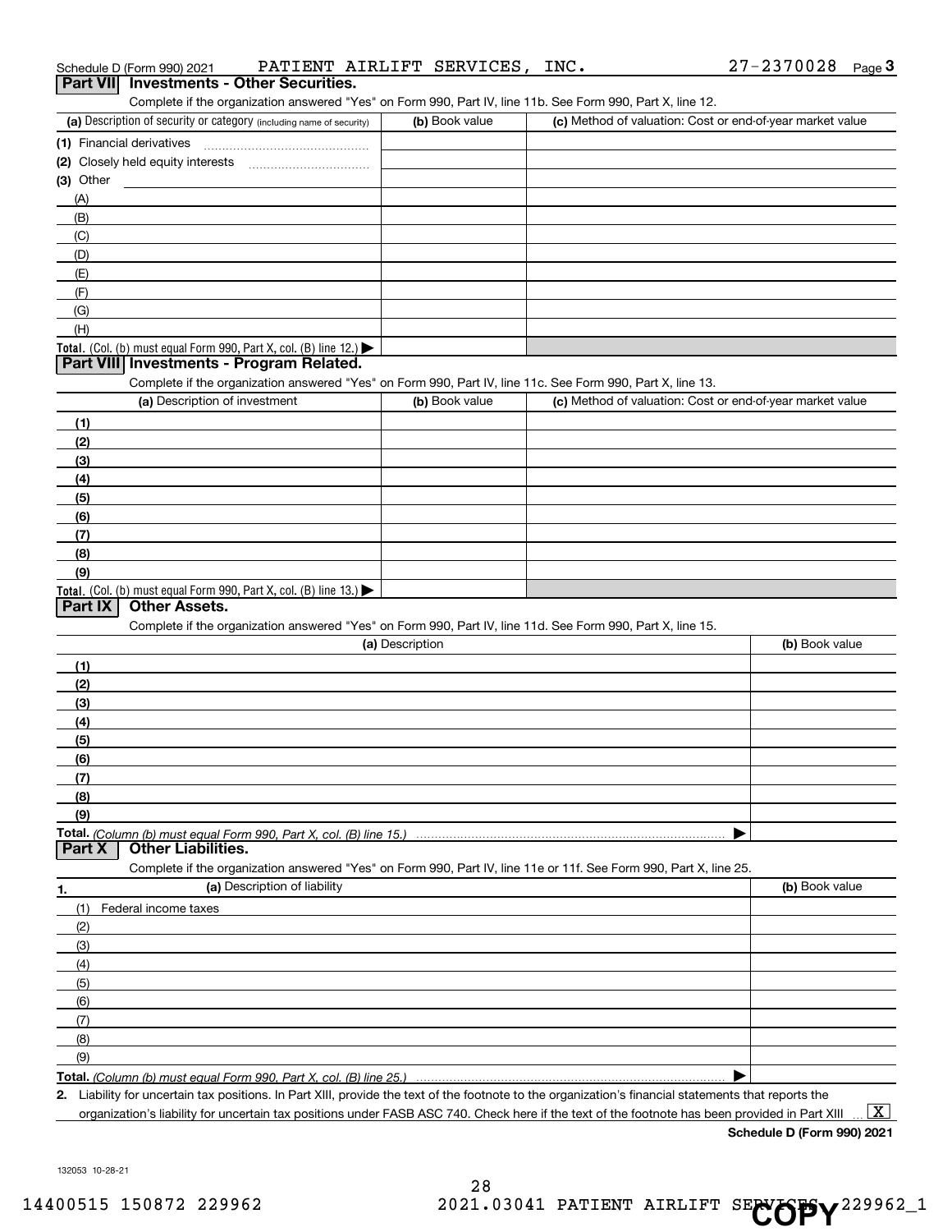Schedule D (Form 990) 2021 PATIENT AIRLIFT SERVICES, INC. 27-2370028 Page 3

## Part VII Investments - Other Securities.

Complete if the organization answered "Yes" on Form 990, Part IV, line 11b. See Form 990, Part X, line 12.

| (a) Description of security or category (including name of security) | (b) Book value | (c) Method of valuation: Cost or end-of-year market value |
|---|---|---|
| (1) Financial derivatives | | |
| (2) Closely held equity interests | | |
| (3) Other | | |
| (A) | | |
| (B) | | |
| (C) | | |
| (D) | | |
| (E) | | |
| (F) | | |
| (G) | | |
| (H) | | |
| Total. (Col. (b) must equal Form 990, Part X, col. (B) line 12.) ▶ | | |

## Part VIII Investments - Program Related.

Complete if the organization answered "Yes" on Form 990, Part IV, line 11c. See Form 990, Part X, line 13.

| (a) Description of investment | (b) Book value | (c) Method of valuation: Cost or end-of-year market value |
|---|---|---|
| (1) | | |
| (2) | | |
| (3) | | |
| (4) | | |
| (5) | | |
| (6) | | |
| (7) | | |
| (8) | | |
| (9) | | |
| Total. (Col. (b) must equal Form 990, Part X, col. (B) line 13.) ▶ | | |

## Part IX Other Assets.

Complete if the organization answered "Yes" on Form 990, Part IV, line 11d. See Form 990, Part X, line 15.

| (a) Description | (b) Book value |
|---|---|
| (1) | |
| (2) | |
| (3) | |
| (4) | |
| (5) | |
| (6) | |
| (7) | |
| (8) | |
| (9) | |
| Total. *(Column (b) must equal Form 990, Part X, col. (B) line 15.)* ▶ | |

## Part X Other Liabilities.

Complete if the organization answered "Yes" on Form 990, Part IV, line 11e or 11f. See Form 990, Part X, line 25.

| 1. (a) Description of liability | (b) Book value |
|---|---|
| (1) Federal income taxes | |
| (2) | |
| (3) | |
| (4) | |
| (5) | |
| (6) | |
| (7) | |
| (8) | |
| (9) | |
| Total. *(Column (b) must equal Form 990, Part X, col. (B) line 25.)* ▶ | |

2. Liability for uncertain tax positions. In Part XIII, provide the text of the footnote to the organization's financial statements that reports the organization's liability for uncertain tax positions under FASB ASC 740. Check here if the text of the footnote has been provided in Part XIII ... [X]

Schedule D (Form 990) 2021

132053 10-28-21

14400515 150872 229962 2021.03041 PATIENT AIRLIFT SERVICES 229962_1

COPY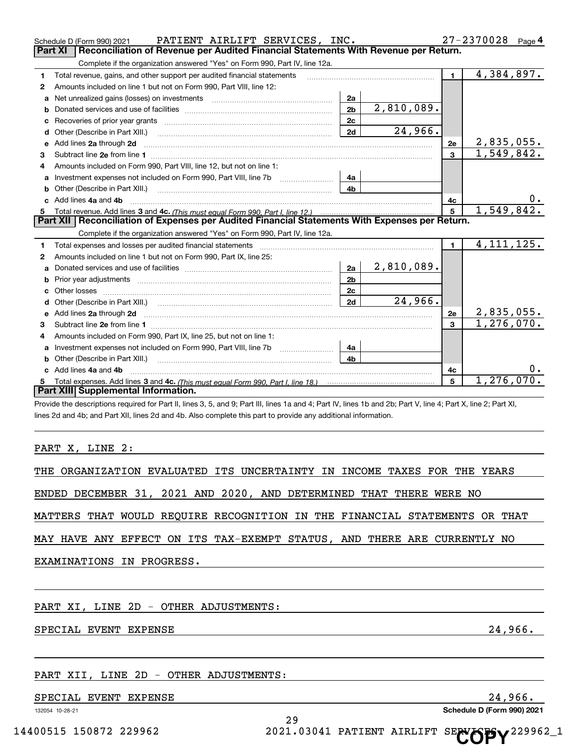Schedule D (Form 990) 2021 PATIENT AIRLIFT SERVICES, INC. 27-2370028 Page 4

## Part XI Reconciliation of Revenue per Audited Financial Statements With Revenue per Return.

Complete if the organization answered "Yes" on Form 990, Part IV, line 12a.

| | | | | | |
|---|---|---|---|---|---|
| 1 | Total revenue, gains, and other support per audited financial statements | | | 1 | 4,384,897. |
| 2 | Amounts included on line 1 but not on Form 990, Part VIII, line 12: | | | | |
| a | Net unrealized gains (losses) on investments | 2a | | | |
| b | Donated services and use of facilities | 2b | 2,810,089. | | |
| c | Recoveries of prior year grants | 2c | | | |
| d | Other (Describe in Part XIII.) | 2d | 24,966. | | |
| e | Add lines 2a through 2d | | | 2e | 2,835,055. |
| 3 | Subtract line 2e from line 1 | | | 3 | 1,549,842. |
| 4 | Amounts included on Form 990, Part VIII, line 12, but not on line 1: | | | | |
| a | Investment expenses not included on Form 990, Part VIII, line 7b | 4a | | | |
| b | Other (Describe in Part XIII.) | 4b | | | |
| c | Add lines 4a and 4b | | | 4c | 0. |
| 5 | Total revenue. Add lines 3 and 4c. *(This must equal Form 990, Part I, line 12.)* | | | 5 | 1,549,842. |

## Part XII Reconciliation of Expenses per Audited Financial Statements With Expenses per Return.

Complete if the organization answered "Yes" on Form 990, Part IV, line 12a.

| | | | | | |
|---|---|---|---|---|---|
| 1 | Total expenses and losses per audited financial statements | | | 1 | 4,111,125. |
| 2 | Amounts included on line 1 but not on Form 990, Part IX, line 25: | | | | |
| a | Donated services and use of facilities | 2a | 2,810,089. | | |
| b | Prior year adjustments | 2b | | | |
| c | Other losses | 2c | | | |
| d | Other (Describe in Part XIII.) | 2d | 24,966. | | |
| e | Add lines 2a through 2d | | | 2e | 2,835,055. |
| 3 | Subtract line 2e from line 1 | | | 3 | 1,276,070. |
| 4 | Amounts included on Form 990, Part IX, line 25, but not on line 1: | | | | |
| a | Investment expenses not included on Form 990, Part VIII, line 7b | 4a | | | |
| b | Other (Describe in Part XIII.) | 4b | | | |
| c | Add lines 4a and 4b | | | 4c | 0. |
| 5 | Total expenses. Add lines 3 and 4c. *(This must equal Form 990, Part I, line 18.)* | | | 5 | 1,276,070. |

## Part XIII Supplemental Information.

Provide the descriptions required for Part II, lines 3, 5, and 9; Part III, lines 1a and 4; Part IV, lines 1b and 2b; Part V, line 4; Part X, line 2; Part XI, lines 2d and 4b; and Part XII, lines 2d and 4b. Also complete this part to provide any additional information.

PART X, LINE 2:

THE ORGANIZATION EVALUATED ITS UNCERTAINTY IN INCOME TAXES FOR THE YEARS ENDED DECEMBER 31, 2021 AND 2020, AND DETERMINED THAT THERE WERE NO MATTERS THAT WOULD REQUIRE RECOGNITION IN THE FINANCIAL STATEMENTS OR THAT MAY HAVE ANY EFFECT ON ITS TAX-EXEMPT STATUS, AND THERE ARE CURRENTLY NO EXAMINATIONS IN PROGRESS.

PART XI, LINE 2D - OTHER ADJUSTMENTS:

SPECIAL EVENT EXPENSE 24,966.

PART XII, LINE 2D - OTHER ADJUSTMENTS:

SPECIAL EVENT EXPENSE 24,966.

132054 10-28-21 Schedule D (Form 990) 2021

14400515 150872 229962 2021.03041 PATIENT AIRLIFT SERVICES 229962_1

COPY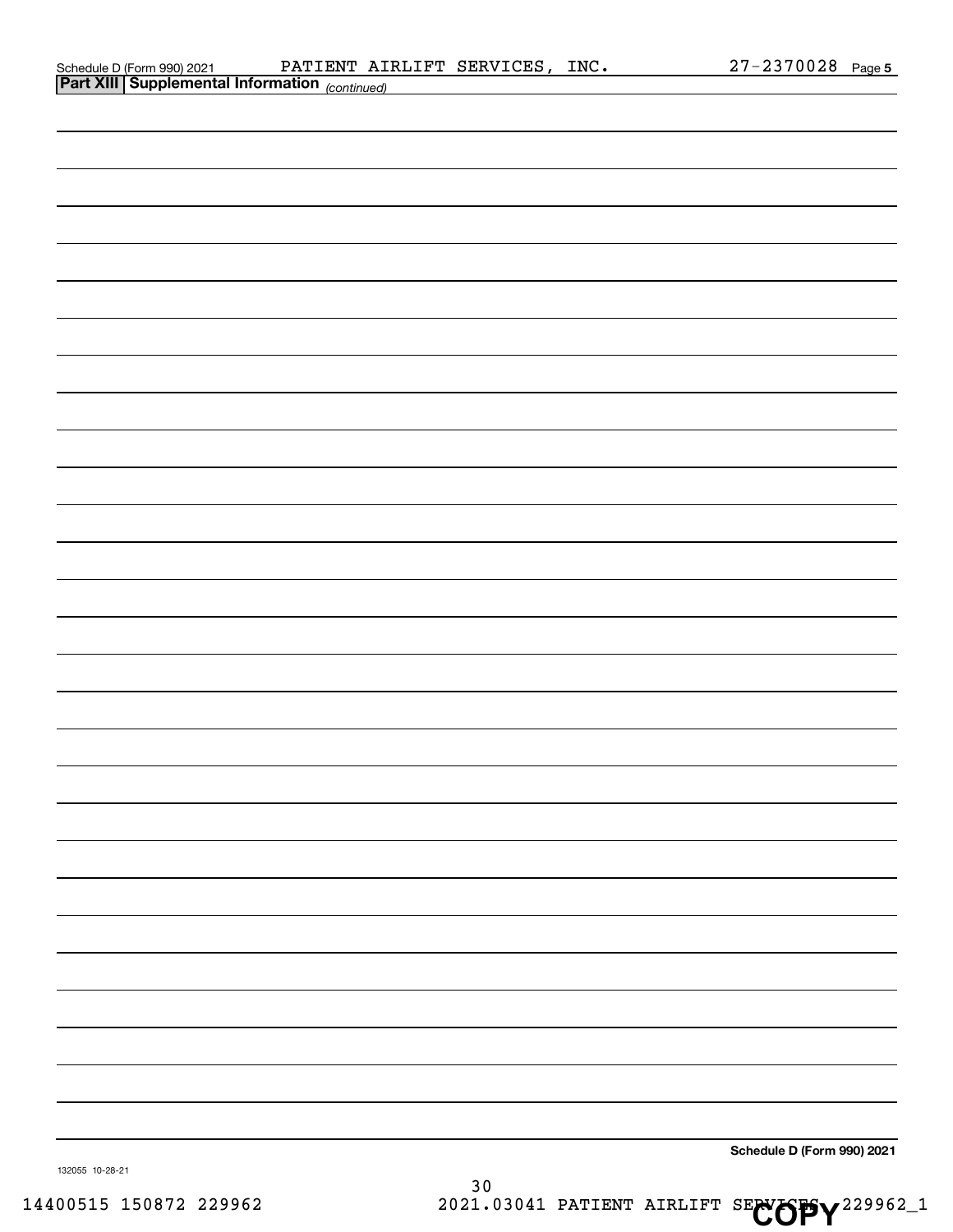Schedule D (Form 990) 2021 PATIENT AIRLIFT SERVICES, INC. 27-2370028 Page 5

## Part XIII Supplemental Information *(continued)*

Schedule D (Form 990) 2021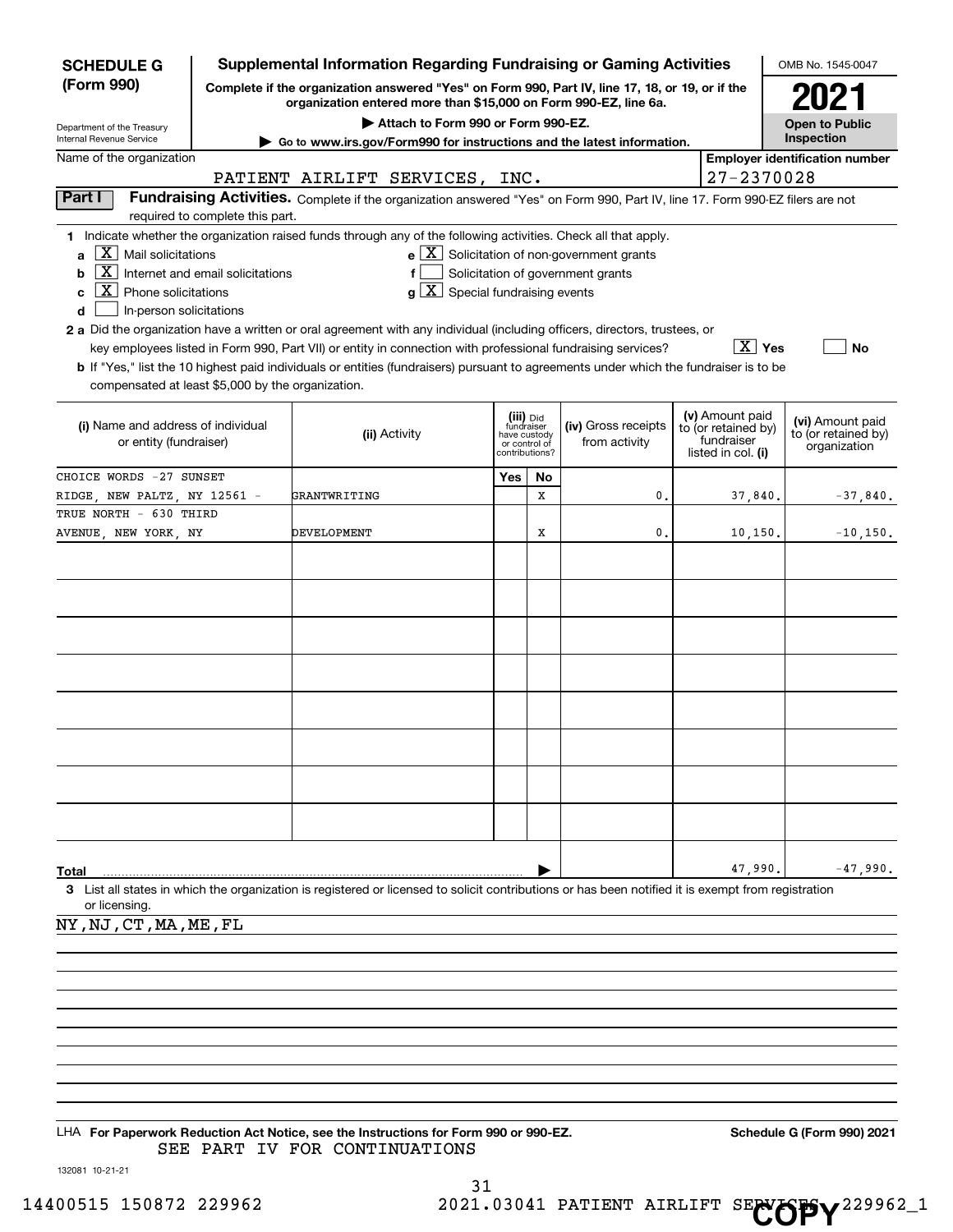**SCHEDULE G (Form 990)**

Department of the Treasury
Internal Revenue Service

# Supplemental Information Regarding Fundraising or Gaming Activities

**Complete if the organization answered "Yes" on Form 990, Part IV, line 17, 18, or 19, or if the organization entered more than $15,000 on Form 990-EZ, line 6a.**

▶ **Attach to Form 990 or Form 990-EZ.**

▶ **Go to www.irs.gov/Form990 for instructions and the latest information.**

OMB No. 1545-0047

**2021**

**Open to Public Inspection**

Name of the organization: PATIENT AIRLIFT SERVICES, INC.

**Employer identification number:** 27-2370028

**Part I** **Fundraising Activities.** Complete if the organization answered "Yes" on Form 990, Part IV, line 17. Form 990-EZ filers are not required to complete this part.

**1** Indicate whether the organization raised funds through any of the following activities. Check all that apply.

- **a** [X] Mail solicitations
- **b** [X] Internet and email solicitations
- **c** [X] Phone solicitations
- **d** [ ] In-person solicitations
- **e** [X] Solicitation of non-government grants
- **f** [ ] Solicitation of government grants
- **g** [X] Special fundraising events

**2 a** Did the organization have a written or oral agreement with any individual (including officers, directors, trustees, or key employees listed in Form 990, Part VII) or entity in connection with professional fundraising services? [X] Yes [ ] No

**b** If "Yes," list the 10 highest paid individuals or entities (fundraisers) pursuant to agreements under which the fundraiser is to be compensated at least $5,000 by the organization.

| (i) Name and address of individual or entity (fundraiser) | (ii) Activity | (iii) Did fundraiser have custody or control of contributions? Yes | No | (iv) Gross receipts from activity | (v) Amount paid to (or retained by) fundraiser listed in col. (i) | (vi) Amount paid to (or retained by) organization |
|---|---|---|---|---|---|---|
| CHOICE WORDS -27 SUNSET RIDGE, NEW PALTZ, NY 12561 - | GRANTWRITING | | X | 0. | 37,840. | -37,840. |
| TRUE NORTH - 630 THIRD AVENUE, NEW YORK, NY | DEVELOPMENT | | X | 0. | 10,150. | -10,150. |
| | | | | | | |
| | | | | | | |
| | | | | | | |
| | | | | | | |
| | | | | | | |
| | | | | | | |
| | | | | | | |
| | | | | | | |
| **Total** | | | | | 47,990. | -47,990. |

**3** List all states in which the organization is registered or licensed to solicit contributions or has been notified it is exempt from registration or licensing.

NY,NJ,CT,MA,ME,FL

LHA **For Paperwork Reduction Act Notice, see the Instructions for Form 990 or 990-EZ.** **Schedule G (Form 990) 2021**

SEE PART IV FOR CONTINUATIONS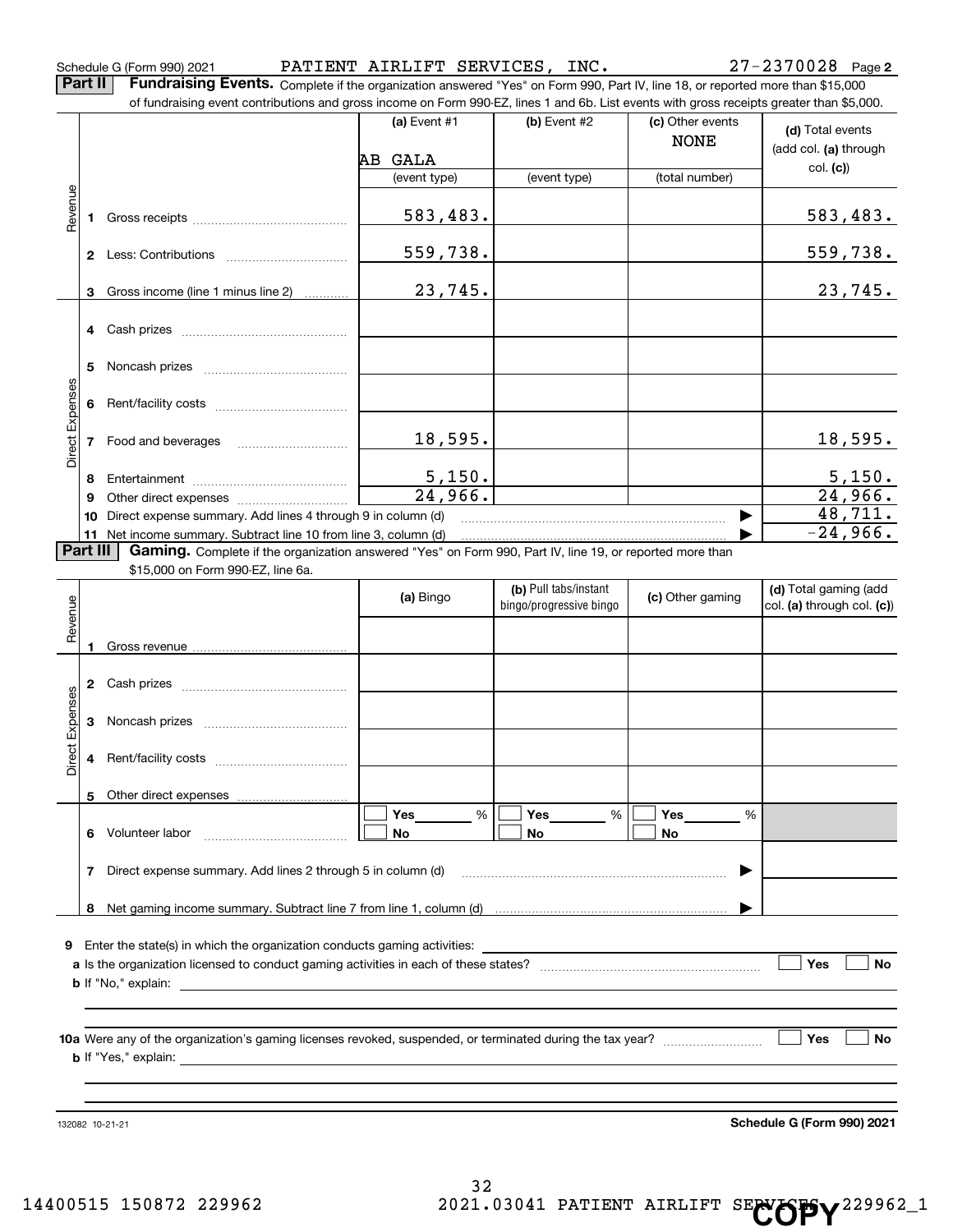Schedule G (Form 990) 2021 PATIENT AIRLIFT SERVICES, INC. 27-2370028 Page 2

## Part II Fundraising Events.

Complete if the organization answered "Yes" on Form 990, Part IV, line 18, or reported more than $15,000 of fundraising event contributions and gross income on Form 990-EZ, lines 1 and 6b. List events with gross receipts greater than $5,000.

| | | (a) Event #1 | (b) Event #2 | (c) Other events | (d) Total events (add col. (a) through col. (c)) |
|---|---|---|---|---|---|
| | | AB GALA | | NONE | |
| | | (event type) | (event type) | (total number) | |
| Revenue | 1 Gross receipts | 583,483. | | | 583,483. |
| | 2 Less: Contributions | 559,738. | | | 559,738. |
| | 3 Gross income (line 1 minus line 2) | 23,745. | | | 23,745. |
| Direct Expenses | 4 Cash prizes | | | | |
| | 5 Noncash prizes | | | | |
| | 6 Rent/facility costs | | | | |
| | 7 Food and beverages | 18,595. | | | 18,595. |
| | 8 Entertainment | 5,150. | | | 5,150. |
| | 9 Other direct expenses | 24,966. | | | 24,966. |
| | 10 Direct expense summary. Add lines 4 through 9 in column (d) | | | ▶ | 48,711. |
| | 11 Net income summary. Subtract line 10 from line 3, column (d) | | | ▶ | -24,966. |

## Part III Gaming.

Complete if the organization answered "Yes" on Form 990, Part IV, line 19, or reported more than $15,000 on Form 990-EZ, line 6a.

| | | (a) Bingo | (b) Pull tabs/instant bingo/progressive bingo | (c) Other gaming | (d) Total gaming (add col. (a) through col. (c)) |
|---|---|---|---|---|---|
| Revenue | 1 Gross revenue | | | | |
| Direct Expenses | 2 Cash prizes | | | | |
| | 3 Noncash prizes | | | | |
| | 4 Rent/facility costs | | | | |
| | 5 Other direct expenses | | | | |
| | 6 Volunteer labor | ☐ Yes ____ % ☐ No | ☐ Yes ____ % ☐ No | ☐ Yes ____ % ☐ No | |
| | 7 Direct expense summary. Add lines 2 through 5 in column (d) | | | ▶ | |
| | 8 Net gaming income summary. Subtract line 7 from line 1, column (d) | | | ▶ | |

9 Enter the state(s) in which the organization conducts gaming activities: ______

a Is the organization licensed to conduct gaming activities in each of these states? ☐ Yes ☐ No

b If "No," explain: ______

10a Were any of the organization's gaming licenses revoked, suspended, or terminated during the tax year? ☐ Yes ☐ No

b If "Yes," explain: ______

132082 10-21-21 **Schedule G (Form 990) 2021**

14400515 150872 229962 2021.03041 PATIENT AIRLIFT SERVICES 229962_1

COPY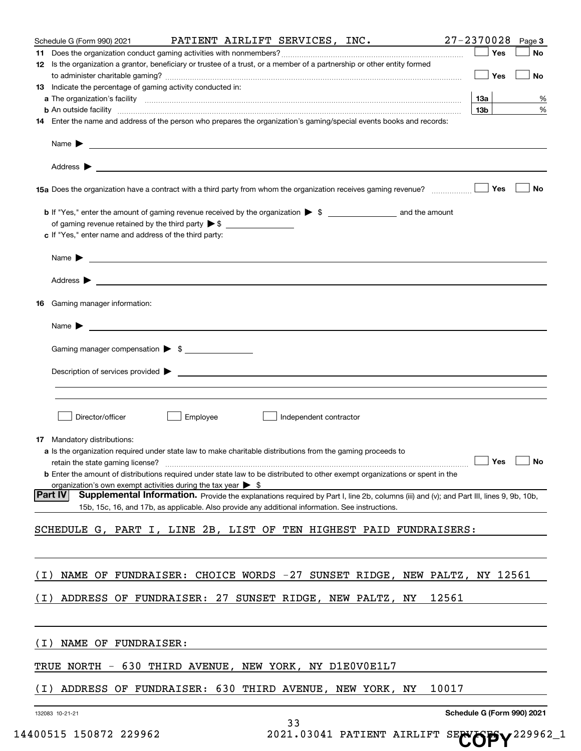Schedule G (Form 990) 2021 PATIENT AIRLIFT SERVICES, INC. 27-2370028 Page 3

**11** Does the organization conduct gaming activities with nonmembers? ☐ Yes ☐ No

**12** Is the organization a grantor, beneficiary or trustee of a trust, or a member of a partnership or other entity formed to administer charitable gaming? ☐ Yes ☐ No

**13** Indicate the percentage of gaming activity conducted in:

**a** The organization's facility **13a** %

**b** An outside facility **13b** %

**14** Enter the name and address of the person who prepares the organization's gaming/special events books and records:

Name ▶

Address ▶

**15a** Does the organization have a contract with a third party from whom the organization receives gaming revenue? ☐ Yes ☐ No

**b** If "Yes," enter the amount of gaming revenue received by the organization ▶ $ and the amount of gaming revenue retained by the third party ▶ $

**c** If "Yes," enter name and address of the third party:

Name ▶

Address ▶

**16** Gaming manager information:

Name ▶

Gaming manager compensation ▶ $

Description of services provided ▶

☐ Director/officer ☐ Employee ☐ Independent contractor

**17** Mandatory distributions:

**a** Is the organization required under state law to make charitable distributions from the gaming proceeds to retain the state gaming license? ☐ Yes ☐ No

**b** Enter the amount of distributions required under state law to be distributed to other exempt organizations or spent in the organization's own exempt activities during the tax year ▶ $

**Part IV** **Supplemental Information.** Provide the explanations required by Part I, line 2b, columns (iii) and (v); and Part III, lines 9, 9b, 10b, 15b, 15c, 16, and 17b, as applicable. Also provide any additional information. See instructions.

SCHEDULE G, PART I, LINE 2B, LIST OF TEN HIGHEST PAID FUNDRAISERS:

(I) NAME OF FUNDRAISER: CHOICE WORDS -27 SUNSET RIDGE, NEW PALTZ, NY 12561

(I) ADDRESS OF FUNDRAISER: 27 SUNSET RIDGE, NEW PALTZ, NY 12561

(I) NAME OF FUNDRAISER:

TRUE NORTH - 630 THIRD AVENUE, NEW YORK, NY D1E0V0E1L7

(I) ADDRESS OF FUNDRAISER: 630 THIRD AVENUE, NEW YORK, NY 10017

132083 10-21-21 Schedule G (Form 990) 2021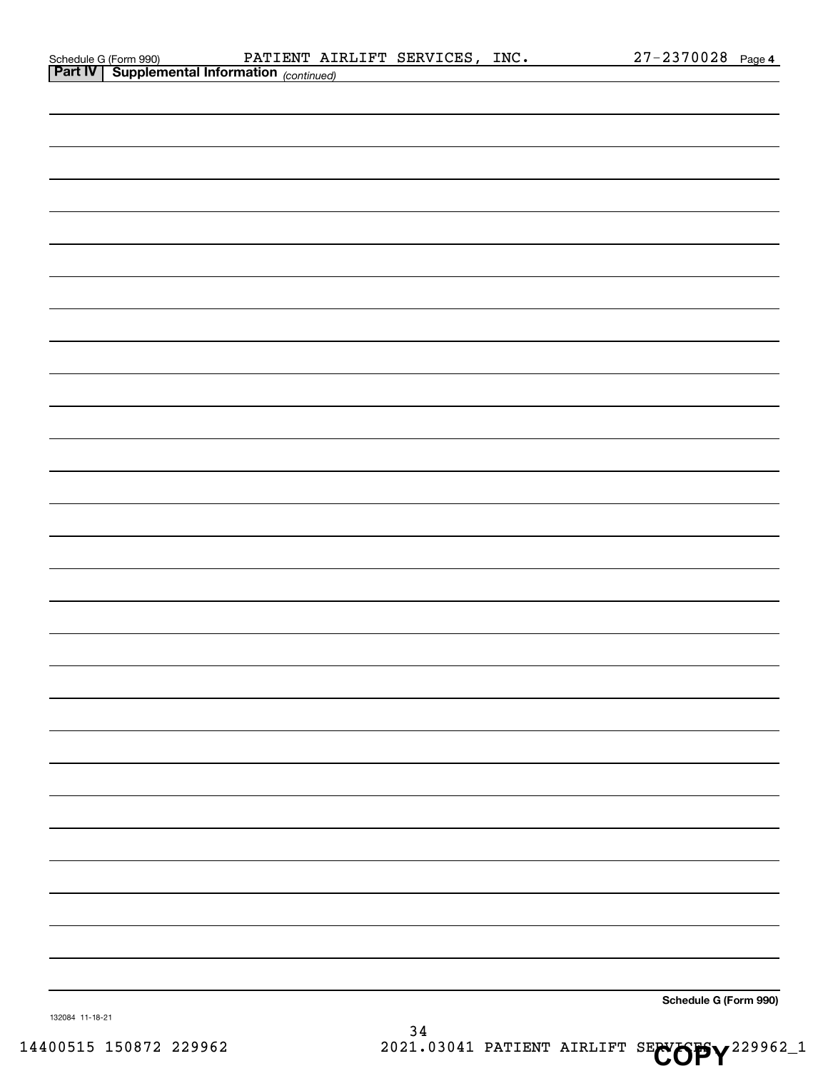Schedule G (Form 990) PATIENT AIRLIFT SERVICES, INC. 27-2370028 Page 4

**Part IV | Supplemental Information** *(continued)*

**Schedule G (Form 990)**

132084 11-18-21

14400515 150872 229962 2021.03041 PATIENT AIRLIFT SERVICES 229962_1

COPY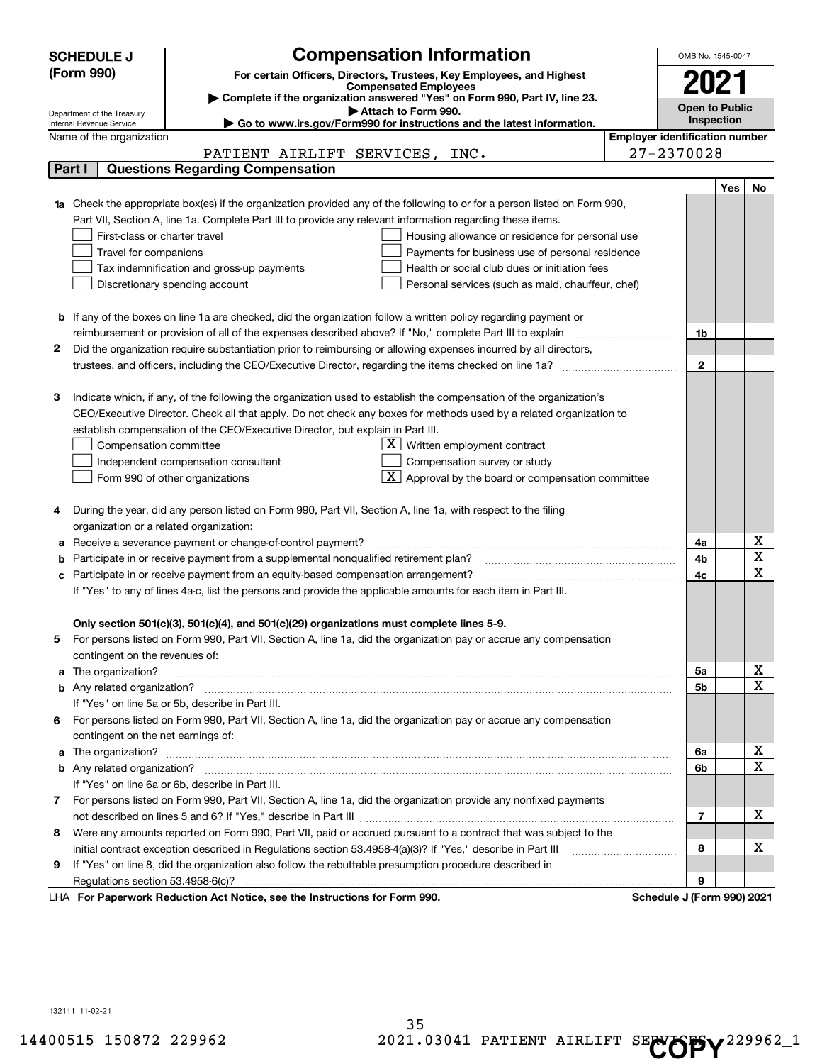**SCHEDULE J (Form 990)**

Department of the Treasury
Internal Revenue Service

# Compensation Information

**For certain Officers, Directors, Trustees, Key Employees, and Highest Compensated Employees**

▶ **Complete if the organization answered "Yes" on Form 990, Part IV, line 23.**

▶ **Attach to Form 990.**

▶ **Go to www.irs.gov/Form990 for instructions and the latest information.**

OMB No. 1545-0047

**2021**

**Open to Public Inspection**

Name of the organization: PATIENT AIRLIFT SERVICES, INC.

**Employer identification number:** 27-2370028

## Part I Questions Regarding Compensation

| | | | Yes | No |
|---|---|---|---|---|
| **1a** | Check the appropriate box(es) if the organization provided any of the following to or for a person listed on Form 990, Part VII, Section A, line 1a. Complete Part III to provide any relevant information regarding these items.<br>☐ First-class or charter travel ☐ Housing allowance or residence for personal use<br>☐ Travel for companions ☐ Payments for business use of personal residence<br>☐ Tax indemnification and gross-up payments ☐ Health or social club dues or initiation fees<br>☐ Discretionary spending account ☐ Personal services (such as maid, chauffeur, chef) | | | |
| **b** | If any of the boxes on line 1a are checked, did the organization follow a written policy regarding payment or reimbursement or provision of all of the expenses described above? If "No," complete Part III to explain | 1b | | |
| **2** | Did the organization require substantiation prior to reimbursing or allowing expenses incurred by all directors, trustees, and officers, including the CEO/Executive Director, regarding the items checked on line 1a? | 2 | | |
| **3** | Indicate which, if any, of the following the organization used to establish the compensation of the organization's CEO/Executive Director. Check all that apply. Do not check any boxes for methods used by a related organization to establish compensation of the CEO/Executive Director, but explain in Part III.<br>☐ Compensation committee ☒ Written employment contract<br>☐ Independent compensation consultant ☐ Compensation survey or study<br>☐ Form 990 of other organizations ☒ Approval by the board or compensation committee | | | |
| **4** | During the year, did any person listed on Form 990, Part VII, Section A, line 1a, with respect to the filing organization or a related organization: | | | |
| **a** | Receive a severance payment or change-of-control payment? | 4a | | X |
| **b** | Participate in or receive payment from a supplemental nonqualified retirement plan? | 4b | | X |
| **c** | Participate in or receive payment from an equity-based compensation arrangement? | 4c | | X |
| | If "Yes" to any of lines 4a-c, list the persons and provide the applicable amounts for each item in Part III. | | | |
| | **Only section 501(c)(3), 501(c)(4), and 501(c)(29) organizations must complete lines 5-9.** | | | |
| **5** | For persons listed on Form 990, Part VII, Section A, line 1a, did the organization pay or accrue any compensation contingent on the revenues of: | | | |
| **a** | The organization? | 5a | | X |
| **b** | Any related organization? | 5b | | X |
| | If "Yes" on line 5a or 5b, describe in Part III. | | | |
| **6** | For persons listed on Form 990, Part VII, Section A, line 1a, did the organization pay or accrue any compensation contingent on the net earnings of: | | | |
| **a** | The organization? | 6a | | X |
| **b** | Any related organization? | 6b | | X |
| | If "Yes" on line 6a or 6b, describe in Part III. | | | |
| **7** | For persons listed on Form 990, Part VII, Section A, line 1a, did the organization provide any nonfixed payments not described on lines 5 and 6? If "Yes," describe in Part III | 7 | | X |
| **8** | Were any amounts reported on Form 990, Part VII, paid or accrued pursuant to a contract that was subject to the initial contract exception described in Regulations section 53.4958-4(a)(3)? If "Yes," describe in Part III | 8 | | X |
| **9** | If "Yes" on line 8, did the organization also follow the rebuttable presumption procedure described in Regulations section 53.4958-6(c)? | 9 | | |

LHA **For Paperwork Reduction Act Notice, see the Instructions for Form 990.** **Schedule J (Form 990) 2021**

132111 11-02-21

14400515 150872 229962 2021.03041 PATIENT AIRLIFT SERVICES 229962_1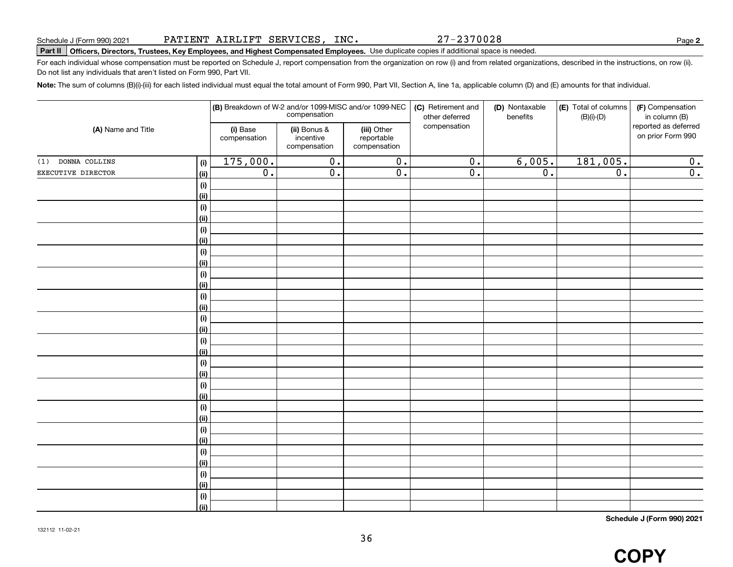Schedule J (Form 990) 2021 PATIENT AIRLIFT SERVICES, INC. 27-2370028 Page **2**

**Part II** **Officers, Directors, Trustees, Key Employees, and Highest Compensated Employees.** Use duplicate copies if additional space is needed.

For each individual whose compensation must be reported on Schedule J, report compensation from the organization on row (i) and from related organizations, described in the instructions, on row (ii). Do not list any individuals that aren't listed on Form 990, Part VII.

**Note:** The sum of columns (B)(i)-(iii) for each listed individual must equal the total amount of Form 990, Part VII, Section A, line 1a, applicable column (D) and (E) amounts for that individual.

| (A) Name and Title | | (B) Breakdown of W-2 and/or 1099-MISC and/or 1099-NEC compensation | | | (C) Retirement and other deferred compensation | (D) Nontaxable benefits | (E) Total of columns (B)(i)-(D) | (F) Compensation in column (B) reported as deferred on prior Form 990 |
|---|---|---|---|---|---|---|---|---|
| | | (i) Base compensation | (ii) Bonus & incentive compensation | (iii) Other reportable compensation | | | | |
| (1) DONNA COLLINS | (i) | 175,000. | 0. | 0. | 0. | 6,005. | 181,005. | 0. |
| EXECUTIVE DIRECTOR | (ii) | 0. | 0. | 0. | 0. | 0. | 0. | 0. |

**Schedule J (Form 990) 2021**

132112 11-02-21

COPY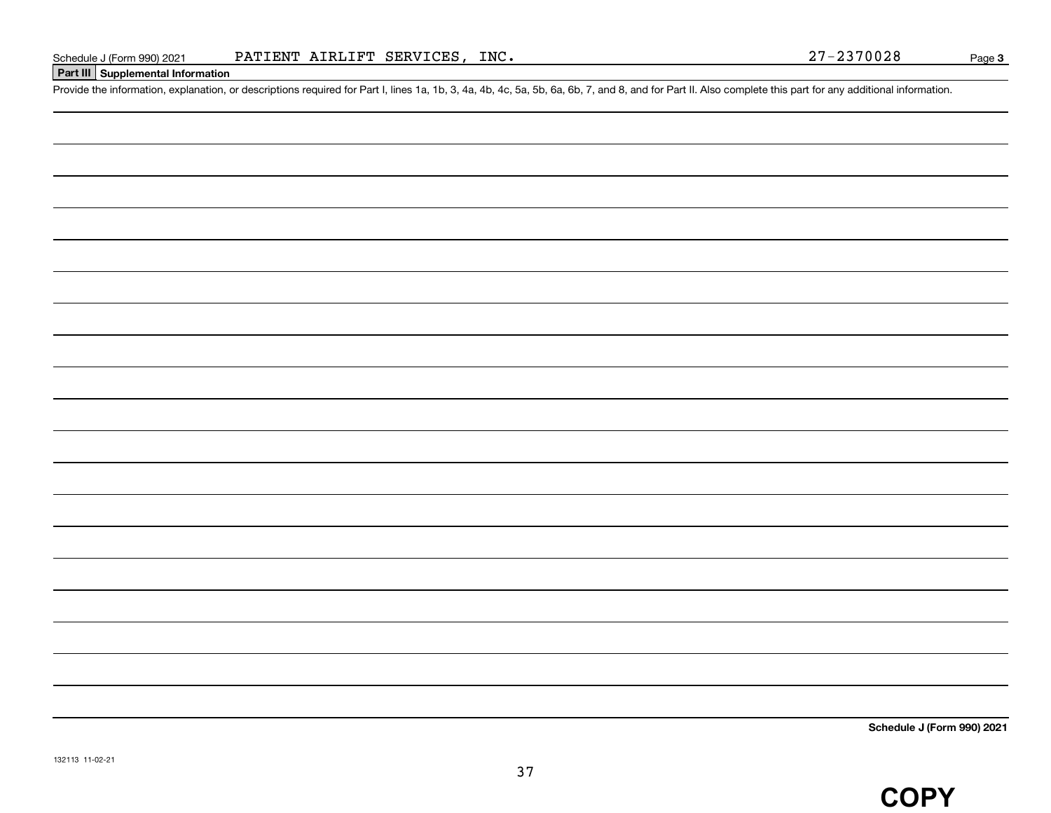Schedule J (Form 990) 2021 PATIENT AIRLIFT SERVICES, INC. 27-2370028

## Part III Supplemental Information

Provide the information, explanation, or descriptions required for Part I, lines 1a, 1b, 3, 4a, 4b, 4c, 5a, 5b, 6a, 6b, 7, and 8, and for Part II. Also complete this part for any additional information.

**Schedule J (Form 990) 2021**

132113 11-02-21

**COPY**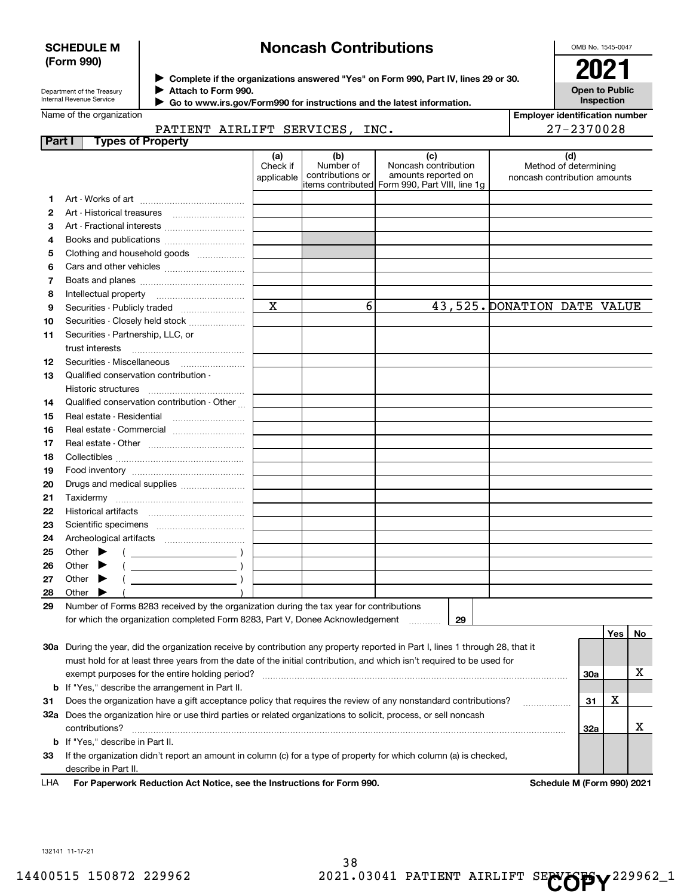**SCHEDULE M (Form 990)**

Department of the Treasury
Internal Revenue Service

# Noncash Contributions

▶ Complete if the organizations answered "Yes" on Form 990, Part IV, lines 29 or 30.
▶ Attach to Form 990.
▶ Go to www.irs.gov/Form990 for instructions and the latest information.

OMB No. 1545-0047

**2021**

**Open to Public Inspection**

Name of the organization: PATIENT AIRLIFT SERVICES, INC.

Employer identification number: 27-2370028

## Part I Types of Property

| | | (a) Check if applicable | (b) Number of contributions or items contributed | (c) Noncash contribution amounts reported on Form 990, Part VIII, line 1g | (d) Method of determining noncash contribution amounts |
|---|---|---|---|---|---|
| 1 | Art - Works of art | | | | |
| 2 | Art - Historical treasures | | | | |
| 3 | Art - Fractional interests | | | | |
| 4 | Books and publications | | | | |
| 5 | Clothing and household goods | | | | |
| 6 | Cars and other vehicles | | | | |
| 7 | Boats and planes | | | | |
| 8 | Intellectual property | | | | |
| 9 | Securities - Publicly traded | X | 6 | 43,525. | DONATION DATE VALUE |
| 10 | Securities - Closely held stock | | | | |
| 11 | Securities - Partnership, LLC, or trust interests | | | | |
| 12 | Securities - Miscellaneous | | | | |
| 13 | Qualified conservation contribution - Historic structures | | | | |
| 14 | Qualified conservation contribution - Other | | | | |
| 15 | Real estate - Residential | | | | |
| 16 | Real estate - Commercial | | | | |
| 17 | Real estate - Other | | | | |
| 18 | Collectibles | | | | |
| 19 | Food inventory | | | | |
| 20 | Drugs and medical supplies | | | | |
| 21 | Taxidermy | | | | |
| 22 | Historical artifacts | | | | |
| 23 | Scientific specimens | | | | |
| 24 | Archeological artifacts | | | | |
| 25 | Other ▶ ( ) | | | | |
| 26 | Other ▶ ( ) | | | | |
| 27 | Other ▶ ( ) | | | | |
| 28 | Other ▶ ( ) | | | | |

29 Number of Forms 8283 received by the organization during the tax year for contributions for which the organization completed Form 8283, Part V, Donee Acknowledgement ..... 29

| | | | Yes | No |
|---|---|---|---|---|
| 30a | During the year, did the organization receive by contribution any property reported in Part I, lines 1 through 28, that it must hold for at least three years from the date of the initial contribution, and which isn't required to be used for exempt purposes for the entire holding period? | 30a | | X |
| b | If "Yes," describe the arrangement in Part II. | | | |
| 31 | Does the organization have a gift acceptance policy that requires the review of any nonstandard contributions? | 31 | X | |
| 32a | Does the organization hire or use third parties or related organizations to solicit, process, or sell noncash contributions? | 32a | | X |
| b | If "Yes," describe in Part II. | | | |
| 33 | If the organization didn't report an amount in column (c) for a type of property for which column (a) is checked, describe in Part II. | | | |

LHA **For Paperwork Reduction Act Notice, see the Instructions for Form 990.** **Schedule M (Form 990) 2021**

132141 11-17-21

14400515 150872 229962 2021.03041 PATIENT AIRLIFT SERVICES 229962_1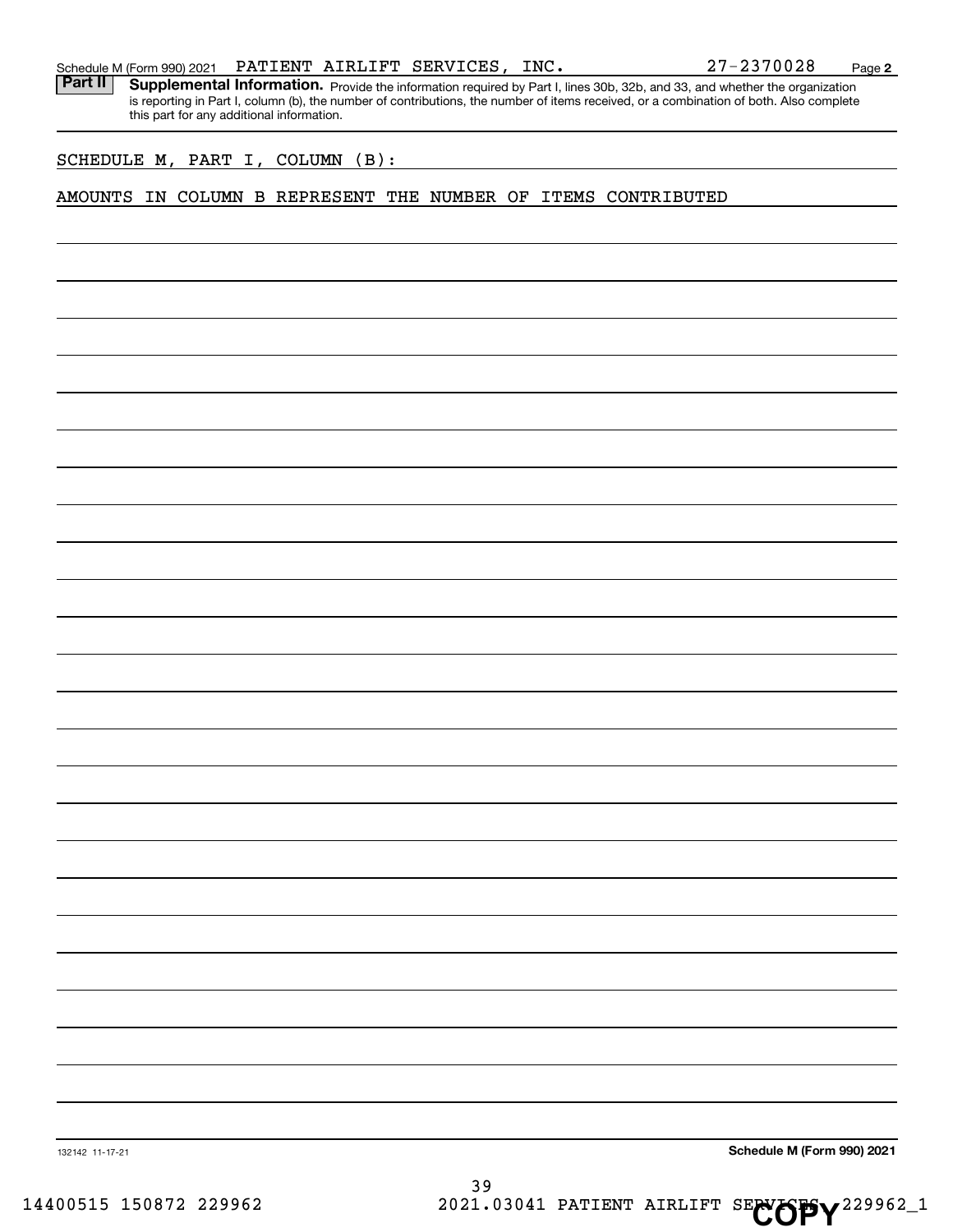Schedule M (Form 990) 2021 PATIENT AIRLIFT SERVICES, INC. 27-2370028 Page 2

**Part II** **Supplemental Information.** Provide the information required by Part I, lines 30b, 32b, and 33, and whether the organization is reporting in Part I, column (b), the number of contributions, the number of items received, or a combination of both. Also complete this part for any additional information.

SCHEDULE M, PART I, COLUMN (B):

AMOUNTS IN COLUMN B REPRESENT THE NUMBER OF ITEMS CONTRIBUTED

132142 11-17-21

**Schedule M (Form 990) 2021**

14400515 150872 229962 2021.03041 PATIENT AIRLIFT SERVICES 229962_1

COPY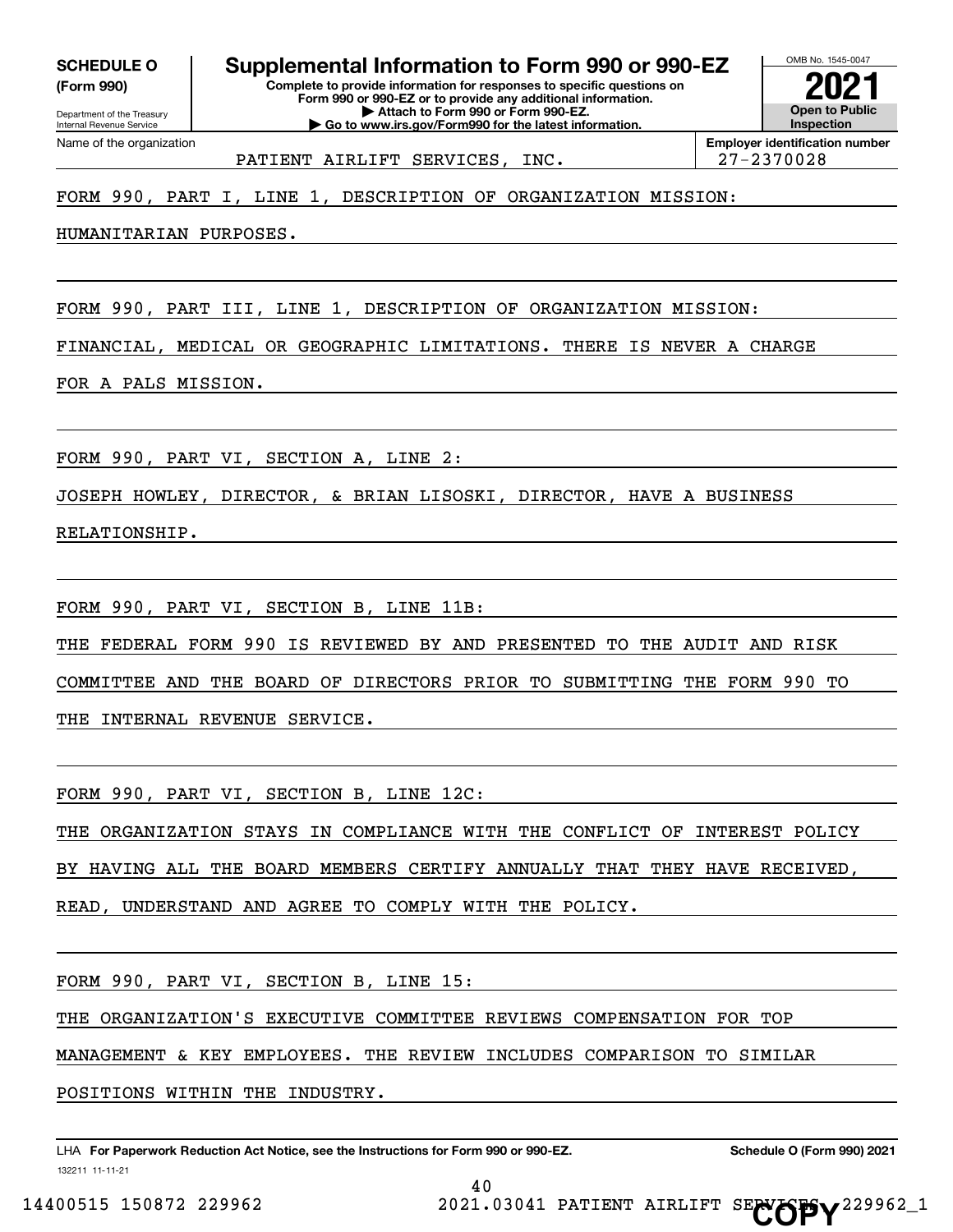**SCHEDULE O (Form 990)**

Department of the Treasury
Internal Revenue Service

# Supplemental Information to Form 990 or 990-EZ

**Complete to provide information for responses to specific questions on Form 990 or 990-EZ or to provide any additional information.**
**▶ Attach to Form 990 or Form 990-EZ.**
**▶ Go to www.irs.gov/Form990 for the latest information.**

OMB No. 1545-0047

**2021**

**Open to Public Inspection**

Name of the organization: PATIENT AIRLIFT SERVICES, INC.

**Employer identification number** 27-2370028

FORM 990, PART I, LINE 1, DESCRIPTION OF ORGANIZATION MISSION:

HUMANITARIAN PURPOSES.

FORM 990, PART III, LINE 1, DESCRIPTION OF ORGANIZATION MISSION:

FINANCIAL, MEDICAL OR GEOGRAPHIC LIMITATIONS. THERE IS NEVER A CHARGE FOR A PALS MISSION.

FORM 990, PART VI, SECTION A, LINE 2:

JOSEPH HOWLEY, DIRECTOR, & BRIAN LISOSKI, DIRECTOR, HAVE A BUSINESS RELATIONSHIP.

FORM 990, PART VI, SECTION B, LINE 11B:

THE FEDERAL FORM 990 IS REVIEWED BY AND PRESENTED TO THE AUDIT AND RISK COMMITTEE AND THE BOARD OF DIRECTORS PRIOR TO SUBMITTING THE FORM 990 TO THE INTERNAL REVENUE SERVICE.

FORM 990, PART VI, SECTION B, LINE 12C:

THE ORGANIZATION STAYS IN COMPLIANCE WITH THE CONFLICT OF INTEREST POLICY BY HAVING ALL THE BOARD MEMBERS CERTIFY ANNUALLY THAT THEY HAVE RECEIVED, READ, UNDERSTAND AND AGREE TO COMPLY WITH THE POLICY.

FORM 990, PART VI, SECTION B, LINE 15:

THE ORGANIZATION'S EXECUTIVE COMMITTEE REVIEWS COMPENSATION FOR TOP MANAGEMENT & KEY EMPLOYEES. THE REVIEW INCLUDES COMPARISON TO SIMILAR POSITIONS WITHIN THE INDUSTRY.

LHA **For Paperwork Reduction Act Notice, see the Instructions for Form 990 or 990-EZ.** **Schedule O (Form 990) 2021**

132211 11-11-21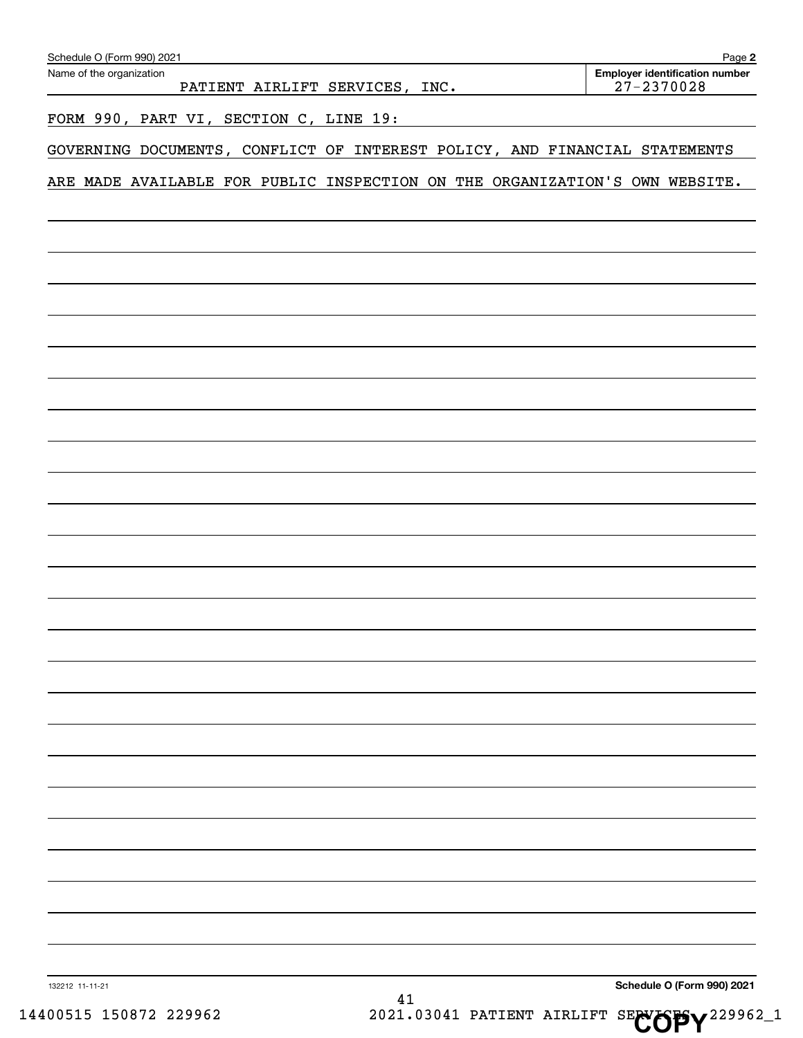Schedule O (Form 990) 2021

Name of the organization: PATIENT AIRLIFT SERVICES, INC.

Employer identification number: 27-2370028

FORM 990, PART VI, SECTION C, LINE 19:

GOVERNING DOCUMENTS, CONFLICT OF INTEREST POLICY, AND FINANCIAL STATEMENTS ARE MADE AVAILABLE FOR PUBLIC INSPECTION ON THE ORGANIZATION'S OWN WEBSITE.